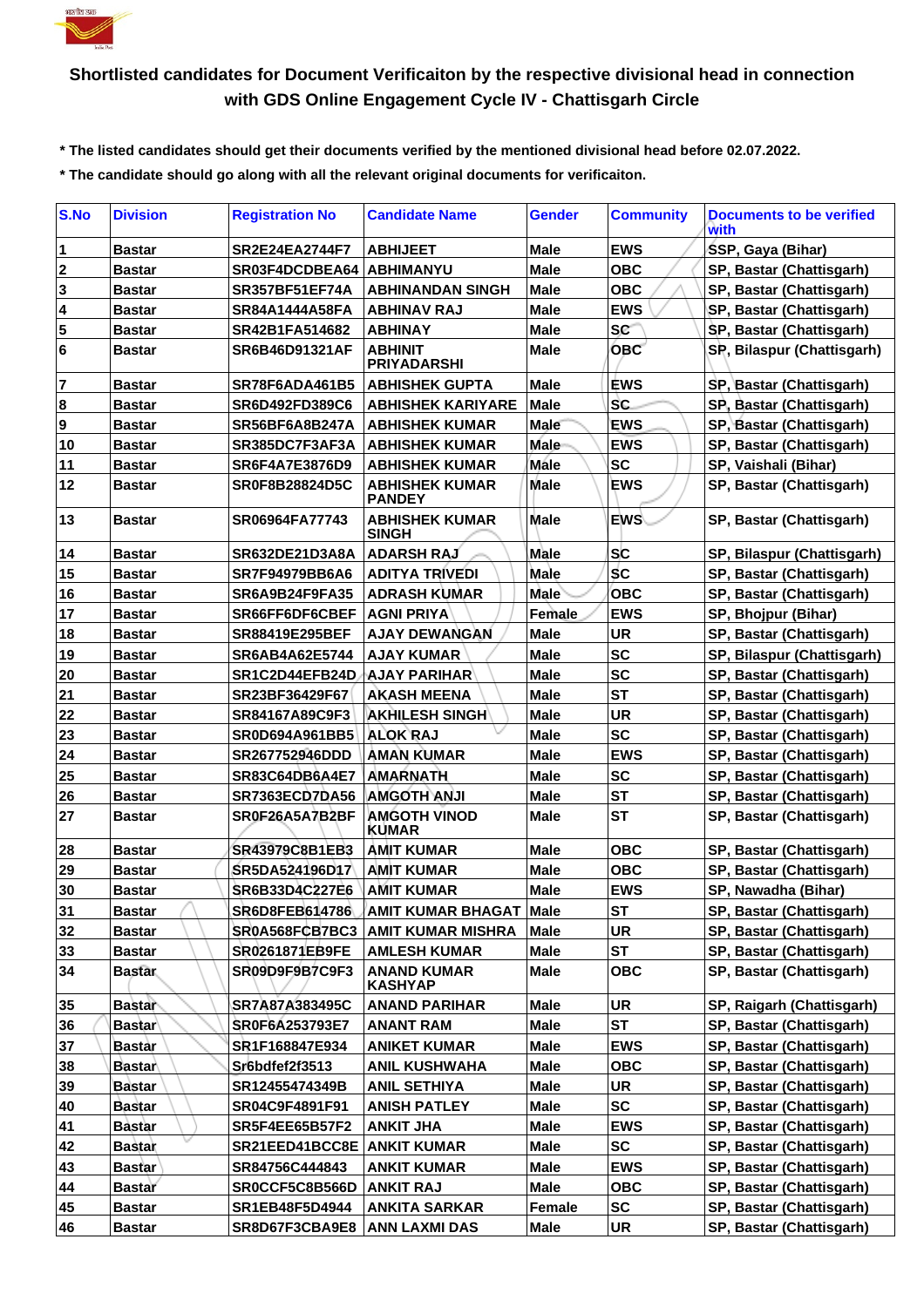# Shortlisted candidates for Document Verificaiton by the respective divisional head in connection with GDS Online Engagement Cycle IV - Chattisgarh Circle

**\* The listed candidates should get their documents verified by the mentioned divisional head before 02.07.2022.**

**\* The candidate should go along with all the relevant original documents for verificaiton.**

| S.No | Division | Registration No | Candidate Name | Gender | Community | Documents to be verified with |
|---|---|---|---|---|---|---|
| 1 | Bastar | SR2E24EA2744F7 | ABHIJEET | Male | EWS | SSP, Gaya (Bihar) |
| 2 | Bastar | SR03F4DCDBEA64 | ABHIMANYU | Male | OBC | SP, Bastar (Chattisgarh) |
| 3 | Bastar | SR357BF51EF74A | ABHINANDAN SINGH | Male | OBC | SP, Bastar (Chattisgarh) |
| 4 | Bastar | SR84A1444A58FA | ABHINAV RAJ | Male | EWS | SP, Bastar (Chattisgarh) |
| 5 | Bastar | SR42B1FA514682 | ABHINAY | Male | SC | SP, Bastar (Chattisgarh) |
| 6 | Bastar | SR6B46D91321AF | ABHINIT PRIYADARSHI | Male | OBC | SP, Bilaspur (Chattisgarh) |
| 7 | Bastar | SR78F6ADA461B5 | ABHISHEK GUPTA | Male | EWS | SP, Bastar (Chattisgarh) |
| 8 | Bastar | SR6D492FD389C6 | ABHISHEK KARIYARE | Male | SC | SP, Bastar (Chattisgarh) |
| 9 | Bastar | SR56BF6A8B247A | ABHISHEK KUMAR | Male | EWS | SP, Bastar (Chattisgarh) |
| 10 | Bastar | SR385DC7F3AF3A | ABHISHEK KUMAR | Male | EWS | SP, Bastar (Chattisgarh) |
| 11 | Bastar | SR6F4A7E3876D9 | ABHISHEK KUMAR | Male | SC | SP, Vaishali (Bihar) |
| 12 | Bastar | SR0F8B28824D5C | ABHISHEK KUMAR PANDEY | Male | EWS | SP, Bastar (Chattisgarh) |
| 13 | Bastar | SR06964FA77743 | ABHISHEK KUMAR SINGH | Male | EWS | SP, Bastar (Chattisgarh) |
| 14 | Bastar | SR632DE21D3A8A | ADARSH RAJ | Male | SC | SP, Bilaspur (Chattisgarh) |
| 15 | Bastar | SR7F94979BB6A6 | ADITYA TRIVEDI | Male | SC | SP, Bastar (Chattisgarh) |
| 16 | Bastar | SR6A9B24F9FA35 | ADRASH KUMAR | Male | OBC | SP, Bastar (Chattisgarh) |
| 17 | Bastar | SR66FF6DF6CBEF | AGNI PRIYA | Female | EWS | SP, Bhojpur (Bihar) |
| 18 | Bastar | SR88419E295BEF | AJAY DEWANGAN | Male | UR | SP, Bastar (Chattisgarh) |
| 19 | Bastar | SR6AB4A62E5744 | AJAY KUMAR | Male | SC | SP, Bilaspur (Chattisgarh) |
| 20 | Bastar | SR1C2D44EFB24D | AJAY PARIHAR | Male | SC | SP, Bastar (Chattisgarh) |
| 21 | Bastar | SR23BF36429F67 | AKASH MEENA | Male | ST | SP, Bastar (Chattisgarh) |
| 22 | Bastar | SR84167A89C9F3 | AKHILESH SINGH | Male | UR | SP, Bastar (Chattisgarh) |
| 23 | Bastar | SR0D694A961BB5 | ALOK RAJ | Male | SC | SP, Bastar (Chattisgarh) |
| 24 | Bastar | SR267752946DDD | AMAN KUMAR | Male | EWS | SP, Bastar (Chattisgarh) |
| 25 | Bastar | SR83C64DB6A4E7 | AMARNATH | Male | SC | SP, Bastar (Chattisgarh) |
| 26 | Bastar | SR7363ECD7DA56 | AMGOTH ANJI | Male | ST | SP, Bastar (Chattisgarh) |
| 27 | Bastar | SR0F26A5A7B2BF | AMGOTH VINOD KUMAR | Male | ST | SP, Bastar (Chattisgarh) |
| 28 | Bastar | SR43979C8B1EB3 | AMIT KUMAR | Male | OBC | SP, Bastar (Chattisgarh) |
| 29 | Bastar | SR5DA524196D17 | AMIT KUMAR | Male | OBC | SP, Bastar (Chattisgarh) |
| 30 | Bastar | SR6B33D4C227E6 | AMIT KUMAR | Male | EWS | SP, Nawadha (Bihar) |
| 31 | Bastar | SR6D8FEB614786 | AMIT KUMAR BHAGAT | Male | ST | SP, Bastar (Chattisgarh) |
| 32 | Bastar | SR0A568FCB7BC3 | AMIT KUMAR MISHRA | Male | UR | SP, Bastar (Chattisgarh) |
| 33 | Bastar | SR0261871EB9FE | AMLESH KUMAR | Male | ST | SP, Bastar (Chattisgarh) |
| 34 | Bastar | SR09D9F9B7C9F3 | ANAND KUMAR KASHYAP | Male | OBC | SP, Bastar (Chattisgarh) |
| 35 | Bastar | SR7A87A383495C | ANAND PARIHAR | Male | UR | SP, Raigarh (Chattisgarh) |
| 36 | Bastar | SR0F6A253793E7 | ANANT RAM | Male | ST | SP, Bastar (Chattisgarh) |
| 37 | Bastar | SR1F168847E934 | ANIKET KUMAR | Male | EWS | SP, Bastar (Chattisgarh) |
| 38 | Bastar | Sr6bdfef2f3513 | ANIL KUSHWAHA | Male | OBC | SP, Bastar (Chattisgarh) |
| 39 | Bastar | SR12455474349B | ANIL SETHIYA | Male | UR | SP, Bastar (Chattisgarh) |
| 40 | Bastar | SR04C9F4891F91 | ANISH PATLEY | Male | SC | SP, Bastar (Chattisgarh) |
| 41 | Bastar | SR5F4EE65B57F2 | ANKIT JHA | Male | EWS | SP, Bastar (Chattisgarh) |
| 42 | Bastar | SR21EED41BCC8E | ANKIT KUMAR | Male | SC | SP, Bastar (Chattisgarh) |
| 43 | Bastar | SR84756C444843 | ANKIT KUMAR | Male | EWS | SP, Bastar (Chattisgarh) |
| 44 | Bastar | SR0CCF5C8B566D | ANKIT RAJ | Male | OBC | SP, Bastar (Chattisgarh) |
| 45 | Bastar | SR1EB48F5D4944 | ANKITA SARKAR | Female | SC | SP, Bastar (Chattisgarh) |
| 46 | Bastar | SR8D67F3CBA9E8 | ANN LAXMI DAS | Male | UR | SP, Bastar (Chattisgarh) |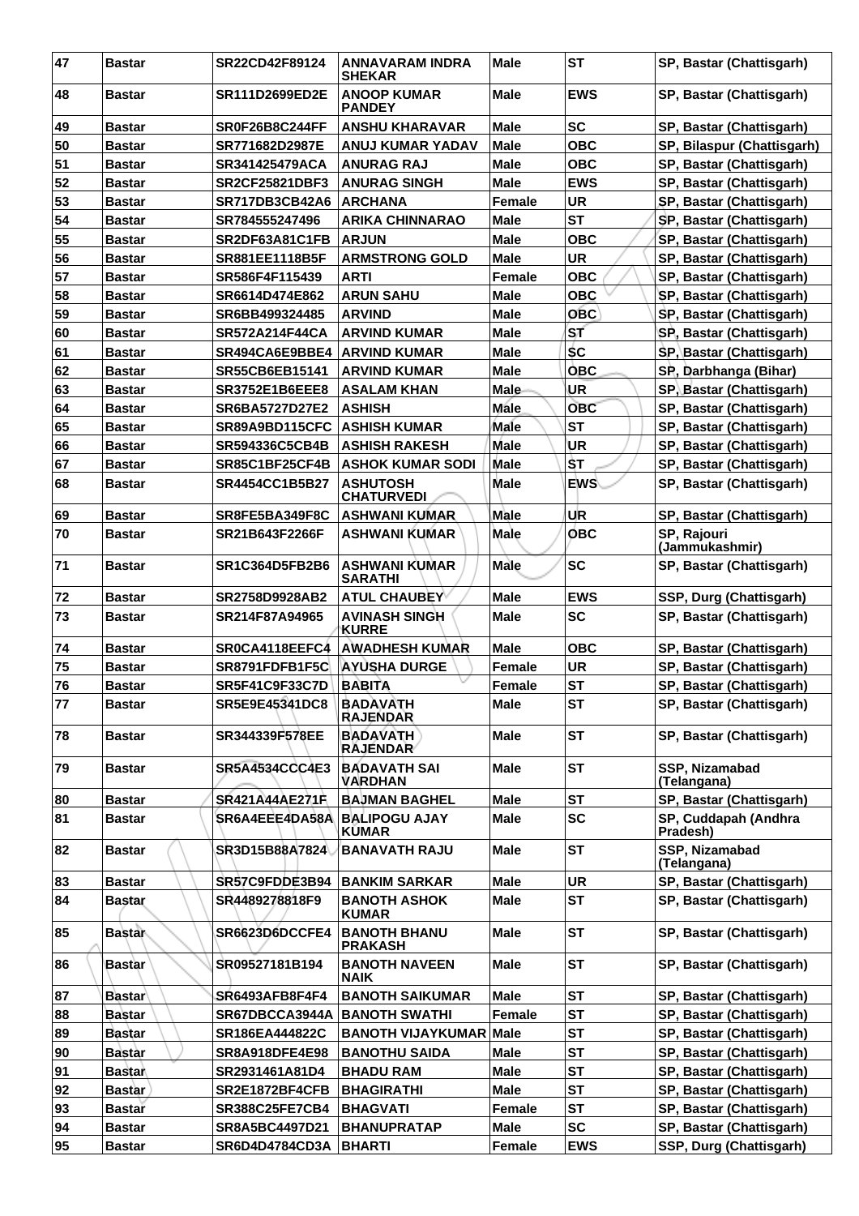| 47 | Bastar | SR22CD42F89124 | ANNAVARAM INDRA SHEKAR | Male | ST | SP, Bastar (Chattisgarh) |
|---|---|---|---|---|---|---|
| 48 | Bastar | SR111D2699ED2E | ANOOP KUMAR PANDEY | Male | EWS | SP, Bastar (Chattisgarh) |
| 49 | Bastar | SR0F26B8C244FF | ANSHU KHARAVAR | Male | SC | SP, Bastar (Chattisgarh) |
| 50 | Bastar | SR771682D2987E | ANUJ KUMAR YADAV | Male | OBC | SP, Bilaspur (Chattisgarh) |
| 51 | Bastar | SR341425479ACA | ANURAG RAJ | Male | OBC | SP, Bastar (Chattisgarh) |
| 52 | Bastar | SR2CF25821DBF3 | ANURAG SINGH | Male | EWS | SP, Bastar (Chattisgarh) |
| 53 | Bastar | SR717DB3CB42A6 | ARCHANA | Female | UR | SP, Bastar (Chattisgarh) |
| 54 | Bastar | SR784555247496 | ARIKA CHINNARAO | Male | ST | SP, Bastar (Chattisgarh) |
| 55 | Bastar | SR2DF63A81C1FB | ARJUN | Male | OBC | SP, Bastar (Chattisgarh) |
| 56 | Bastar | SR881EE1118B5F | ARMSTRONG GOLD | Male | UR | SP, Bastar (Chattisgarh) |
| 57 | Bastar | SR586F4F115439 | ARTI | Female | OBC | SP, Bastar (Chattisgarh) |
| 58 | Bastar | SR6614D474E862 | ARUN SAHU | Male | OBC | SP, Bastar (Chattisgarh) |
| 59 | Bastar | SR6BB499324485 | ARVIND | Male | OBC | SP, Bastar (Chattisgarh) |
| 60 | Bastar | SR572A214F44CA | ARVIND KUMAR | Male | ST | SP, Bastar (Chattisgarh) |
| 61 | Bastar | SR494CA6E9BBE4 | ARVIND KUMAR | Male | SC | SP, Bastar (Chattisgarh) |
| 62 | Bastar | SR55CB6EB15141 | ARVIND KUMAR | Male | OBC | SP, Darbhanga (Bihar) |
| 63 | Bastar | SR3752E1B6EEE8 | ASALAM KHAN | Male | UR | SP, Bastar (Chattisgarh) |
| 64 | Bastar | SR6BA5727D27E2 | ASHISH | Male | OBC | SP, Bastar (Chattisgarh) |
| 65 | Bastar | SR89A9BD115CFC | ASHISH KUMAR | Male | ST | SP, Bastar (Chattisgarh) |
| 66 | Bastar | SR594336C5CB4B | ASHISH RAKESH | Male | UR | SP, Bastar (Chattisgarh) |
| 67 | Bastar | SR85C1BF25CF4B | ASHOK KUMAR SODI | Male | ST | SP, Bastar (Chattisgarh) |
| 68 | Bastar | SR4454CC1B5B27 | ASHUTOSH CHATURVEDI | Male | EWS | SP, Bastar (Chattisgarh) |
| 69 | Bastar | SR8FE5BA349F8C | ASHWANI KUMAR | Male | UR | SP, Bastar (Chattisgarh) |
| 70 | Bastar | SR21B643F2266F | ASHWANI KUMAR | Male | OBC | SP, Rajouri (Jammukashmir) |
| 71 | Bastar | SR1C364D5FB2B6 | ASHWANI KUMAR SARATHI | Male | SC | SP, Bastar (Chattisgarh) |
| 72 | Bastar | SR2758D9928AB2 | ATUL CHAUBEY | Male | EWS | SSP, Durg (Chattisgarh) |
| 73 | Bastar | SR214F87A94965 | AVINASH SINGH KURRE | Male | SC | SP, Bastar (Chattisgarh) |
| 74 | Bastar | SR0CA4118EEFC4 | AWADHESH KUMAR | Male | OBC | SP, Bastar (Chattisgarh) |
| 75 | Bastar | SR8791FDFB1F5C | AYUSHA DURGE | Female | UR | SP, Bastar (Chattisgarh) |
| 76 | Bastar | SR5F41C9F33C7D | BABITA | Female | ST | SP, Bastar (Chattisgarh) |
| 77 | Bastar | SR5E9E45341DC8 | BADAVATH RAJENDAR | Male | ST | SP, Bastar (Chattisgarh) |
| 78 | Bastar | SR344339F578EE | BADAVATH RAJENDAR | Male | ST | SP, Bastar (Chattisgarh) |
| 79 | Bastar | SR5A4534CCC4E3 | BADAVATH SAI VARDHAN | Male | ST | SSP, Nizamabad (Telangana) |
| 80 | Bastar | SR421A44AE271F | BAJMAN BAGHEL | Male | ST | SP, Bastar (Chattisgarh) |
| 81 | Bastar | SR6A4EEE4DA58A | BALIPOGU AJAY KUMAR | Male | SC | SP, Cuddapah (Andhra Pradesh) |
| 82 | Bastar | SR3D15B88A7824 | BANAVATH RAJU | Male | ST | SSP, Nizamabad (Telangana) |
| 83 | Bastar | SR57C9FDDE3B94 | BANKIM SARKAR | Male | UR | SP, Bastar (Chattisgarh) |
| 84 | Bastar | SR4489278818F9 | BANOTH ASHOK KUMAR | Male | ST | SP, Bastar (Chattisgarh) |
| 85 | Bastar | SR6623D6DCCFE4 | BANOTH BHANU PRAKASH | Male | ST | SP, Bastar (Chattisgarh) |
| 86 | Bastar | SR09527181B194 | BANOTH NAVEEN NAIK | Male | ST | SP, Bastar (Chattisgarh) |
| 87 | Bastar | SR6493AFB8F4F4 | BANOTH SAIKUMAR | Male | ST | SP, Bastar (Chattisgarh) |
| 88 | Bastar | SR67DBCCA3944A | BANOTH SWATHI | Female | ST | SP, Bastar (Chattisgarh) |
| 89 | Bastar | SR186EA444822C | BANOTH VIJAYKUMAR | Male | ST | SP, Bastar (Chattisgarh) |
| 90 | Bastar | SR8A918DFE4E98 | BANOTHU SAIDA | Male | ST | SP, Bastar (Chattisgarh) |
| 91 | Bastar | SR2931461A81D4 | BHADU RAM | Male | ST | SP, Bastar (Chattisgarh) |
| 92 | Bastar | SR2E1872BF4CFB | BHAGIRATHI | Male | ST | SP, Bastar (Chattisgarh) |
| 93 | Bastar | SR388C25FE7CB4 | BHAGVATI | Female | ST | SP, Bastar (Chattisgarh) |
| 94 | Bastar | SR8A5BC4497D21 | BHANUPRATAP | Male | SC | SP, Bastar (Chattisgarh) |
| 95 | Bastar | SR6D4D4784CD3A | BHARTI | Female | EWS | SSP, Durg (Chattisgarh) |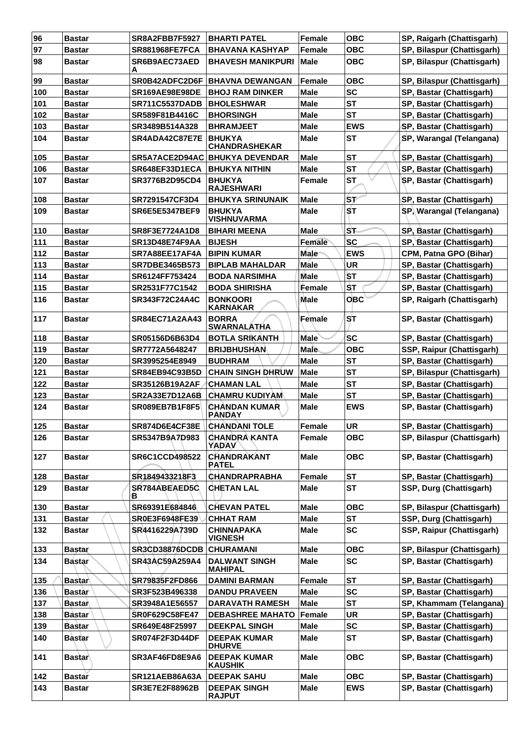| 96 | Bastar | SR8A2FBB7F5927 | BHARTI PATEL | Female | OBC | SP, Raigarh (Chattisgarh) |
|---|---|---|---|---|---|---|
| 97 | Bastar | SR881968FE7FCA | BHAVANA KASHYAP | Female | OBC | SP, Bilaspur (Chattisgarh) |
| 98 | Bastar | SR6B9AEC73AEDA | BHAVESH MANIKPURI | Male | OBC | SP, Bilaspur (Chattisgarh) |
| 99 | Bastar | SR0B42ADFC2D6F | BHAVNA DEWANGAN | Female | OBC | SP, Bilaspur (Chattisgarh) |
| 100 | Bastar | SR169AE98E98DE | BHOJ RAM DINKER | Male | SC | SP, Bastar (Chattisgarh) |
| 101 | Bastar | SR711C5537DADB | BHOLESHWAR | Male | ST | SP, Bastar (Chattisgarh) |
| 102 | Bastar | SR589F81B4416C | BHORSINGH | Male | ST | SP, Bastar (Chattisgarh) |
| 103 | Bastar | SR3489B514A328 | BHRAMJEET | Male | EWS | SP, Bastar (Chattisgarh) |
| 104 | Bastar | SR4ADA42C87E7E | BHUKYA CHANDRASHEKAR | Male | ST | SP, Warangal (Telangana) |
| 105 | Bastar | SR5A7ACE2D94AC | BHUKYA DEVENDAR | Male | ST | SP, Bastar (Chattisgarh) |
| 106 | Bastar | SR648EF33D1ECA | BHUKYA NITHIN | Male | ST | SP, Bastar (Chattisgarh) |
| 107 | Bastar | SR3776B2D95CD4 | BHUKYA RAJESHWARI | Female | ST | SP, Bastar (Chattisgarh) |
| 108 | Bastar | SR7291547CF3D4 | BHUKYA SRINUNAIK | Male | ST | SP, Bastar (Chattisgarh) |
| 109 | Bastar | SR6E5E5347BEF9 | BHUKYA VISHNUVARMA | Male | ST | SP, Warangal (Telangana) |
| 110 | Bastar | SR8F3E7724A1D8 | BIHARI MEENA | Male | ST | SP, Bastar (Chattisgarh) |
| 111 | Bastar | SR13D48E74F9AA | BIJESH | Female | SC | SP, Bastar (Chattisgarh) |
| 112 | Bastar | SR7A88EE17AF4A | BIPIN KUMAR | Male | EWS | CPM, Patna GPO (Bihar) |
| 113 | Bastar | SR7DBE3465B573 | BIPLAB MAHALDAR | Male | UR | SP, Bastar (Chattisgarh) |
| 114 | Bastar | SR6124FF753424 | BODA NARSIMHA | Male | ST | SP, Bastar (Chattisgarh) |
| 115 | Bastar | SR2531F77C1542 | BODA SHIRISHA | Female | ST | SP, Bastar (Chattisgarh) |
| 116 | Bastar | SR343F72C24A4C | BONKOORI KARNAKAR | Male | OBC | SP, Raigarh (Chattisgarh) |
| 117 | Bastar | SR84EC71A2AA43 | BORRA SWARNALATHA | Female | ST | SP, Bastar (Chattisgarh) |
| 118 | Bastar | SR05156D6B63D4 | BOTLA SRIKANTH | Male | SC | SP, Bastar (Chattisgarh) |
| 119 | Bastar | SR7772A5648247 | BRIJBHUSHAN | Male | OBC | SSP, Raipur (Chattisgarh) |
| 120 | Bastar | SR3995254E8949 | BUDHRAM | Male | ST | SP, Bastar (Chattisgarh) |
| 121 | Bastar | SR84EB94C93B5D | CHAIN SINGH DHRUW | Male | ST | SP, Bilaspur (Chattisgarh) |
| 122 | Bastar | SR35126B19A2AF | CHAMAN LAL | Male | ST | SP, Bastar (Chattisgarh) |
| 123 | Bastar | SR2A33E7D12A6B | CHAMRU KUDIYAM | Male | ST | SP, Bastar (Chattisgarh) |
| 124 | Bastar | SR089EB7B1F8F5 | CHANDAN KUMAR PANDAY | Male | EWS | SP, Bastar (Chattisgarh) |
| 125 | Bastar | SR874D6E4CF38E | CHANDANI TOLE | Female | UR | SP, Bastar (Chattisgarh) |
| 126 | Bastar | SR5347B9A7D983 | CHANDRA KANTA YADAV | Female | OBC | SP, Bilaspur (Chattisgarh) |
| 127 | Bastar | SR6C1CCD498522 | CHANDRAKANT PATEL | Male | OBC | SP, Bastar (Chattisgarh) |
| 128 | Bastar | SR1849433218F3 | CHANDRAPRABHA | Female | ST | SP, Bastar (Chattisgarh) |
| 129 | Bastar | SR784ABEAED5CB | CHETAN LAL | Male | ST | SSP, Durg (Chattisgarh) |
| 130 | Bastar | SR69391E684846 | CHEVAN PATEL | Male | OBC | SP, Bilaspur (Chattisgarh) |
| 131 | Bastar | SR0E3F6948FE39 | CHHAT RAM | Male | ST | SSP, Durg (Chattisgarh) |
| 132 | Bastar | SR4416229A739D | CHINNAPAKA VIGNESH | Male | SC | SSP, Raipur (Chattisgarh) |
| 133 | Bastar | SR3CD38876DCDB | CHURAMANI | Male | OBC | SP, Bilaspur (Chattisgarh) |
| 134 | Bastar | SR43AC59A259A4 | DALWANT SINGH MAHIPAL | Male | SC | SP, Bastar (Chattisgarh) |
| 135 | Bastar | SR79835F2FD866 | DAMINI BARMAN | Female | ST | SP, Bastar (Chattisgarh) |
| 136 | Bastar | SR3F523B496338 | DANDU PRAVEEN | Male | SC | SP, Bastar (Chattisgarh) |
| 137 | Bastar | SR3948A1E56557 | DARAVATH RAMESH | Male | ST | SP, Khammam (Telangana) |
| 138 | Bastar | SR0F629C58FE47 | DEBASHREE MAHATO | Female | UR | SP, Bastar (Chattisgarh) |
| 139 | Bastar | SR649E48F25997 | DEEKPAL SINGH | Male | SC | SP, Bastar (Chattisgarh) |
| 140 | Bastar | SR074F2F3D44DF | DEEPAK KUMAR DHURVE | Male | ST | SP, Bastar (Chattisgarh) |
| 141 | Bastar | SR3AF46FD8E9A6 | DEEPAK KUMAR KAUSHIK | Male | OBC | SP, Bastar (Chattisgarh) |
| 142 | Bastar | SR121AEB86A63A | DEEPAK SAHU | Male | OBC | SP, Bastar (Chattisgarh) |
| 143 | Bastar | SR3E7E2F88962B | DEEPAK SINGH RAJPUT | Male | EWS | SP, Bastar (Chattisgarh) |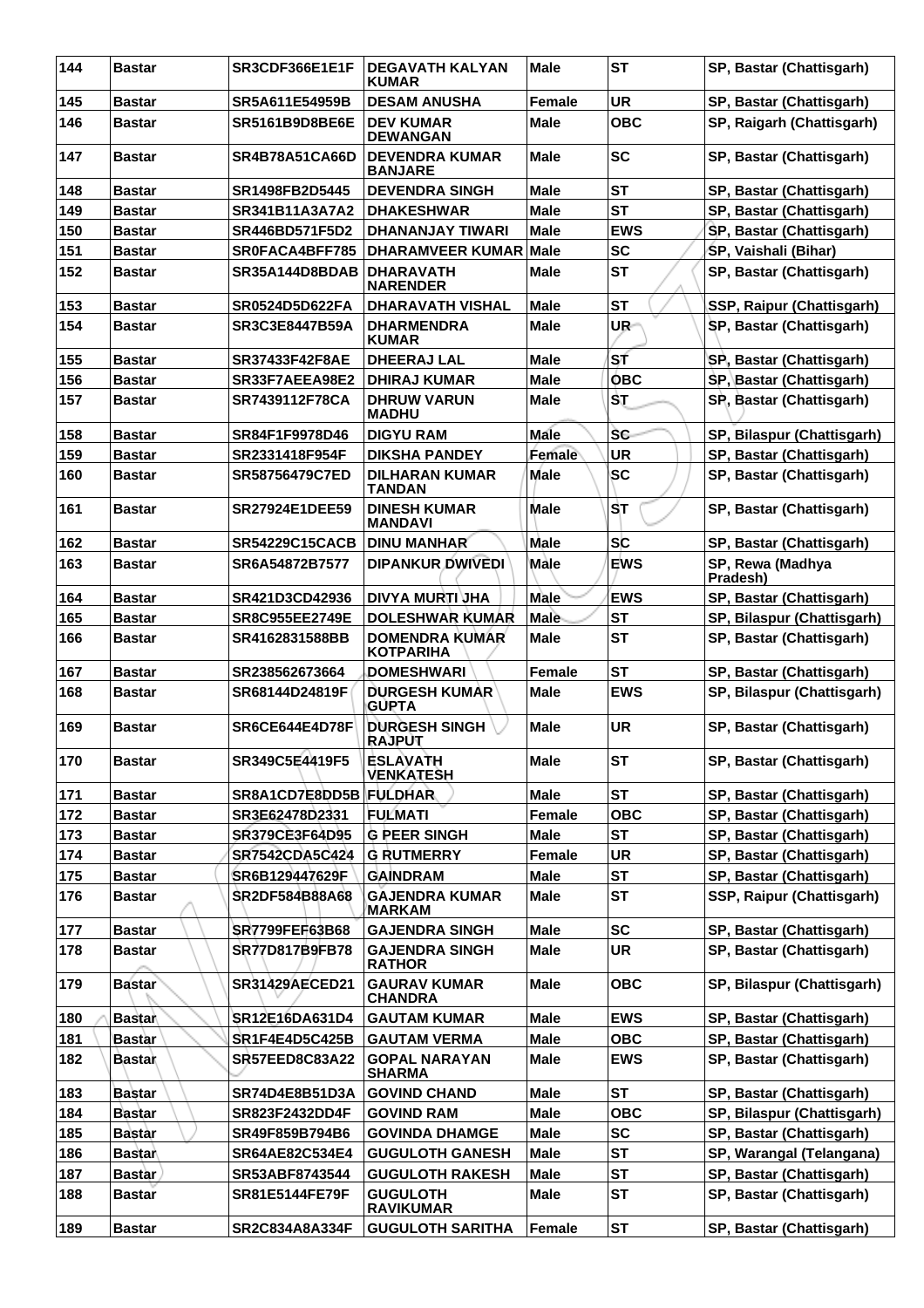| 144 | Bastar | SR3CDF366E1E1F | DEGAVATH KALYAN KUMAR | Male | ST | SP, Bastar (Chattisgarh) |
|---|---|---|---|---|---|---|
| 145 | Bastar | SR5A611E54959B | DESAM ANUSHA | Female | UR | SP, Bastar (Chattisgarh) |
| 146 | Bastar | SR5161B9D8BE6E | DEV KUMAR DEWANGAN | Male | OBC | SP, Raigarh (Chattisgarh) |
| 147 | Bastar | SR4B78A51CA66D | DEVENDRA KUMAR BANJARE | Male | SC | SP, Bastar (Chattisgarh) |
| 148 | Bastar | SR1498FB2D5445 | DEVENDRA SINGH | Male | ST | SP, Bastar (Chattisgarh) |
| 149 | Bastar | SR341B11A3A7A2 | DHAKESHWAR | Male | ST | SP, Bastar (Chattisgarh) |
| 150 | Bastar | SR446BD571F5D2 | DHANANJAY TIWARI | Male | EWS | SP, Bastar (Chattisgarh) |
| 151 | Bastar | SR0FACA4BFF785 | DHARAMVEER KUMAR | Male | SC | SP, Vaishali (Bihar) |
| 152 | Bastar | SR35A144D8BDAB | DHARAVATH NARENDER | Male | ST | SP, Bastar (Chattisgarh) |
| 153 | Bastar | SR0524D5D622FA | DHARAVATH VISHAL | Male | ST | SSP, Raipur (Chattisgarh) |
| 154 | Bastar | SR3C3E8447B59A | DHARMENDRA KUMAR | Male | UR | SP, Bastar (Chattisgarh) |
| 155 | Bastar | SR37433F42F8AE | DHEERAJ LAL | Male | ST | SP, Bastar (Chattisgarh) |
| 156 | Bastar | SR33F7AEEA98E2 | DHIRAJ KUMAR | Male | OBC | SP, Bastar (Chattisgarh) |
| 157 | Bastar | SR7439112F78CA | DHRUW VARUN MADHU | Male | ST | SP, Bastar (Chattisgarh) |
| 158 | Bastar | SR84F1F9978D46 | DIGYU RAM | Male | SC | SP, Bilaspur (Chattisgarh) |
| 159 | Bastar | SR2331418F954F | DIKSHA PANDEY | Female | UR | SP, Bastar (Chattisgarh) |
| 160 | Bastar | SR58756479C7ED | DILHARAN KUMAR TANDAN | Male | SC | SP, Bastar (Chattisgarh) |
| 161 | Bastar | SR27924E1DEE59 | DINESH KUMAR MANDAVI | Male | ST | SP, Bastar (Chattisgarh) |
| 162 | Bastar | SR54229C15CACB | DINU MANHAR | Male | SC | SP, Bastar (Chattisgarh) |
| 163 | Bastar | SR6A54872B7577 | DIPANKUR DWIVEDI | Male | EWS | SP, Rewa (Madhya Pradesh) |
| 164 | Bastar | SR421D3CD42936 | DIVYA MURTI JHA | Male | EWS | SP, Bastar (Chattisgarh) |
| 165 | Bastar | SR8C955EE2749E | DOLESHWAR KUMAR | Male | ST | SP, Bilaspur (Chattisgarh) |
| 166 | Bastar | SR4162831588BB | DOMENDRA KUMAR KOTPARIHA | Male | ST | SP, Bastar (Chattisgarh) |
| 167 | Bastar | SR238562673664 | DOMESHWARI | Female | ST | SP, Bastar (Chattisgarh) |
| 168 | Bastar | SR68144D24819F | DURGESH KUMAR GUPTA | Male | EWS | SP, Bilaspur (Chattisgarh) |
| 169 | Bastar | SR6CE644E4D78F | DURGESH SINGH RAJPUT | Male | UR | SP, Bastar (Chattisgarh) |
| 170 | Bastar | SR349C5E4419F5 | ESLAVATH VENKATESH | Male | ST | SP, Bastar (Chattisgarh) |
| 171 | Bastar | SR8A1CD7E8DD5B | FULDHAR | Male | ST | SP, Bastar (Chattisgarh) |
| 172 | Bastar | SR3E62478D2331 | FULMATI | Female | OBC | SP, Bastar (Chattisgarh) |
| 173 | Bastar | SR379CE3F64D95 | G PEER SINGH | Male | ST | SP, Bastar (Chattisgarh) |
| 174 | Bastar | SR7542CDA5C424 | G RUTMERRY | Female | UR | SP, Bastar (Chattisgarh) |
| 175 | Bastar | SR6B129447629F | GAINDRAM | Male | ST | SP, Bastar (Chattisgarh) |
| 176 | Bastar | SR2DF584B88A68 | GAJENDRA KUMAR MARKAM | Male | ST | SSP, Raipur (Chattisgarh) |
| 177 | Bastar | SR7799FEF63B68 | GAJENDRA SINGH | Male | SC | SP, Bastar (Chattisgarh) |
| 178 | Bastar | SR77D817B9FB78 | GAJENDRA SINGH RATHOR | Male | UR | SP, Bastar (Chattisgarh) |
| 179 | Bastar | SR31429AECED21 | GAURAV KUMAR CHANDRA | Male | OBC | SP, Bilaspur (Chattisgarh) |
| 180 | Bastar | SR12E16DA631D4 | GAUTAM KUMAR | Male | EWS | SP, Bastar (Chattisgarh) |
| 181 | Bastar | SR1F4E4D5C425B | GAUTAM VERMA | Male | OBC | SP, Bastar (Chattisgarh) |
| 182 | Bastar | SR57EED8C83A22 | GOPAL NARAYAN SHARMA | Male | EWS | SP, Bastar (Chattisgarh) |
| 183 | Bastar | SR74D4E8B51D3A | GOVIND CHAND | Male | ST | SP, Bastar (Chattisgarh) |
| 184 | Bastar | SR823F2432DD4F | GOVIND RAM | Male | OBC | SP, Bilaspur (Chattisgarh) |
| 185 | Bastar | SR49F859B794B6 | GOVINDA DHAMGE | Male | SC | SP, Bastar (Chattisgarh) |
| 186 | Bastar | SR64AE82C534E4 | GUGULOTH GANESH | Male | ST | SP, Warangal (Telangana) |
| 187 | Bastar | SR53ABF8743544 | GUGULOTH RAKESH | Male | ST | SP, Bastar (Chattisgarh) |
| 188 | Bastar | SR81E5144FE79F | GUGULOTH RAVIKUMAR | Male | ST | SP, Bastar (Chattisgarh) |
| 189 | Bastar | SR2C834A8A334F | GUGULOTH SARITHA | Female | ST | SP, Bastar (Chattisgarh) |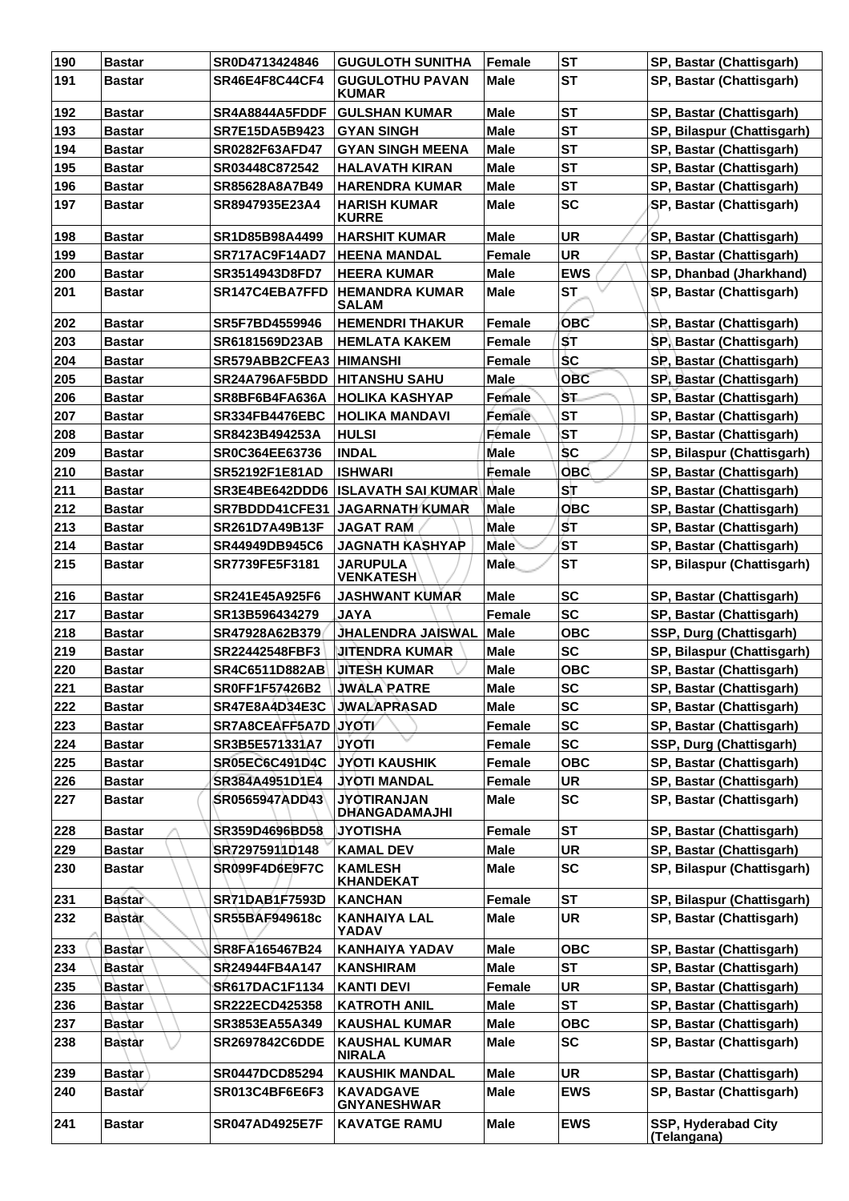| 190 | Bastar | SR0D4713424846 | GUGULOTH SUNITHA | Female | ST | SP, Bastar (Chattisgarh) |
|---|---|---|---|---|---|---|
| 191 | Bastar | SR46E4F8C44CF4 | GUGULOTHU PAVAN KUMAR | Male | ST | SP, Bastar (Chattisgarh) |
| 192 | Bastar | SR4A8844A5FDDF | GULSHAN KUMAR | Male | ST | SP, Bastar (Chattisgarh) |
| 193 | Bastar | SR7E15DA5B9423 | GYAN SINGH | Male | ST | SP, Bilaspur (Chattisgarh) |
| 194 | Bastar | SR0282F63AFD47 | GYAN SINGH MEENA | Male | ST | SP, Bastar (Chattisgarh) |
| 195 | Bastar | SR03448C872542 | HALAVATH KIRAN | Male | ST | SP, Bastar (Chattisgarh) |
| 196 | Bastar | SR85628A8A7B49 | HARENDRA KUMAR | Male | ST | SP, Bastar (Chattisgarh) |
| 197 | Bastar | SR8947935E23A4 | HARISH KUMAR KURRE | Male | SC | SP, Bastar (Chattisgarh) |
| 198 | Bastar | SR1D85B98A4499 | HARSHIT KUMAR | Male | UR | SP, Bastar (Chattisgarh) |
| 199 | Bastar | SR717AC9F14AD7 | HEENA MANDAL | Female | UR | SP, Bastar (Chattisgarh) |
| 200 | Bastar | SR3514943D8FD7 | HEERA KUMAR | Male | EWS | SP, Dhanbad (Jharkhand) |
| 201 | Bastar | SR147C4EBA7FFD | HEMANDRA KUMAR SALAM | Male | ST | SP, Bastar (Chattisgarh) |
| 202 | Bastar | SR5F7BD4559946 | HEMENDRI THAKUR | Female | OBC | SP, Bastar (Chattisgarh) |
| 203 | Bastar | SR6181569D23AB | HEMLATA KAKEM | Female | ST | SP, Bastar (Chattisgarh) |
| 204 | Bastar | SR579ABB2CFEA3 | HIMANSHI | Female | SC | SP, Bastar (Chattisgarh) |
| 205 | Bastar | SR24A796AF5BDD | HITANSHU SAHU | Male | OBC | SP, Bastar (Chattisgarh) |
| 206 | Bastar | SR8BF6B4FA636A | HOLIKA KASHYAP | Female | ST | SP, Bastar (Chattisgarh) |
| 207 | Bastar | SR334FB4476EBC | HOLIKA MANDAVI | Female | ST | SP, Bastar (Chattisgarh) |
| 208 | Bastar | SR8423B494253A | HULSI | Female | ST | SP, Bastar (Chattisgarh) |
| 209 | Bastar | SR0C364EE63736 | INDAL | Male | SC | SP, Bilaspur (Chattisgarh) |
| 210 | Bastar | SR52192F1E81AD | ISHWARI | Female | OBC | SP, Bastar (Chattisgarh) |
| 211 | Bastar | SR3E4BE642DDD6 | ISLAVATH SAI KUMAR | Male | ST | SP, Bastar (Chattisgarh) |
| 212 | Bastar | SR7BDDD41CFE31 | JAGARNATH KUMAR | Male | OBC | SP, Bastar (Chattisgarh) |
| 213 | Bastar | SR261D7A49B13F | JAGAT RAM | Male | ST | SP, Bastar (Chattisgarh) |
| 214 | Bastar | SR44949DB945C6 | JAGNATH KASHYAP | Male | ST | SP, Bastar (Chattisgarh) |
| 215 | Bastar | SR7739FE5F3181 | JARUPULA VENKATESH | Male | ST | SP, Bilaspur (Chattisgarh) |
| 216 | Bastar | SR241E45A925F6 | JASHWANT KUMAR | Male | SC | SP, Bastar (Chattisgarh) |
| 217 | Bastar | SR13B596434279 | JAYA | Female | SC | SP, Bastar (Chattisgarh) |
| 218 | Bastar | SR47928A62B379 | JHALENDRA JAISWAL | Male | OBC | SSP, Durg (Chattisgarh) |
| 219 | Bastar | SR22442548FBF3 | JITENDRA KUMAR | Male | SC | SP, Bilaspur (Chattisgarh) |
| 220 | Bastar | SR4C6511D882AB | JITESH KUMAR | Male | OBC | SP, Bastar (Chattisgarh) |
| 221 | Bastar | SR0FF1F57426B2 | JWALA PATRE | Male | SC | SP, Bastar (Chattisgarh) |
| 222 | Bastar | SR47E8A4D34E3C | JWALAPRASAD | Male | SC | SP, Bastar (Chattisgarh) |
| 223 | Bastar | SR7A8CEAFF5A7D | JYOTI | Female | SC | SP, Bastar (Chattisgarh) |
| 224 | Bastar | SR3B5E571331A7 | JYOTI | Female | SC | SSP, Durg (Chattisgarh) |
| 225 | Bastar | SR05EC6C491D4C | JYOTI KAUSHIK | Female | OBC | SP, Bastar (Chattisgarh) |
| 226 | Bastar | SR384A4951D1E4 | JYOTI MANDAL | Female | UR | SP, Bastar (Chattisgarh) |
| 227 | Bastar | SR0565947ADD43 | JYOTIRANJAN DHANGADAMAJHI | Male | SC | SP, Bastar (Chattisgarh) |
| 228 | Bastar | SR359D4696BD58 | JYOTISHA | Female | ST | SP, Bastar (Chattisgarh) |
| 229 | Bastar | SR72975911D148 | KAMAL DEV | Male | UR | SP, Bastar (Chattisgarh) |
| 230 | Bastar | SR099F4D6E9F7C | KAMLESH KHANDEKAT | Male | SC | SP, Bilaspur (Chattisgarh) |
| 231 | Bastar | SR71DAB1F7593D | KANCHAN | Female | ST | SP, Bilaspur (Chattisgarh) |
| 232 | Bastar | SR55BAF949618c | KANHAIYA LAL YADAV | Male | UR | SP, Bastar (Chattisgarh) |
| 233 | Bastar | SR8FA165467B24 | KANHAIYA YADAV | Male | OBC | SP, Bastar (Chattisgarh) |
| 234 | Bastar | SR24944FB4A147 | KANSHIRAM | Male | ST | SP, Bastar (Chattisgarh) |
| 235 | Bastar | SR617DAC1F1134 | KANTI DEVI | Female | UR | SP, Bastar (Chattisgarh) |
| 236 | Bastar | SR222ECD425358 | KATROTH ANIL | Male | ST | SP, Bastar (Chattisgarh) |
| 237 | Bastar | SR3853EA55A349 | KAUSHAL KUMAR | Male | OBC | SP, Bastar (Chattisgarh) |
| 238 | Bastar | SR2697842C6DDE | KAUSHAL KUMAR NIRALA | Male | SC | SP, Bastar (Chattisgarh) |
| 239 | Bastar | SR0447DCD85294 | KAUSHIK MANDAL | Male | UR | SP, Bastar (Chattisgarh) |
| 240 | Bastar | SR013C4BF6E6F3 | KAVADGAVE GNYANESHWAR | Male | EWS | SP, Bastar (Chattisgarh) |
| 241 | Bastar | SR047AD4925E7F | KAVATGE RAMU | Male | EWS | SSP, Hyderabad City (Telangana) |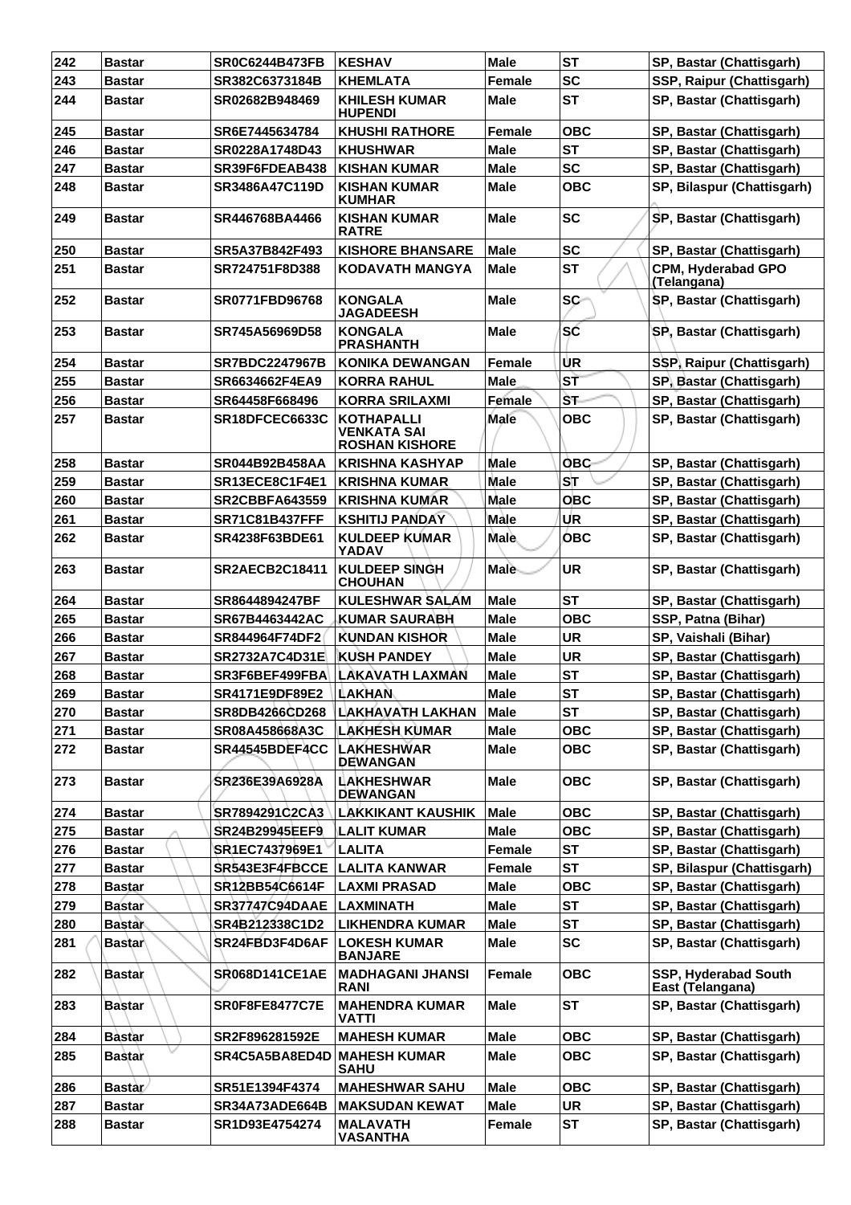| 242 | Bastar | SR0C6244B473FB | KESHAV | Male | ST | SP, Bastar (Chattisgarh) |
|---|---|---|---|---|---|---|
| 243 | Bastar | SR382C6373184B | KHEMLATA | Female | SC | SSP, Raipur (Chattisgarh) |
| 244 | Bastar | SR02682B948469 | KHILESH KUMAR HUPENDI | Male | ST | SP, Bastar (Chattisgarh) |
| 245 | Bastar | SR6E7445634784 | KHUSHI RATHORE | Female | OBC | SP, Bastar (Chattisgarh) |
| 246 | Bastar | SR0228A1748D43 | KHUSHWAR | Male | ST | SP, Bastar (Chattisgarh) |
| 247 | Bastar | SR39F6FDEAB438 | KISHAN KUMAR | Male | SC | SP, Bastar (Chattisgarh) |
| 248 | Bastar | SR3486A47C119D | KISHAN KUMAR KUMHAR | Male | OBC | SP, Bilaspur (Chattisgarh) |
| 249 | Bastar | SR446768BA4466 | KISHAN KUMAR RATRE | Male | SC | SP, Bastar (Chattisgarh) |
| 250 | Bastar | SR5A37B842F493 | KISHORE BHANSARE | Male | SC | SP, Bastar (Chattisgarh) |
| 251 | Bastar | SR724751F8D388 | KODAVATH MANGYA | Male | ST | CPM, Hyderabad GPO (Telangana) |
| 252 | Bastar | SR0771FBD96768 | KONGALA JAGADEESH | Male | SC | SP, Bastar (Chattisgarh) |
| 253 | Bastar | SR745A56969D58 | KONGALA PRASHANTH | Male | SC | SP, Bastar (Chattisgarh) |
| 254 | Bastar | SR7BDC2247967B | KONIKA DEWANGAN | Female | UR | SSP, Raipur (Chattisgarh) |
| 255 | Bastar | SR6634662F4EA9 | KORRA RAHUL | Male | ST | SP, Bastar (Chattisgarh) |
| 256 | Bastar | SR64458F668496 | KORRA SRILAXMI | Female | ST | SP, Bastar (Chattisgarh) |
| 257 | Bastar | SR18DFCEC6633C | KOTHAPALLI VENKATA SAI ROSHAN KISHORE | Male | OBC | SP, Bastar (Chattisgarh) |
| 258 | Bastar | SR044B92B458AA | KRISHNA KASHYAP | Male | OBC | SP, Bastar (Chattisgarh) |
| 259 | Bastar | SR13ECE8C1F4E1 | KRISHNA KUMAR | Male | ST | SP, Bastar (Chattisgarh) |
| 260 | Bastar | SR2CBBFA643559 | KRISHNA KUMAR | Male | OBC | SP, Bastar (Chattisgarh) |
| 261 | Bastar | SR71C81B437FFF | KSHITIJ PANDAY | Male | UR | SP, Bastar (Chattisgarh) |
| 262 | Bastar | SR4238F63BDE61 | KULDEEP KUMAR YADAV | Male | OBC | SP, Bastar (Chattisgarh) |
| 263 | Bastar | SR2AECB2C18411 | KULDEEP SINGH CHOUHAN | Male | UR | SP, Bastar (Chattisgarh) |
| 264 | Bastar | SR8644894247BF | KULESHWAR SALAM | Male | ST | SP, Bastar (Chattisgarh) |
| 265 | Bastar | SR67B4463442AC | KUMAR SAURABH | Male | OBC | SSP, Patna (Bihar) |
| 266 | Bastar | SR844964F74DF2 | KUNDAN KISHOR | Male | UR | SP, Vaishali (Bihar) |
| 267 | Bastar | SR2732A7C4D31E | KUSH PANDEY | Male | UR | SP, Bastar (Chattisgarh) |
| 268 | Bastar | SR3F6BEF499FBA | LAKAVATH LAXMAN | Male | ST | SP, Bastar (Chattisgarh) |
| 269 | Bastar | SR4171E9DF89E2 | LAKHAN | Male | ST | SP, Bastar (Chattisgarh) |
| 270 | Bastar | SR8DB4266CD268 | LAKHAVATH LAKHAN | Male | ST | SP, Bastar (Chattisgarh) |
| 271 | Bastar | SR08A458668A3C | LAKHESH KUMAR | Male | OBC | SP, Bastar (Chattisgarh) |
| 272 | Bastar | SR44545BDEF4CC | LAKHESHWAR DEWANGAN | Male | OBC | SP, Bastar (Chattisgarh) |
| 273 | Bastar | SR236E39A6928A | LAKHESHWAR DEWANGAN | Male | OBC | SP, Bastar (Chattisgarh) |
| 274 | Bastar | SR7894291C2CA3 | LAKKIKANT KAUSHIK | Male | OBC | SP, Bastar (Chattisgarh) |
| 275 | Bastar | SR24B29945EEF9 | LALIT KUMAR | Male | OBC | SP, Bastar (Chattisgarh) |
| 276 | Bastar | SR1EC7437969E1 | LALITA | Female | ST | SP, Bastar (Chattisgarh) |
| 277 | Bastar | SR543E3F4FBCCE | LALITA KANWAR | Female | ST | SP, Bilaspur (Chattisgarh) |
| 278 | Bastar | SR12BB54C6614F | LAXMI PRASAD | Male | OBC | SP, Bastar (Chattisgarh) |
| 279 | Bastar | SR37747C94DAAE | LAXMINATH | Male | ST | SP, Bastar (Chattisgarh) |
| 280 | Bastar | SR4B212338C1D2 | LIKHENDRA KUMAR | Male | ST | SP, Bastar (Chattisgarh) |
| 281 | Bastar | SR24FBD3F4D6AF | LOKESH KUMAR BANJARE | Male | SC | SP, Bastar (Chattisgarh) |
| 282 | Bastar | SR068D141CE1AE | MADHAGANI JHANSI RANI | Female | OBC | SSP, Hyderabad South East (Telangana) |
| 283 | Bastar | SR0F8FE8477C7E | MAHENDRA KUMAR VATTI | Male | ST | SP, Bastar (Chattisgarh) |
| 284 | Bastar | SR2F896281592E | MAHESH KUMAR | Male | OBC | SP, Bastar (Chattisgarh) |
| 285 | Bastar | SR4C5A5BA8ED4D | MAHESH KUMAR SAHU | Male | OBC | SP, Bastar (Chattisgarh) |
| 286 | Bastar | SR51E1394F4374 | MAHESHWAR SAHU | Male | OBC | SP, Bastar (Chattisgarh) |
| 287 | Bastar | SR34A73ADE664B | MAKSUDAN KEWAT | Male | UR | SP, Bastar (Chattisgarh) |
| 288 | Bastar | SR1D93E4754274 | MALAVATH VASANTHA | Female | ST | SP, Bastar (Chattisgarh) |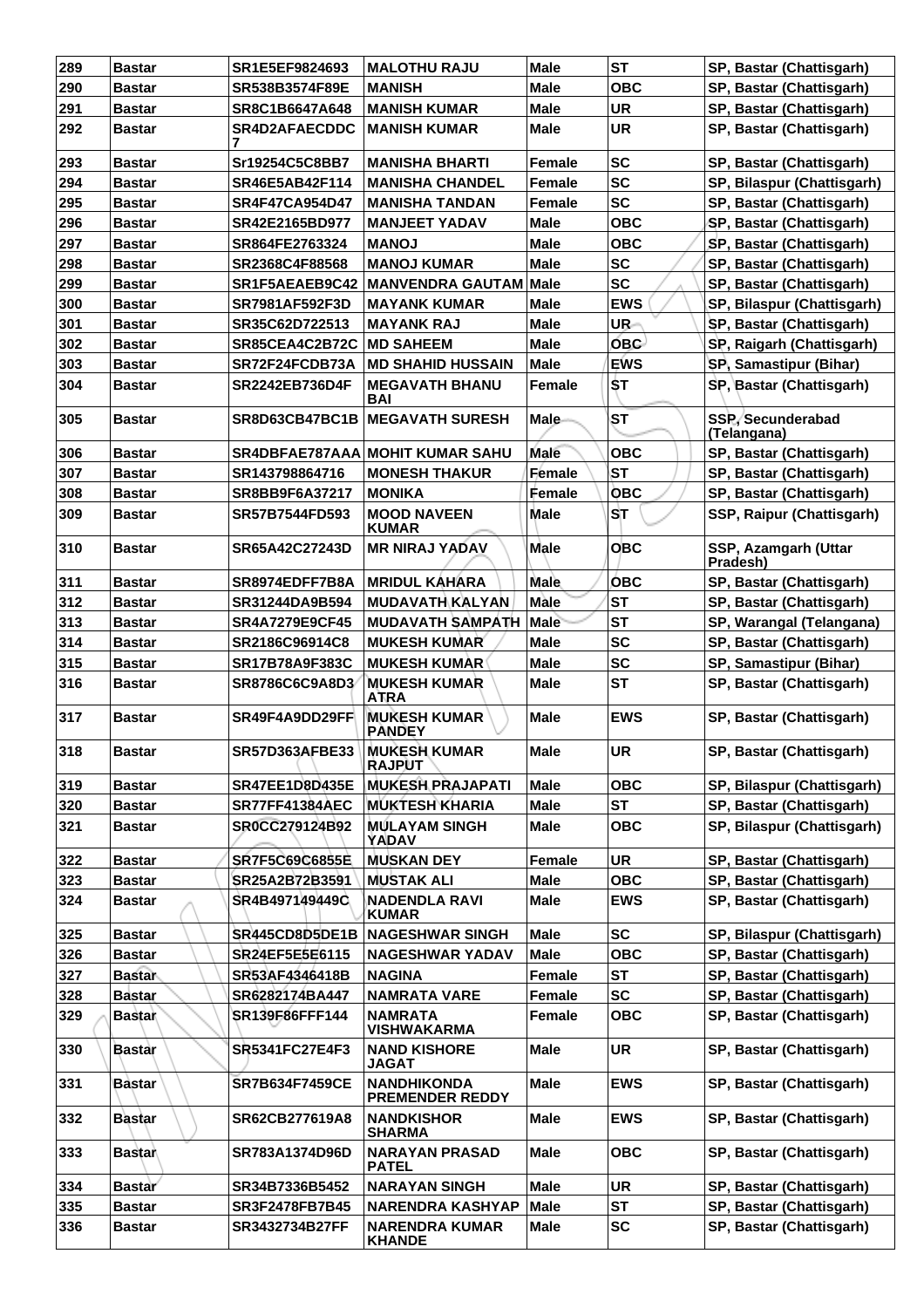| 289 | Bastar | SR1E5EF9824693 | MALOTHU RAJU | Male | ST | SP, Bastar (Chattisgarh) |
|---|---|---|---|---|---|---|
| 290 | Bastar | SR538B3574F89E | MANISH | Male | OBC | SP, Bastar (Chattisgarh) |
| 291 | Bastar | SR8C1B6647A648 | MANISH KUMAR | Male | UR | SP, Bastar (Chattisgarh) |
| 292 | Bastar | SR4D2AFAECDDC7 | MANISH KUMAR | Male | UR | SP, Bastar (Chattisgarh) |
| 293 | Bastar | Sr19254C5C8BB7 | MANISHA BHARTI | Female | SC | SP, Bastar (Chattisgarh) |
| 294 | Bastar | SR46E5AB42F114 | MANISHA CHANDEL | Female | SC | SP, Bilaspur (Chattisgarh) |
| 295 | Bastar | SR4F47CA954D47 | MANISHA TANDAN | Female | SC | SP, Bastar (Chattisgarh) |
| 296 | Bastar | SR42E2165BD977 | MANJEET YADAV | Male | OBC | SP, Bastar (Chattisgarh) |
| 297 | Bastar | SR864FE2763324 | MANOJ | Male | OBC | SP, Bastar (Chattisgarh) |
| 298 | Bastar | SR2368C4F88568 | MANOJ KUMAR | Male | SC | SP, Bastar (Chattisgarh) |
| 299 | Bastar | SR1F5AEAEB9C42 | MANVENDRA GAUTAM | Male | SC | SP, Bastar (Chattisgarh) |
| 300 | Bastar | SR7981AF592F3D | MAYANK KUMAR | Male | EWS | SP, Bilaspur (Chattisgarh) |
| 301 | Bastar | SR35C62D722513 | MAYANK RAJ | Male | UR | SP, Bastar (Chattisgarh) |
| 302 | Bastar | SR85CEA4C2B72C | MD SAHEEM | Male | OBC | SP, Raigarh (Chattisgarh) |
| 303 | Bastar | SR72F24FCDB73A | MD SHAHID HUSSAIN | Male | EWS | SP, Samastipur (Bihar) |
| 304 | Bastar | SR2242EB736D4F | MEGAVATH BHANU BAI | Female | ST | SP, Bastar (Chattisgarh) |
| 305 | Bastar | SR8D63CB47BC1B | MEGAVATH SURESH | Male | ST | SSP, Secunderabad (Telangana) |
| 306 | Bastar | SR4DBFAE787AAA | MOHIT KUMAR SAHU | Male | OBC | SP, Bastar (Chattisgarh) |
| 307 | Bastar | SR143798864716 | MONESH THAKUR | Female | ST | SP, Bastar (Chattisgarh) |
| 308 | Bastar | SR8BB9F6A37217 | MONIKA | Female | OBC | SP, Bastar (Chattisgarh) |
| 309 | Bastar | SR57B7544FD593 | MOOD NAVEEN KUMAR | Male | ST | SSP, Raipur (Chattisgarh) |
| 310 | Bastar | SR65A42C27243D | MR NIRAJ YADAV | Male | OBC | SSP, Azamgarh (Uttar Pradesh) |
| 311 | Bastar | SR8974EDFF7B8A | MRIDUL KAHARA | Male | OBC | SP, Bastar (Chattisgarh) |
| 312 | Bastar | SR31244DA9B594 | MUDAVATH KALYAN | Male | ST | SP, Bastar (Chattisgarh) |
| 313 | Bastar | SR4A7279E9CF45 | MUDAVATH SAMPATH | Male | ST | SP, Warangal (Telangana) |
| 314 | Bastar | SR2186C96914C8 | MUKESH KUMAR | Male | SC | SP, Bastar (Chattisgarh) |
| 315 | Bastar | SR17B78A9F383C | MUKESH KUMAR | Male | SC | SP, Samastipur (Bihar) |
| 316 | Bastar | SR8786C6C9A8D3 | MUKESH KUMAR ATRA | Male | ST | SP, Bastar (Chattisgarh) |
| 317 | Bastar | SR49F4A9DD29FF | MUKESH KUMAR PANDEY | Male | EWS | SP, Bastar (Chattisgarh) |
| 318 | Bastar | SR57D363AFBE33 | MUKESH KUMAR RAJPUT | Male | UR | SP, Bastar (Chattisgarh) |
| 319 | Bastar | SR47EE1D8D435E | MUKESH PRAJAPATI | Male | OBC | SP, Bilaspur (Chattisgarh) |
| 320 | Bastar | SR77FF41384AEC | MUKTESH KHARIA | Male | ST | SP, Bastar (Chattisgarh) |
| 321 | Bastar | SR0CC279124B92 | MULAYAM SINGH YADAV | Male | OBC | SP, Bilaspur (Chattisgarh) |
| 322 | Bastar | SR7F5C69C6855E | MUSKAN DEY | Female | UR | SP, Bastar (Chattisgarh) |
| 323 | Bastar | SR25A2B72B3591 | MUSTAK ALI | Male | OBC | SP, Bastar (Chattisgarh) |
| 324 | Bastar | SR4B497149449C | NADENDLA RAVI KUMAR | Male | EWS | SP, Bastar (Chattisgarh) |
| 325 | Bastar | SR445CD8D5DE1B | NAGESHWAR SINGH | Male | SC | SP, Bilaspur (Chattisgarh) |
| 326 | Bastar | SR24EF5E5E6115 | NAGESHWAR YADAV | Male | OBC | SP, Bastar (Chattisgarh) |
| 327 | Bastar | SR53AF4346418B | NAGINA | Female | ST | SP, Bastar (Chattisgarh) |
| 328 | Bastar | SR6282174BA447 | NAMRATA VARE | Female | SC | SP, Bastar (Chattisgarh) |
| 329 | Bastar | SR139F86FFF144 | NAMRATA VISHWAKARMA | Female | OBC | SP, Bastar (Chattisgarh) |
| 330 | Bastar | SR5341FC27E4F3 | NAND KISHORE JAGAT | Male | UR | SP, Bastar (Chattisgarh) |
| 331 | Bastar | SR7B634F7459CE | NANDHIKONDA PREMENDER REDDY | Male | EWS | SP, Bastar (Chattisgarh) |
| 332 | Bastar | SR62CB277619A8 | NANDKISHOR SHARMA | Male | EWS | SP, Bastar (Chattisgarh) |
| 333 | Bastar | SR783A1374D96D | NARAYAN PRASAD PATEL | Male | OBC | SP, Bastar (Chattisgarh) |
| 334 | Bastar | SR34B7336B5452 | NARAYAN SINGH | Male | UR | SP, Bastar (Chattisgarh) |
| 335 | Bastar | SR3F2478FB7B45 | NARENDRA KASHYAP | Male | ST | SP, Bastar (Chattisgarh) |
| 336 | Bastar | SR3432734B27FF | NARENDRA KUMAR KHANDE | Male | SC | SP, Bastar (Chattisgarh) |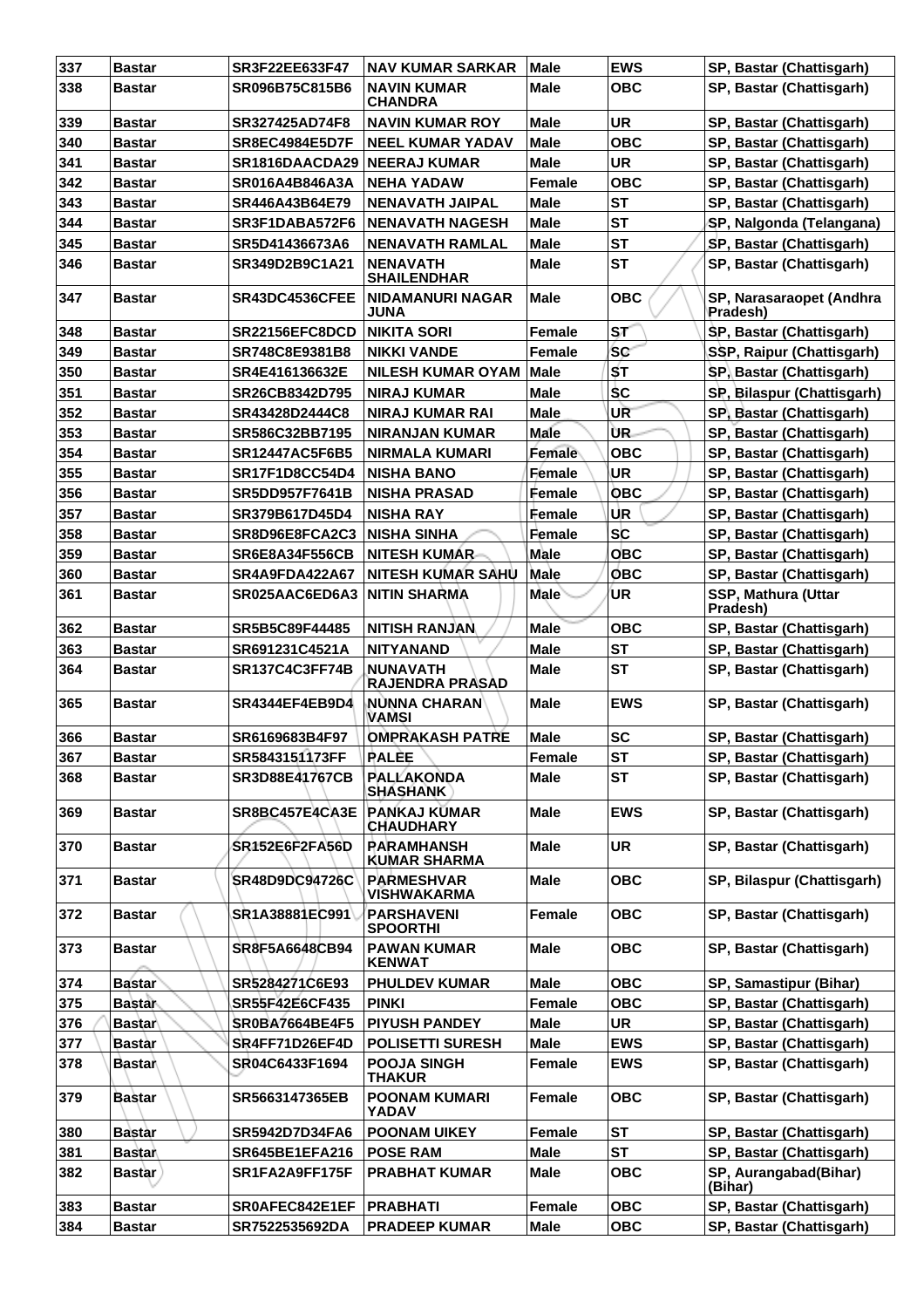| 337 | Bastar | SR3F22EE633F47 | NAV KUMAR SARKAR | Male | EWS | SP, Bastar (Chattisgarh) |
|---|---|---|---|---|---|---|
| 338 | Bastar | SR096B75C815B6 | NAVIN KUMAR CHANDRA | Male | OBC | SP, Bastar (Chattisgarh) |
| 339 | Bastar | SR327425AD74F8 | NAVIN KUMAR ROY | Male | UR | SP, Bastar (Chattisgarh) |
| 340 | Bastar | SR8EC4984E5D7F | NEEL KUMAR YADAV | Male | OBC | SP, Bastar (Chattisgarh) |
| 341 | Bastar | SR1816DAACDA29 | NEERAJ KUMAR | Male | UR | SP, Bastar (Chattisgarh) |
| 342 | Bastar | SR016A4B846A3A | NEHA YADAW | Female | OBC | SP, Bastar (Chattisgarh) |
| 343 | Bastar | SR446A43B64E79 | NENAVATH JAIPAL | Male | ST | SP, Bastar (Chattisgarh) |
| 344 | Bastar | SR3F1DABA572F6 | NENAVATH NAGESH | Male | ST | SP, Nalgonda (Telangana) |
| 345 | Bastar | SR5D41436673A6 | NENAVATH RAMLAL | Male | ST | SP, Bastar (Chattisgarh) |
| 346 | Bastar | SR349D2B9C1A21 | NENAVATH SHAILENDHAR | Male | ST | SP, Bastar (Chattisgarh) |
| 347 | Bastar | SR43DC4536CFEE | NIDAMANURI NAGAR JUNA | Male | OBC | SP, Narasaraopet (Andhra Pradesh) |
| 348 | Bastar | SR22156EFC8DCD | NIKITA SORI | Female | ST | SP, Bastar (Chattisgarh) |
| 349 | Bastar | SR748C8E9381B8 | NIKKI VANDE | Female | SC | SSP, Raipur (Chattisgarh) |
| 350 | Bastar | SR4E416136632E | NILESH KUMAR OYAM | Male | ST | SP, Bastar (Chattisgarh) |
| 351 | Bastar | SR26CB8342D795 | NIRAJ KUMAR | Male | SC | SP, Bilaspur (Chattisgarh) |
| 352 | Bastar | SR43428D2444C8 | NIRAJ KUMAR RAI | Male | UR | SP, Bastar (Chattisgarh) |
| 353 | Bastar | SR586C32BB7195 | NIRANJAN KUMAR | Male | UR | SP, Bastar (Chattisgarh) |
| 354 | Bastar | SR12447AC5F6B5 | NIRMALA KUMARI | Female | OBC | SP, Bastar (Chattisgarh) |
| 355 | Bastar | SR17F1D8CC54D4 | NISHA BANO | Female | UR | SP, Bastar (Chattisgarh) |
| 356 | Bastar | SR5DD957F7641B | NISHA PRASAD | Female | OBC | SP, Bastar (Chattisgarh) |
| 357 | Bastar | SR379B617D45D4 | NISHA RAY | Female | UR | SP, Bastar (Chattisgarh) |
| 358 | Bastar | SR8D96E8FCA2C3 | NISHA SINHA | Female | SC | SP, Bastar (Chattisgarh) |
| 359 | Bastar | SR6E8A34F556CB | NITESH KUMAR | Male | OBC | SP, Bastar (Chattisgarh) |
| 360 | Bastar | SR4A9FDA422A67 | NITESH KUMAR SAHU | Male | OBC | SP, Bastar (Chattisgarh) |
| 361 | Bastar | SR025AAC6ED6A3 | NITIN SHARMA | Male | UR | SSP, Mathura (Uttar Pradesh) |
| 362 | Bastar | SR5B5C89F44485 | NITISH RANJAN | Male | OBC | SP, Bastar (Chattisgarh) |
| 363 | Bastar | SR691231C4521A | NITYANAND | Male | ST | SP, Bastar (Chattisgarh) |
| 364 | Bastar | SR137C4C3FF74B | NUNAVATH RAJENDRA PRASAD | Male | ST | SP, Bastar (Chattisgarh) |
| 365 | Bastar | SR4344EF4EB9D4 | NUNNA CHARAN VAMSI | Male | EWS | SP, Bastar (Chattisgarh) |
| 366 | Bastar | SR6169683B4F97 | OMPRAKASH PATRE | Male | SC | SP, Bastar (Chattisgarh) |
| 367 | Bastar | SR5843151173FF | PALEE | Female | ST | SP, Bastar (Chattisgarh) |
| 368 | Bastar | SR3D88E41767CB | PALLAKONDA SHASHANK | Male | ST | SP, Bastar (Chattisgarh) |
| 369 | Bastar | SR8BC457E4CA3E | PANKAJ KUMAR CHAUDHARY | Male | EWS | SP, Bastar (Chattisgarh) |
| 370 | Bastar | SR152E6F2FA56D | PARAMHANSH KUMAR SHARMA | Male | UR | SP, Bastar (Chattisgarh) |
| 371 | Bastar | SR48D9DC94726C | PARMESHVAR VISHWAKARMA | Male | OBC | SP, Bilaspur (Chattisgarh) |
| 372 | Bastar | SR1A38881EC991 | PARSHAVENI SPOORTHI | Female | OBC | SP, Bastar (Chattisgarh) |
| 373 | Bastar | SR8F5A6648CB94 | PAWAN KUMAR KENWAT | Male | OBC | SP, Bastar (Chattisgarh) |
| 374 | Bastar | SR5284271C6E93 | PHULDEV KUMAR | Male | OBC | SP, Samastipur (Bihar) |
| 375 | Bastar | SR55F42E6CF435 | PINKI | Female | OBC | SP, Bastar (Chattisgarh) |
| 376 | Bastar | SR0BA7664BE4F5 | PIYUSH PANDEY | Male | UR | SP, Bastar (Chattisgarh) |
| 377 | Bastar | SR4FF71D26EF4D | POLISETTI SURESH | Male | EWS | SP, Bastar (Chattisgarh) |
| 378 | Bastar | SR04C6433F1694 | POOJA SINGH THAKUR | Female | EWS | SP, Bastar (Chattisgarh) |
| 379 | Bastar | SR5663147365EB | POONAM KUMARI YADAV | Female | OBC | SP, Bastar (Chattisgarh) |
| 380 | Bastar | SR5942D7D34FA6 | POONAM UIKEY | Female | ST | SP, Bastar (Chattisgarh) |
| 381 | Bastar | SR645BE1EFA216 | POSE RAM | Male | ST | SP, Bastar (Chattisgarh) |
| 382 | Bastar | SR1FA2A9FF175F | PRABHAT KUMAR | Male | OBC | SP, Aurangabad(Bihar) (Bihar) |
| 383 | Bastar | SR0AFEC842E1EF | PRABHATI | Female | OBC | SP, Bastar (Chattisgarh) |
| 384 | Bastar | SR7522535692DA | PRADEEP KUMAR | Male | OBC | SP, Bastar (Chattisgarh) |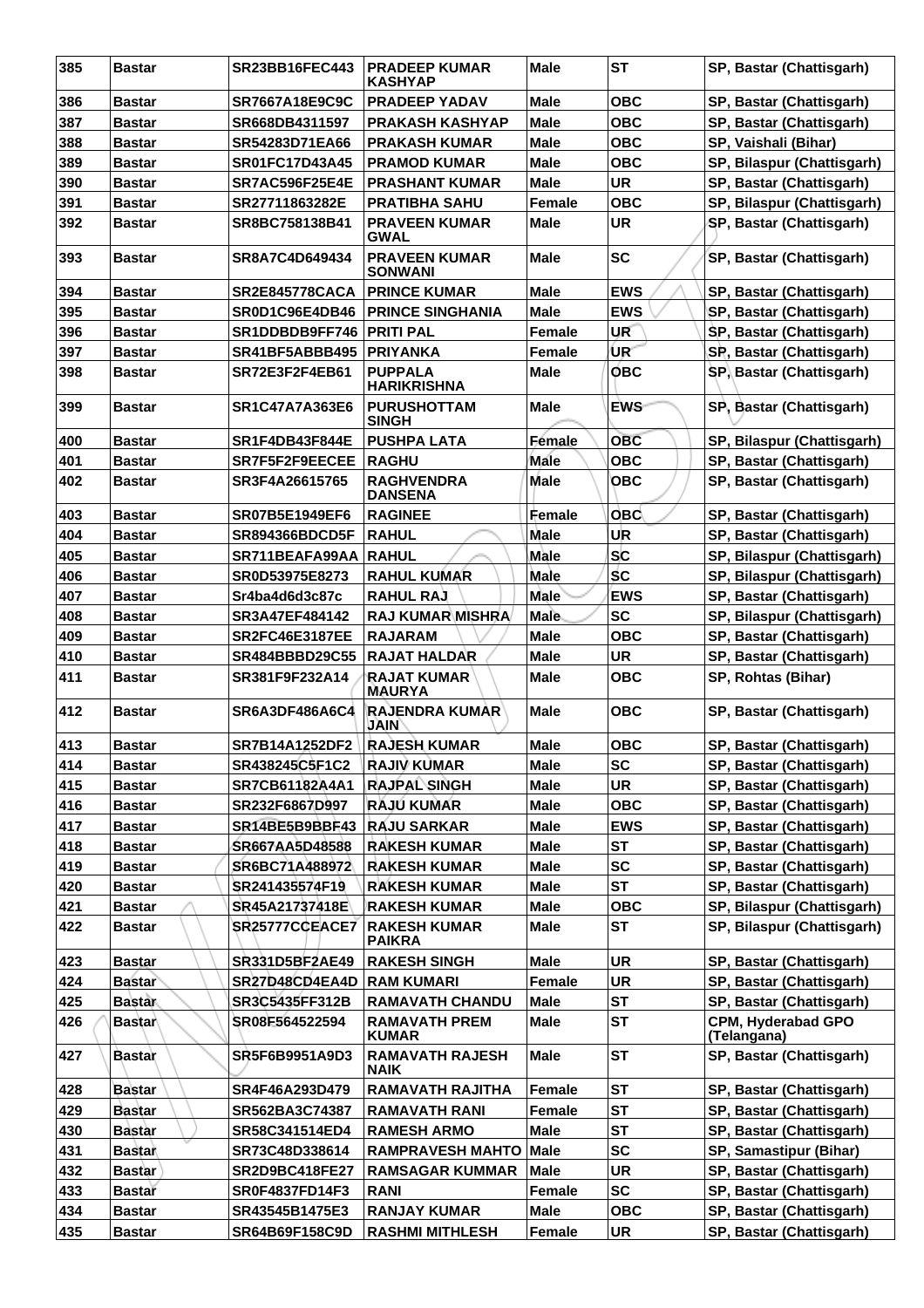| 385 | Bastar | SR23BB16FEC443 | PRADEEP KUMAR KASHYAP | Male | ST | SP, Bastar (Chattisgarh) |
|---|---|---|---|---|---|---|
| 386 | Bastar | SR7667A18E9C9C | PRADEEP YADAV | Male | OBC | SP, Bastar (Chattisgarh) |
| 387 | Bastar | SR668DB4311597 | PRAKASH KASHYAP | Male | OBC | SP, Bastar (Chattisgarh) |
| 388 | Bastar | SR54283D71EA66 | PRAKASH KUMAR | Male | OBC | SP, Vaishali (Bihar) |
| 389 | Bastar | SR01FC17D43A45 | PRAMOD KUMAR | Male | OBC | SP, Bilaspur (Chattisgarh) |
| 390 | Bastar | SR7AC596F25E4E | PRASHANT KUMAR | Male | UR | SP, Bastar (Chattisgarh) |
| 391 | Bastar | SR27711863282E | PRATIBHA SAHU | Female | OBC | SP, Bilaspur (Chattisgarh) |
| 392 | Bastar | SR8BC758138B41 | PRAVEEN KUMAR GWAL | Male | UR | SP, Bastar (Chattisgarh) |
| 393 | Bastar | SR8A7C4D649434 | PRAVEEN KUMAR SONWANI | Male | SC | SP, Bastar (Chattisgarh) |
| 394 | Bastar | SR2E845778CACA | PRINCE KUMAR | Male | EWS | SP, Bastar (Chattisgarh) |
| 395 | Bastar | SR0D1C96E4DB46 | PRINCE SINGHANIA | Male | EWS | SP, Bastar (Chattisgarh) |
| 396 | Bastar | SR1DDBDB9FF746 | PRITI PAL | Female | UR | SP, Bastar (Chattisgarh) |
| 397 | Bastar | SR41BF5ABBB495 | PRIYANKA | Female | UR | SP, Bastar (Chattisgarh) |
| 398 | Bastar | SR72E3F2F4EB61 | PUPPALA HARIKRISHNA | Male | OBC | SP, Bastar (Chattisgarh) |
| 399 | Bastar | SR1C47A7A363E6 | PURUSHOTTAM SINGH | Male | EWS | SP, Bastar (Chattisgarh) |
| 400 | Bastar | SR1F4DB43F844E | PUSHPA LATA | Female | OBC | SP, Bilaspur (Chattisgarh) |
| 401 | Bastar | SR7F5F2F9EECEE | RAGHU | Male | OBC | SP, Bastar (Chattisgarh) |
| 402 | Bastar | SR3F4A26615765 | RAGHVENDRA DANSENA | Male | OBC | SP, Bastar (Chattisgarh) |
| 403 | Bastar | SR07B5E1949EF6 | RAGINEE | Female | OBC | SP, Bastar (Chattisgarh) |
| 404 | Bastar | SR894366BDCD5F | RAHUL | Male | UR | SP, Bastar (Chattisgarh) |
| 405 | Bastar | SR711BEAFA99AA | RAHUL | Male | SC | SP, Bilaspur (Chattisgarh) |
| 406 | Bastar | SR0D53975E8273 | RAHUL KUMAR | Male | SC | SP, Bilaspur (Chattisgarh) |
| 407 | Bastar | Sr4ba4d6d3c87c | RAHUL RAJ | Male | EWS | SP, Bastar (Chattisgarh) |
| 408 | Bastar | SR3A47EF484142 | RAJ KUMAR MISHRA | Male | SC | SP, Bilaspur (Chattisgarh) |
| 409 | Bastar | SR2FC46E3187EE | RAJARAM | Male | OBC | SP, Bastar (Chattisgarh) |
| 410 | Bastar | SR484BBBD29C55 | RAJAT HALDAR | Male | UR | SP, Bastar (Chattisgarh) |
| 411 | Bastar | SR381F9F232A14 | RAJAT KUMAR MAURYA | Male | OBC | SP, Rohtas (Bihar) |
| 412 | Bastar | SR6A3DF486A6C4 | RAJENDRA KUMAR JAIN | Male | OBC | SP, Bastar (Chattisgarh) |
| 413 | Bastar | SR7B14A1252DF2 | RAJESH KUMAR | Male | OBC | SP, Bastar (Chattisgarh) |
| 414 | Bastar | SR438245C5F1C2 | RAJIV KUMAR | Male | SC | SP, Bastar (Chattisgarh) |
| 415 | Bastar | SR7CB61182A4A1 | RAJPAL SINGH | Male | UR | SP, Bastar (Chattisgarh) |
| 416 | Bastar | SR232F6867D997 | RAJU KUMAR | Male | OBC | SP, Bastar (Chattisgarh) |
| 417 | Bastar | SR14BE5B9BBF43 | RAJU SARKAR | Male | EWS | SP, Bastar (Chattisgarh) |
| 418 | Bastar | SR667AA5D48588 | RAKESH KUMAR | Male | ST | SP, Bastar (Chattisgarh) |
| 419 | Bastar | SR6BC71A488972 | RAKESH KUMAR | Male | SC | SP, Bastar (Chattisgarh) |
| 420 | Bastar | SR241435574F19 | RAKESH KUMAR | Male | ST | SP, Bastar (Chattisgarh) |
| 421 | Bastar | SR45A21737418E | RAKESH KUMAR | Male | OBC | SP, Bilaspur (Chattisgarh) |
| 422 | Bastar | SR25777CCEACE7 | RAKESH KUMAR PAIKRA | Male | ST | SP, Bilaspur (Chattisgarh) |
| 423 | Bastar | SR331D5BF2AE49 | RAKESH SINGH | Male | UR | SP, Bastar (Chattisgarh) |
| 424 | Bastar | SR27D48CD4EA4D | RAM KUMARI | Female | UR | SP, Bastar (Chattisgarh) |
| 425 | Bastar | SR3C5435FF312B | RAMAVATH CHANDU | Male | ST | SP, Bastar (Chattisgarh) |
| 426 | Bastar | SR08F564522594 | RAMAVATH PREM KUMAR | Male | ST | CPM, Hyderabad GPO (Telangana) |
| 427 | Bastar | SR5F6B9951A9D3 | RAMAVATH RAJESH NAIK | Male | ST | SP, Bastar (Chattisgarh) |
| 428 | Bastar | SR4F46A293D479 | RAMAVATH RAJITHA | Female | ST | SP, Bastar (Chattisgarh) |
| 429 | Bastar | SR562BA3C74387 | RAMAVATH RANI | Female | ST | SP, Bastar (Chattisgarh) |
| 430 | Bastar | SR58C341514ED4 | RAMESH ARMO | Male | ST | SP, Bastar (Chattisgarh) |
| 431 | Bastar | SR73C48D338614 | RAMPRAVESH MAHTO | Male | SC | SP, Samastipur (Bihar) |
| 432 | Bastar | SR2D9BC418FE27 | RAMSAGAR KUMMAR | Male | UR | SP, Bastar (Chattisgarh) |
| 433 | Bastar | SR0F4837FD14F3 | RANI | Female | SC | SP, Bastar (Chattisgarh) |
| 434 | Bastar | SR43545B1475E3 | RANJAY KUMAR | Male | OBC | SP, Bastar (Chattisgarh) |
| 435 | Bastar | SR64B69F158C9D | RASHMI MITHLESH | Female | UR | SP, Bastar (Chattisgarh) |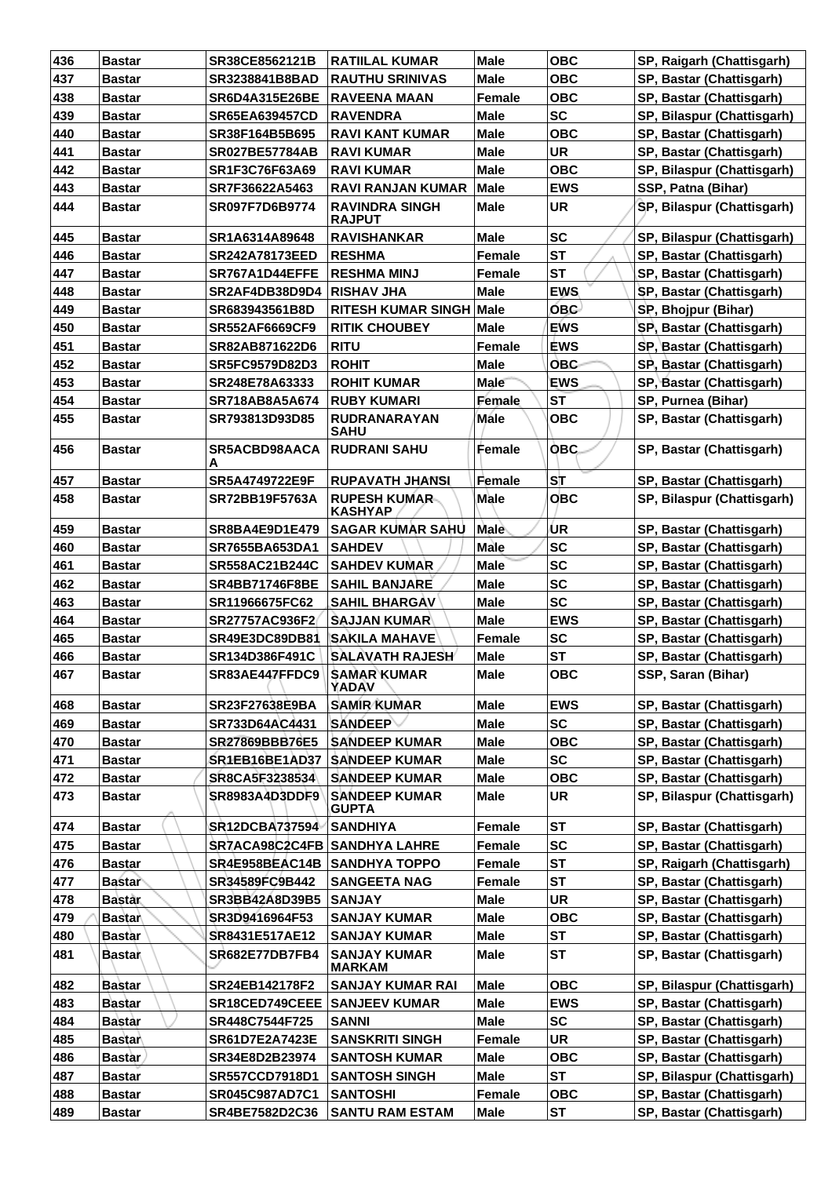| 436 | Bastar | SR38CE8562121B | RATIILAL KUMAR | Male | OBC | SP, Raigarh (Chattisgarh) |
|---|---|---|---|---|---|---|
| 437 | Bastar | SR3238841B8BAD | RAUTHU SRINIVAS | Male | OBC | SP, Bastar (Chattisgarh) |
| 438 | Bastar | SR6D4A315E26BE | RAVEENA MAAN | Female | OBC | SP, Bastar (Chattisgarh) |
| 439 | Bastar | SR65EA639457CD | RAVENDRA | Male | SC | SP, Bilaspur (Chattisgarh) |
| 440 | Bastar | SR38F164B5B695 | RAVI KANT KUMAR | Male | OBC | SP, Bastar (Chattisgarh) |
| 441 | Bastar | SR027BE57784AB | RAVI KUMAR | Male | UR | SP, Bastar (Chattisgarh) |
| 442 | Bastar | SR1F3C76F63A69 | RAVI KUMAR | Male | OBC | SP, Bilaspur (Chattisgarh) |
| 443 | Bastar | SR7F36622A5463 | RAVI RANJAN KUMAR | Male | EWS | SSP, Patna (Bihar) |
| 444 | Bastar | SR097F7D6B9774 | RAVINDRA SINGH RAJPUT | Male | UR | SP, Bilaspur (Chattisgarh) |
| 445 | Bastar | SR1A6314A89648 | RAVISHANKAR | Male | SC | SP, Bilaspur (Chattisgarh) |
| 446 | Bastar | SR242A78173EED | RESHMA | Female | ST | SP, Bastar (Chattisgarh) |
| 447 | Bastar | SR767A1D44EFFE | RESHMA MINJ | Female | ST | SP, Bastar (Chattisgarh) |
| 448 | Bastar | SR2AF4DB38D9D4 | RISHAV JHA | Male | EWS | SP, Bastar (Chattisgarh) |
| 449 | Bastar | SR683943561B8D | RITESH KUMAR SINGH | Male | OBC | SP, Bhojpur (Bihar) |
| 450 | Bastar | SR552AF6669CF9 | RITIK CHOUBEY | Male | EWS | SP, Bastar (Chattisgarh) |
| 451 | Bastar | SR82AB871622D6 | RITU | Female | EWS | SP, Bastar (Chattisgarh) |
| 452 | Bastar | SR5FC9579D82D3 | ROHIT | Male | OBC | SP, Bastar (Chattisgarh) |
| 453 | Bastar | SR248E78A63333 | ROHIT KUMAR | Male | EWS | SP, Bastar (Chattisgarh) |
| 454 | Bastar | SR718AB8A5A674 | RUBY KUMARI | Female | ST | SP, Purnea (Bihar) |
| 455 | Bastar | SR793813D93D85 | RUDRANARAYAN SAHU | Male | OBC | SP, Bastar (Chattisgarh) |
| 456 | Bastar | SR5ACBD98AACA A | RUDRANI SAHU | Female | OBC | SP, Bastar (Chattisgarh) |
| 457 | Bastar | SR5A4749722E9F | RUPAVATH JHANSI | Female | ST | SP, Bastar (Chattisgarh) |
| 458 | Bastar | SR72BB19F5763A | RUPESH KUMAR KASHYAP | Male | OBC | SP, Bilaspur (Chattisgarh) |
| 459 | Bastar | SR8BA4E9D1E479 | SAGAR KUMAR SAHU | Male | UR | SP, Bastar (Chattisgarh) |
| 460 | Bastar | SR7655BA653DA1 | SAHDEV | Male | SC | SP, Bastar (Chattisgarh) |
| 461 | Bastar | SR558AC21B244C | SAHDEV KUMAR | Male | SC | SP, Bastar (Chattisgarh) |
| 462 | Bastar | SR4BB71746F8BE | SAHIL BANJARE | Male | SC | SP, Bastar (Chattisgarh) |
| 463 | Bastar | SR11966675FC62 | SAHIL BHARGAV | Male | SC | SP, Bastar (Chattisgarh) |
| 464 | Bastar | SR27757AC936F2 | SAJJAN KUMAR | Male | EWS | SP, Bastar (Chattisgarh) |
| 465 | Bastar | SR49E3DC89DB81 | SAKILA MAHAVE | Female | SC | SP, Bastar (Chattisgarh) |
| 466 | Bastar | SR134D386F491C | SALAVATH RAJESH | Male | ST | SP, Bastar (Chattisgarh) |
| 467 | Bastar | SR83AE447FFDC9 | SAMAR KUMAR YADAV | Male | OBC | SSP, Saran (Bihar) |
| 468 | Bastar | SR23F27638E9BA | SAMIR KUMAR | Male | EWS | SP, Bastar (Chattisgarh) |
| 469 | Bastar | SR733D64AC4431 | SANDEEP | Male | SC | SP, Bastar (Chattisgarh) |
| 470 | Bastar | SR27869BBB76E5 | SANDEEP KUMAR | Male | OBC | SP, Bastar (Chattisgarh) |
| 471 | Bastar | SR1EB16BE1AD37 | SANDEEP KUMAR | Male | SC | SP, Bastar (Chattisgarh) |
| 472 | Bastar | SR8CA5F3238534 | SANDEEP KUMAR | Male | OBC | SP, Bastar (Chattisgarh) |
| 473 | Bastar | SR8983A4D3DDF9 | SANDEEP KUMAR GUPTA | Male | UR | SP, Bilaspur (Chattisgarh) |
| 474 | Bastar | SR12DCBA737594 | SANDHIYA | Female | ST | SP, Bastar (Chattisgarh) |
| 475 | Bastar | SR7ACA98C2C4FB | SANDHYA LAHRE | Female | SC | SP, Bastar (Chattisgarh) |
| 476 | Bastar | SR4E958BEAC14B | SANDHYA TOPPO | Female | ST | SP, Raigarh (Chattisgarh) |
| 477 | Bastar | SR34589FC9B442 | SANGEETA NAG | Female | ST | SP, Bastar (Chattisgarh) |
| 478 | Bastar | SR3BB42A8D39B5 | SANJAY | Male | UR | SP, Bastar (Chattisgarh) |
| 479 | Bastar | SR3D9416964F53 | SANJAY KUMAR | Male | OBC | SP, Bastar (Chattisgarh) |
| 480 | Bastar | SR8431E517AE12 | SANJAY KUMAR | Male | ST | SP, Bastar (Chattisgarh) |
| 481 | Bastar | SR682E77DB7FB4 | SANJAY KUMAR MARKAM | Male | ST | SP, Bastar (Chattisgarh) |
| 482 | Bastar | SR24EB142178F2 | SANJAY KUMAR RAI | Male | OBC | SP, Bilaspur (Chattisgarh) |
| 483 | Bastar | SR18CED749CEEE | SANJEEV KUMAR | Male | EWS | SP, Bastar (Chattisgarh) |
| 484 | Bastar | SR448C7544F725 | SANNI | Male | SC | SP, Bastar (Chattisgarh) |
| 485 | Bastar | SR61D7E2A7423E | SANSKRITI SINGH | Female | UR | SP, Bastar (Chattisgarh) |
| 486 | Bastar | SR34E8D2B23974 | SANTOSH KUMAR | Male | OBC | SP, Bastar (Chattisgarh) |
| 487 | Bastar | SR557CCD7918D1 | SANTOSH SINGH | Male | ST | SP, Bilaspur (Chattisgarh) |
| 488 | Bastar | SR045C987AD7C1 | SANTOSHI | Female | OBC | SP, Bastar (Chattisgarh) |
| 489 | Bastar | SR4BE7582D2C36 | SANTU RAM ESTAM | Male | ST | SP, Bastar (Chattisgarh) |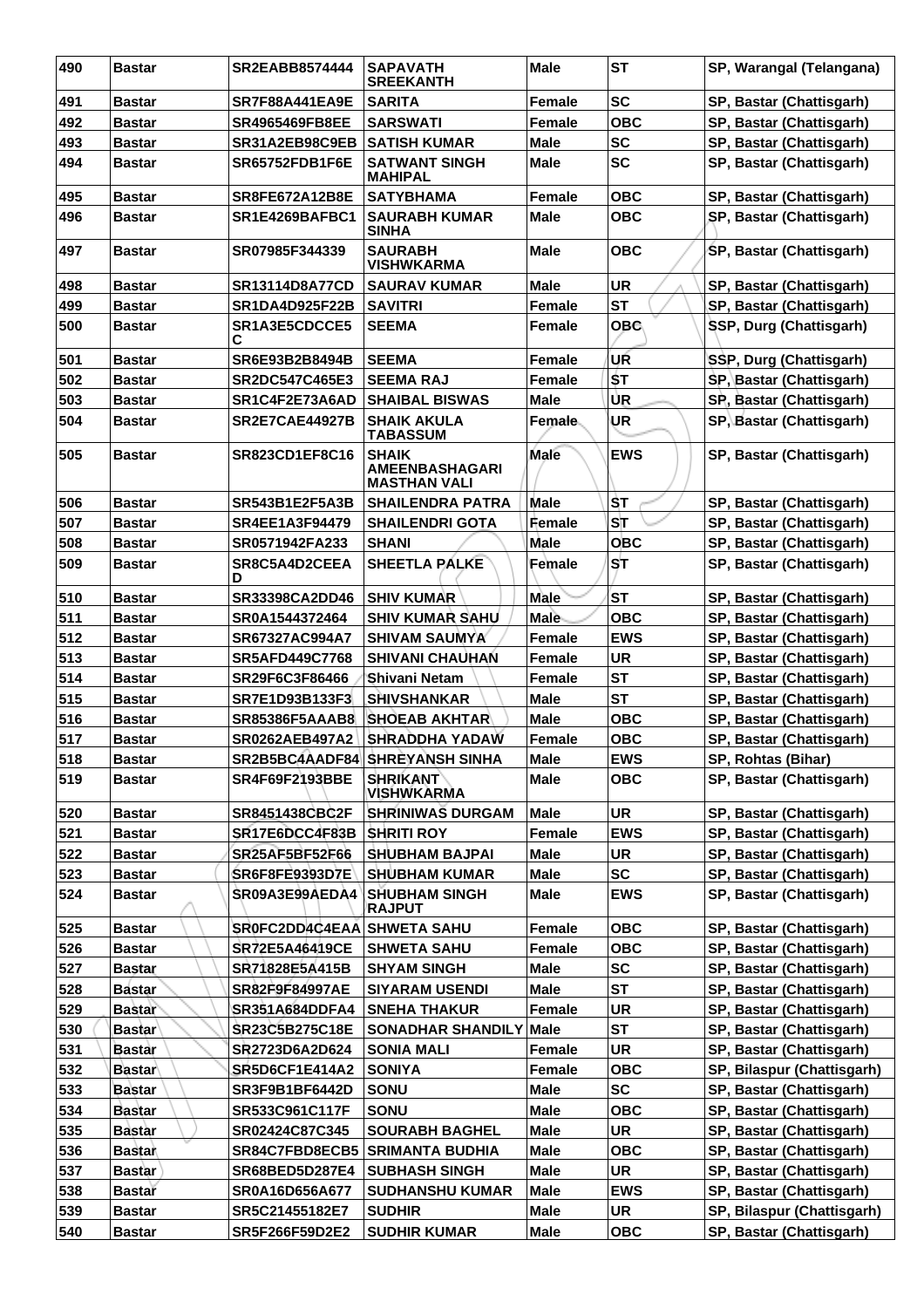| 490 | Bastar | SR2EABB8574444 | SAPAVATH SREEKANTH | Male | ST | SP, Warangal (Telangana) |
|---|---|---|---|---|---|---|
| 491 | Bastar | SR7F88A441EA9E | SARITA | Female | SC | SP, Bastar (Chattisgarh) |
| 492 | Bastar | SR4965469FB8EE | SARSWATI | Female | OBC | SP, Bastar (Chattisgarh) |
| 493 | Bastar | SR31A2EB98C9EB | SATISH KUMAR | Male | SC | SP, Bastar (Chattisgarh) |
| 494 | Bastar | SR65752FDB1F6E | SATWANT SINGH MAHIPAL | Male | SC | SP, Bastar (Chattisgarh) |
| 495 | Bastar | SR8FE672A12B8E | SATYBHAMA | Female | OBC | SP, Bastar (Chattisgarh) |
| 496 | Bastar | SR1E4269BAFBC1 | SAURABH KUMAR SINHA | Male | OBC | SP, Bastar (Chattisgarh) |
| 497 | Bastar | SR07985F344339 | SAURABH VISHWKARMA | Male | OBC | SP, Bastar (Chattisgarh) |
| 498 | Bastar | SR13114D8A77CD | SAURAV KUMAR | Male | UR | SP, Bastar (Chattisgarh) |
| 499 | Bastar | SR1DA4D925F22B | SAVITRI | Female | ST | SP, Bastar (Chattisgarh) |
| 500 | Bastar | SR1A3E5CDCCE5C | SEEMA | Female | OBC | SSP, Durg (Chattisgarh) |
| 501 | Bastar | SR6E93B2B8494B | SEEMA | Female | UR | SSP, Durg (Chattisgarh) |
| 502 | Bastar | SR2DC547C465E3 | SEEMA RAJ | Female | ST | SP, Bastar (Chattisgarh) |
| 503 | Bastar | SR1C4F2E73A6AD | SHAIBAL BISWAS | Male | UR | SP, Bastar (Chattisgarh) |
| 504 | Bastar | SR2E7CAE44927B | SHAIK AKULA TABASSUM | Female | UR | SP, Bastar (Chattisgarh) |
| 505 | Bastar | SR823CD1EF8C16 | SHAIK AMEENBASHAGARI MASTHAN VALI | Male | EWS | SP, Bastar (Chattisgarh) |
| 506 | Bastar | SR543B1E2F5A3B | SHAILENDRA PATRA | Male | ST | SP, Bastar (Chattisgarh) |
| 507 | Bastar | SR4EE1A3F94479 | SHAILENDRI GOTA | Female | ST | SP, Bastar (Chattisgarh) |
| 508 | Bastar | SR0571942FA233 | SHANI | Male | OBC | SP, Bastar (Chattisgarh) |
| 509 | Bastar | SR8C5A4D2CEEAD | SHEETLA PALKE | Female | ST | SP, Bastar (Chattisgarh) |
| 510 | Bastar | SR33398CA2DD46 | SHIV KUMAR | Male | ST | SP, Bastar (Chattisgarh) |
| 511 | Bastar | SR0A1544372464 | SHIV KUMAR SAHU | Male | OBC | SP, Bastar (Chattisgarh) |
| 512 | Bastar | SR67327AC994A7 | SHIVAM SAUMYA | Female | EWS | SP, Bastar (Chattisgarh) |
| 513 | Bastar | SR5AFD449C7768 | SHIVANI CHAUHAN | Female | UR | SP, Bastar (Chattisgarh) |
| 514 | Bastar | SR29F6C3F86466 | Shivani Netam | Female | ST | SP, Bastar (Chattisgarh) |
| 515 | Bastar | SR7E1D93B133F3 | SHIVSHANKAR | Male | ST | SP, Bastar (Chattisgarh) |
| 516 | Bastar | SR85386F5AAAB8 | SHOEAB AKHTAR | Male | OBC | SP, Bastar (Chattisgarh) |
| 517 | Bastar | SR0262AEB497A2 | SHRADDHA YADAW | Female | OBC | SP, Bastar (Chattisgarh) |
| 518 | Bastar | SR2B5BC4AADF84 | SHREYANSH SINHA | Male | EWS | SP, Rohtas (Bihar) |
| 519 | Bastar | SR4F69F2193BBE | SHRIKANT VISHWKARMA | Male | OBC | SP, Bastar (Chattisgarh) |
| 520 | Bastar | SR8451438CBC2F | SHRINIWAS DURGAM | Male | UR | SP, Bastar (Chattisgarh) |
| 521 | Bastar | SR17E6DCC4F83B | SHRITI ROY | Female | EWS | SP, Bastar (Chattisgarh) |
| 522 | Bastar | SR25AF5BF52F66 | SHUBHAM BAJPAI | Male | UR | SP, Bastar (Chattisgarh) |
| 523 | Bastar | SR6F8FE9393D7E | SHUBHAM KUMAR | Male | SC | SP, Bastar (Chattisgarh) |
| 524 | Bastar | SR09A3E99AEDA4 | SHUBHAM SINGH RAJPUT | Male | EWS | SP, Bastar (Chattisgarh) |
| 525 | Bastar | SR0FC2DD4C4EAA | SHWETA SAHU | Female | OBC | SP, Bastar (Chattisgarh) |
| 526 | Bastar | SR72E5A46419CE | SHWETA SAHU | Female | OBC | SP, Bastar (Chattisgarh) |
| 527 | Bastar | SR71828E5A415B | SHYAM SINGH | Male | SC | SP, Bastar (Chattisgarh) |
| 528 | Bastar | SR82F9F84997AE | SIYARAM USENDI | Male | ST | SP, Bastar (Chattisgarh) |
| 529 | Bastar | SR351A684DDFA4 | SNEHA THAKUR | Female | UR | SP, Bastar (Chattisgarh) |
| 530 | Bastar | SR23C5B275C18E | SONADHAR SHANDILY | Male | ST | SP, Bastar (Chattisgarh) |
| 531 | Bastar | SR2723D6A2D624 | SONIA MALI | Female | UR | SP, Bastar (Chattisgarh) |
| 532 | Bastar | SR5D6CF1E414A2 | SONIYA | Female | OBC | SP, Bilaspur (Chattisgarh) |
| 533 | Bastar | SR3F9B1BF6442D | SONU | Male | SC | SP, Bastar (Chattisgarh) |
| 534 | Bastar | SR533C961C117F | SONU | Male | OBC | SP, Bastar (Chattisgarh) |
| 535 | Bastar | SR02424C87C345 | SOURABH BAGHEL | Male | UR | SP, Bastar (Chattisgarh) |
| 536 | Bastar | SR84C7FBD8ECB5 | SRIMANTA BUDHIA | Male | OBC | SP, Bastar (Chattisgarh) |
| 537 | Bastar | SR68BED5D287E4 | SUBHASH SINGH | Male | UR | SP, Bastar (Chattisgarh) |
| 538 | Bastar | SR0A16D656A677 | SUDHANSHU KUMAR | Male | EWS | SP, Bastar (Chattisgarh) |
| 539 | Bastar | SR5C21455182E7 | SUDHIR | Male | UR | SP, Bilaspur (Chattisgarh) |
| 540 | Bastar | SR5F266F59D2E2 | SUDHIR KUMAR | Male | OBC | SP, Bastar (Chattisgarh) |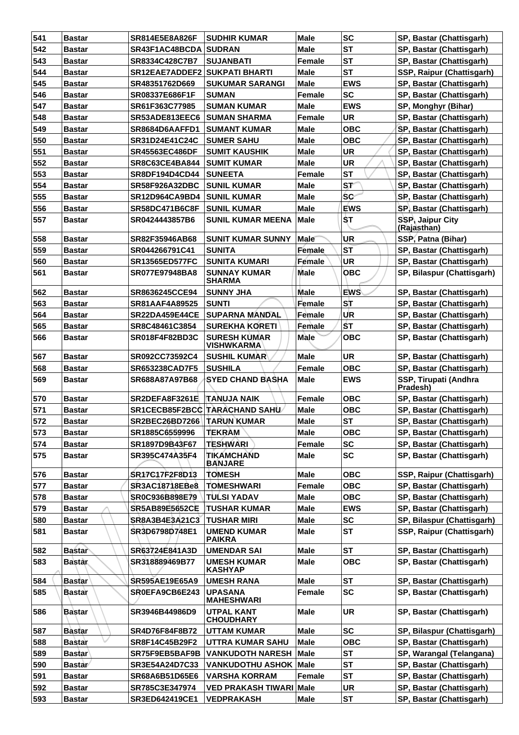| 541 | Bastar | SR814E5E8A826F | SUDHIR KUMAR | Male | SC | SP, Bastar (Chattisgarh) |
|---|---|---|---|---|---|---|
| 542 | Bastar | SR43F1AC48BCDA | SUDRAN | Male | ST | SP, Bastar (Chattisgarh) |
| 543 | Bastar | SR8334C428C7B7 | SUJANBATI | Female | ST | SP, Bastar (Chattisgarh) |
| 544 | Bastar | SR12EAE7ADDEF2 | SUKPATI BHARTI | Male | ST | SSP, Raipur (Chattisgarh) |
| 545 | Bastar | SR48351762D669 | SUKUMAR SARANGI | Male | EWS | SP, Bastar (Chattisgarh) |
| 546 | Bastar | SR08337E686F1F | SUMAN | Female | SC | SP, Bastar (Chattisgarh) |
| 547 | Bastar | SR61F363C77985 | SUMAN KUMAR | Male | EWS | SP, Monghyr (Bihar) |
| 548 | Bastar | SR53ADE813EEC6 | SUMAN SHARMA | Female | UR | SP, Bastar (Chattisgarh) |
| 549 | Bastar | SR8684D6AAFFD1 | SUMANT KUMAR | Male | OBC | SP, Bastar (Chattisgarh) |
| 550 | Bastar | SR31D24E41C24C | SUMER SAHU | Male | OBC | SP, Bastar (Chattisgarh) |
| 551 | Bastar | SR45563EC486DF | SUMIT KAUSHIK | Male | UR | SP, Bastar (Chattisgarh) |
| 552 | Bastar | SR8C63CE4BA844 | SUMIT KUMAR | Male | UR | SP, Bastar (Chattisgarh) |
| 553 | Bastar | SR8DF194D4CD44 | SUNEETA | Female | ST | SP, Bastar (Chattisgarh) |
| 554 | Bastar | SR58F926A32DBC | SUNIL KUMAR | Male | ST | SP, Bastar (Chattisgarh) |
| 555 | Bastar | SR12D964CA9BD4 | SUNIL KUMAR | Male | SC | SP, Bastar (Chattisgarh) |
| 556 | Bastar | SR58DC471B6C8F | SUNIL KUMAR | Male | EWS | SP, Bastar (Chattisgarh) |
| 557 | Bastar | SR0424443857B6 | SUNIL KUMAR MEENA | Male | ST | SSP, Jaipur City (Rajasthan) |
| 558 | Bastar | SR82F35946AB68 | SUNIT KUMAR SUNNY | Male | UR | SSP, Patna (Bihar) |
| 559 | Bastar | SR044266791C41 | SUNITA | Female | ST | SP, Bastar (Chattisgarh) |
| 560 | Bastar | SR13565ED577FC | SUNITA KUMARI | Female | UR | SP, Bastar (Chattisgarh) |
| 561 | Bastar | SR077E97948BA8 | SUNNAY KUMAR SHARMA | Male | OBC | SP, Bilaspur (Chattisgarh) |
| 562 | Bastar | SR8636245CCE94 | SUNNY JHA | Male | EWS | SP, Bastar (Chattisgarh) |
| 563 | Bastar | SR81AAF4A89525 | SUNTI | Female | ST | SP, Bastar (Chattisgarh) |
| 564 | Bastar | SR22DA459E44CE | SUPARNA MANDAL | Female | UR | SP, Bastar (Chattisgarh) |
| 565 | Bastar | SR8C48461C3854 | SUREKHA KORETI | Female | ST | SP, Bastar (Chattisgarh) |
| 566 | Bastar | SR018F4F82BD3C | SURESH KUMAR VISHWKARMA | Male | OBC | SP, Bastar (Chattisgarh) |
| 567 | Bastar | SR092CC73592C4 | SUSHIL KUMAR | Male | UR | SP, Bastar (Chattisgarh) |
| 568 | Bastar | SR653238CAD7F5 | SUSHILA | Female | OBC | SP, Bastar (Chattisgarh) |
| 569 | Bastar | SR688A87A97B68 | SYED CHAND BASHA | Male | EWS | SSP, Tirupati (Andhra Pradesh) |
| 570 | Bastar | SR2DEFA8F3261E | TANUJA NAIK | Female | OBC | SP, Bastar (Chattisgarh) |
| 571 | Bastar | SR1CECB85F2BCC | TARACHAND SAHU | Male | OBC | SP, Bastar (Chattisgarh) |
| 572 | Bastar | SR2BEC26BD7266 | TARUN KUMAR | Male | ST | SP, Bastar (Chattisgarh) |
| 573 | Bastar | SR1885C6559996 | TEKRAM | Male | OBC | SP, Bastar (Chattisgarh) |
| 574 | Bastar | SR1897D9B43F67 | TESHWARI | Female | SC | SP, Bastar (Chattisgarh) |
| 575 | Bastar | SR395C474A35F4 | TIKAMCHAND BANJARE | Male | SC | SP, Bastar (Chattisgarh) |
| 576 | Bastar | SR17C17F2F8D13 | TOMESH | Male | OBC | SSP, Raipur (Chattisgarh) |
| 577 | Bastar | SR3AC18718EBe8 | TOMESHWARI | Female | OBC | SP, Bastar (Chattisgarh) |
| 578 | Bastar | SR0C936B898E79 | TULSI YADAV | Male | OBC | SP, Bastar (Chattisgarh) |
| 579 | Bastar | SR5AB89E5652CE | TUSHAR KUMAR | Male | EWS | SP, Bastar (Chattisgarh) |
| 580 | Bastar | SR8A3B4E3A21C3 | TUSHAR MIRI | Male | SC | SP, Bilaspur (Chattisgarh) |
| 581 | Bastar | SR3D6798D748E1 | UMEND KUMAR PAIKRA | Male | ST | SSP, Raipur (Chattisgarh) |
| 582 | Bastar | SR63724E841A3D | UMENDAR SAI | Male | ST | SP, Bastar (Chattisgarh) |
| 583 | Bastar | SR318889469B77 | UMESH KUMAR KASHYAP | Male | OBC | SP, Bastar (Chattisgarh) |
| 584 | Bastar | SR595AE19E65A9 | UMESH RANA | Male | ST | SP, Bastar (Chattisgarh) |
| 585 | Bastar | SR0EFA9CB6E243 | UPASANA MAHESHWARI | Female | SC | SP, Bastar (Chattisgarh) |
| 586 | Bastar | SR3946B44986D9 | UTPAL KANT CHOUDHARY | Male | UR | SP, Bastar (Chattisgarh) |
| 587 | Bastar | SR4D76F84F8B72 | UTTAM KUMAR | Male | SC | SP, Bilaspur (Chattisgarh) |
| 588 | Bastar | SR8F14C45B29F2 | UTTRA KUMAR SAHU | Male | OBC | SP, Bastar (Chattisgarh) |
| 589 | Bastar | SR75F9EB5BAF9B | VANKUDOTH NARESH | Male | ST | SP, Warangal (Telangana) |
| 590 | Bastar | SR3E54A24D7C33 | VANKUDOTHU ASHOK | Male | ST | SP, Bastar (Chattisgarh) |
| 591 | Bastar | SR68A6B51D65E6 | VARSHA KORRAM | Female | ST | SP, Bastar (Chattisgarh) |
| 592 | Bastar | SR785C3E347974 | VED PRAKASH TIWARI | Male | UR | SP, Bastar (Chattisgarh) |
| 593 | Bastar | SR3ED642419CE1 | VEDPRAKASH | Male | ST | SP, Bastar (Chattisgarh) |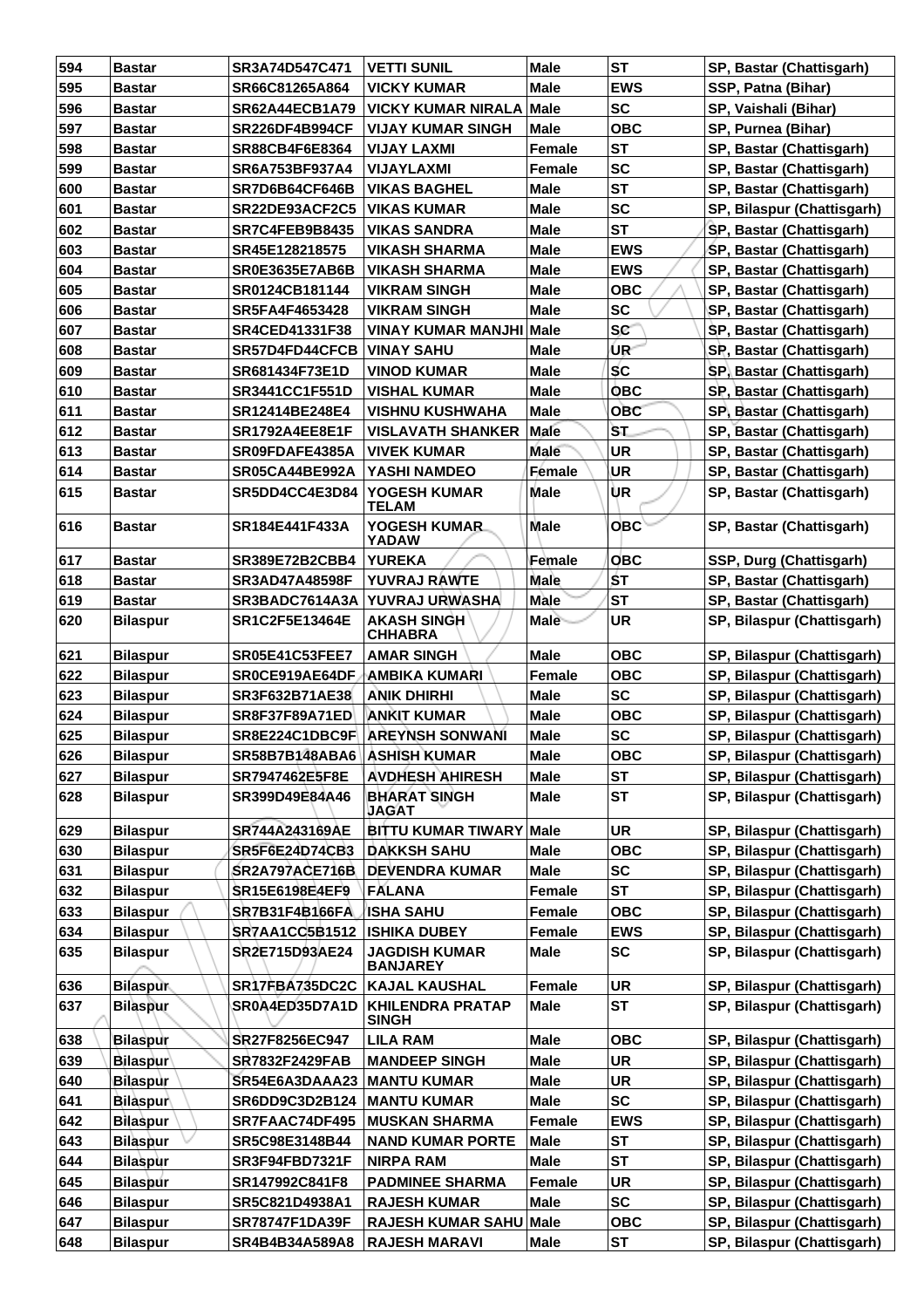| 594 | Bastar | SR3A74D547C471 | VETTI SUNIL | Male | ST | SP, Bastar (Chattisgarh) |
|---|---|---|---|---|---|---|
| 595 | Bastar | SR66C81265A864 | VICKY KUMAR | Male | EWS | SSP, Patna (Bihar) |
| 596 | Bastar | SR62A44ECB1A79 | VICKY KUMAR NIRALA | Male | SC | SP, Vaishali (Bihar) |
| 597 | Bastar | SR226DF4B994CF | VIJAY KUMAR SINGH | Male | OBC | SP, Purnea (Bihar) |
| 598 | Bastar | SR88CB4F6E8364 | VIJAY LAXMI | Female | ST | SP, Bastar (Chattisgarh) |
| 599 | Bastar | SR6A753BF937A4 | VIJAYLAXMI | Female | SC | SP, Bastar (Chattisgarh) |
| 600 | Bastar | SR7D6B64CF646B | VIKAS BAGHEL | Male | ST | SP, Bastar (Chattisgarh) |
| 601 | Bastar | SR22DE93ACF2C5 | VIKAS KUMAR | Male | SC | SP, Bilaspur (Chattisgarh) |
| 602 | Bastar | SR7C4FEB9B8435 | VIKAS SANDRA | Male | ST | SP, Bastar (Chattisgarh) |
| 603 | Bastar | SR45E128218575 | VIKASH SHARMA | Male | EWS | SP, Bastar (Chattisgarh) |
| 604 | Bastar | SR0E3635E7AB6B | VIKASH SHARMA | Male | EWS | SP, Bastar (Chattisgarh) |
| 605 | Bastar | SR0124CB181144 | VIKRAM SINGH | Male | OBC | SP, Bastar (Chattisgarh) |
| 606 | Bastar | SR5FA4F4653428 | VIKRAM SINGH | Male | SC | SP, Bastar (Chattisgarh) |
| 607 | Bastar | SR4CED41331F38 | VINAY KUMAR MANJHI | Male | SC | SP, Bastar (Chattisgarh) |
| 608 | Bastar | SR57D4FD44CFCB | VINAY SAHU | Male | UR | SP, Bastar (Chattisgarh) |
| 609 | Bastar | SR681434F73E1D | VINOD KUMAR | Male | SC | SP, Bastar (Chattisgarh) |
| 610 | Bastar | SR3441CC1F551D | VISHAL KUMAR | Male | OBC | SP, Bastar (Chattisgarh) |
| 611 | Bastar | SR12414BE248E4 | VISHNU KUSHWAHA | Male | OBC | SP, Bastar (Chattisgarh) |
| 612 | Bastar | SR1792A4EE8E1F | VISLAVATH SHANKER | Male | ST | SP, Bastar (Chattisgarh) |
| 613 | Bastar | SR09FDAFE4385A | VIVEK KUMAR | Male | UR | SP, Bastar (Chattisgarh) |
| 614 | Bastar | SR05CA44BE992A | YASHI NAMDEO | Female | UR | SP, Bastar (Chattisgarh) |
| 615 | Bastar | SR5DD4CC4E3D84 | YOGESH KUMAR TELAM | Male | UR | SP, Bastar (Chattisgarh) |
| 616 | Bastar | SR184E441F433A | YOGESH KUMAR YADAW | Male | OBC | SP, Bastar (Chattisgarh) |
| 617 | Bastar | SR389E72B2CBB4 | YUREKA | Female | OBC | SSP, Durg (Chattisgarh) |
| 618 | Bastar | SR3AD47A48598F | YUVRAJ RAWTE | Male | ST | SP, Bastar (Chattisgarh) |
| 619 | Bastar | SR3BADC7614A3A | YUVRAJ URWASHA | Male | ST | SP, Bastar (Chattisgarh) |
| 620 | Bilaspur | SR1C2F5E13464E | AKASH SINGH CHHABRA | Male | UR | SP, Bilaspur (Chattisgarh) |
| 621 | Bilaspur | SR05E41C53FEE7 | AMAR SINGH | Male | OBC | SP, Bilaspur (Chattisgarh) |
| 622 | Bilaspur | SR0CE919AE64DF | AMBIKA KUMARI | Female | OBC | SP, Bilaspur (Chattisgarh) |
| 623 | Bilaspur | SR3F632B71AE38 | ANIK DHIRHI | Male | SC | SP, Bilaspur (Chattisgarh) |
| 624 | Bilaspur | SR8F37F89A71ED | ANKIT KUMAR | Male | OBC | SP, Bilaspur (Chattisgarh) |
| 625 | Bilaspur | SR8E224C1DBC9F | AREYNSH SONWANI | Male | SC | SP, Bilaspur (Chattisgarh) |
| 626 | Bilaspur | SR58B7B148ABA6 | ASHISH KUMAR | Male | OBC | SP, Bilaspur (Chattisgarh) |
| 627 | Bilaspur | SR7947462E5F8E | AVDHESH AHIRESH | Male | ST | SP, Bilaspur (Chattisgarh) |
| 628 | Bilaspur | SR399D49E84A46 | BHARAT SINGH JAGAT | Male | ST | SP, Bilaspur (Chattisgarh) |
| 629 | Bilaspur | SR744A243169AE | BITTU KUMAR TIWARY | Male | UR | SP, Bilaspur (Chattisgarh) |
| 630 | Bilaspur | SR5F6E24D74CB3 | DAKKSH SAHU | Male | OBC | SP, Bilaspur (Chattisgarh) |
| 631 | Bilaspur | SR2A797ACE716B | DEVENDRA KUMAR | Male | SC | SP, Bilaspur (Chattisgarh) |
| 632 | Bilaspur | SR15E6198E4EF9 | FALANA | Female | ST | SP, Bilaspur (Chattisgarh) |
| 633 | Bilaspur | SR7B31F4B166FA | ISHA SAHU | Female | OBC | SP, Bilaspur (Chattisgarh) |
| 634 | Bilaspur | SR7AA1CC5B1512 | ISHIKA DUBEY | Female | EWS | SP, Bilaspur (Chattisgarh) |
| 635 | Bilaspur | SR2E715D93AE24 | JAGDISH KUMAR BANJAREY | Male | SC | SP, Bilaspur (Chattisgarh) |
| 636 | Bilaspur | SR17FBA735DC2C | KAJAL KAUSHAL | Female | UR | SP, Bilaspur (Chattisgarh) |
| 637 | Bilaspur | SR0A4ED35D7A1D | KHILENDRA PRATAP SINGH | Male | ST | SP, Bilaspur (Chattisgarh) |
| 638 | Bilaspur | SR27F8256EC947 | LILA RAM | Male | OBC | SP, Bilaspur (Chattisgarh) |
| 639 | Bilaspur | SR7832F2429FAB | MANDEEP SINGH | Male | UR | SP, Bilaspur (Chattisgarh) |
| 640 | Bilaspur | SR54E6A3DAAA23 | MANTU KUMAR | Male | UR | SP, Bilaspur (Chattisgarh) |
| 641 | Bilaspur | SR6DD9C3D2B124 | MANTU KUMAR | Male | SC | SP, Bilaspur (Chattisgarh) |
| 642 | Bilaspur | SR7FAAC74DF495 | MUSKAN SHARMA | Female | EWS | SP, Bilaspur (Chattisgarh) |
| 643 | Bilaspur | SR5C98E3148B44 | NAND KUMAR PORTE | Male | ST | SP, Bilaspur (Chattisgarh) |
| 644 | Bilaspur | SR3F94FBD7321F | NIRPA RAM | Male | ST | SP, Bilaspur (Chattisgarh) |
| 645 | Bilaspur | SR147992C841F8 | PADMINEE SHARMA | Female | UR | SP, Bilaspur (Chattisgarh) |
| 646 | Bilaspur | SR5C821D4938A1 | RAJESH KUMAR | Male | SC | SP, Bilaspur (Chattisgarh) |
| 647 | Bilaspur | SR78747F1DA39F | RAJESH KUMAR SAHU | Male | OBC | SP, Bilaspur (Chattisgarh) |
| 648 | Bilaspur | SR4B4B34A589A8 | RAJESH MARAVI | Male | ST | SP, Bilaspur (Chattisgarh) |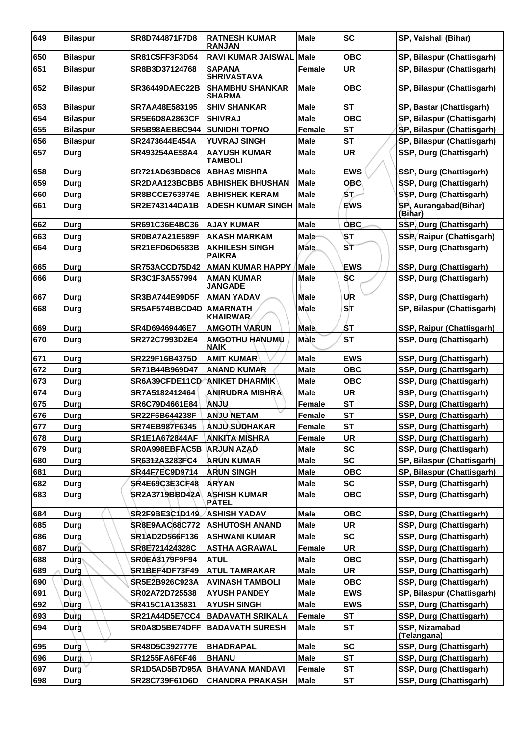| 649 | Bilaspur | SR8D744871F7D8 | RATNESH KUMAR RANJAN | Male | SC | SP, Vaishali (Bihar) |
|---|---|---|---|---|---|---|
| 650 | Bilaspur | SR81C5FF3F3D54 | RAVI KUMAR JAISWAL | Male | OBC | SP, Bilaspur (Chattisgarh) |
| 651 | Bilaspur | SR8B3D37124768 | SAPANA SHRIVASTAVA | Female | UR | SP, Bilaspur (Chattisgarh) |
| 652 | Bilaspur | SR36449DAEC22B | SHAMBHU SHANKAR SHARMA | Male | OBC | SP, Bilaspur (Chattisgarh) |
| 653 | Bilaspur | SR7AA48E583195 | SHIV SHANKAR | Male | ST | SP, Bastar (Chattisgarh) |
| 654 | Bilaspur | SR5E6D8A2863CF | SHIVRAJ | Male | OBC | SP, Bilaspur (Chattisgarh) |
| 655 | Bilaspur | SR5B98AEBEC944 | SUNIDHI TOPNO | Female | ST | SP, Bilaspur (Chattisgarh) |
| 656 | Bilaspur | SR2473644E454A | YUVRAJ SINGH | Male | ST | SP, Bilaspur (Chattisgarh) |
| 657 | Durg | SR493254AE58A4 | AAYUSH KUMAR TAMBOLI | Male | UR | SSP, Durg (Chattisgarh) |
| 658 | Durg | SR721AD63BD8C6 | ABHAS MISHRA | Male | EWS | SSP, Durg (Chattisgarh) |
| 659 | Durg | SR2DAA123BCBB5 | ABHISHEK BHUSHAN | Male | OBC | SSP, Durg (Chattisgarh) |
| 660 | Durg | SR8BCCE763974E | ABHISHEK KERAM | Male | ST | SSP, Durg (Chattisgarh) |
| 661 | Durg | SR2E743144DA1B | ADESH KUMAR SINGH | Male | EWS | SP, Aurangabad(Bihar) (Bihar) |
| 662 | Durg | SR691C36E4BC36 | AJAY KUMAR | Male | OBC | SSP, Durg (Chattisgarh) |
| 663 | Durg | SR0BA7A21E589F | AKASH MARKAM | Male | ST | SSP, Raipur (Chattisgarh) |
| 664 | Durg | SR21EFD6D6583B | AKHILESH SINGH PAIKRA | Male | ST | SSP, Durg (Chattisgarh) |
| 665 | Durg | SR753ACCD75D42 | AMAN KUMAR HAPPY | Male | EWS | SSP, Durg (Chattisgarh) |
| 666 | Durg | SR3C1F3A557994 | AMAN KUMAR JANGADE | Male | SC | SSP, Durg (Chattisgarh) |
| 667 | Durg | SR3BA744E99D5F | AMAN YADAV | Male | UR | SSP, Durg (Chattisgarh) |
| 668 | Durg | SR5AF574BBCD4D | AMARNATH KHAIRWAR | Male | ST | SP, Bilaspur (Chattisgarh) |
| 669 | Durg | SR4D69469446E7 | AMGOTH VARUN | Male | ST | SSP, Raipur (Chattisgarh) |
| 670 | Durg | SR272C7993D2E4 | AMGOTHU HANUMU NAIK | Male | ST | SSP, Durg (Chattisgarh) |
| 671 | Durg | SR229F16B4375D | AMIT KUMAR | Male | EWS | SSP, Durg (Chattisgarh) |
| 672 | Durg | SR71B44B969D47 | ANAND KUMAR | Male | OBC | SSP, Durg (Chattisgarh) |
| 673 | Durg | SR6A39CFDE11CD | ANIKET DHARMIK | Male | OBC | SSP, Durg (Chattisgarh) |
| 674 | Durg | SR7A5182412464 | ANIRUDRA MISHRA | Male | UR | SSP, Durg (Chattisgarh) |
| 675 | Durg | SR6C79D4661E84 | ANJU | Female | ST | SSP, Durg (Chattisgarh) |
| 676 | Durg | SR22F6B644238F | ANJU NETAM | Female | ST | SSP, Durg (Chattisgarh) |
| 677 | Durg | SR74EB987F6345 | ANJU SUDHAKAR | Female | ST | SSP, Durg (Chattisgarh) |
| 678 | Durg | SR1E1A672844AF | ANKITA MISHRA | Female | UR | SSP, Durg (Chattisgarh) |
| 679 | Durg | SR0A998EBFAC5B | ARJUN AZAD | Male | SC | SSP, Durg (Chattisgarh) |
| 680 | Durg | SR6312A3283FC4 | ARUN KUMAR | Male | SC | SP, Bilaspur (Chattisgarh) |
| 681 | Durg | SR44F7EC9D9714 | ARUN SINGH | Male | OBC | SP, Bilaspur (Chattisgarh) |
| 682 | Durg | SR4E69C3E3CF48 | ARYAN | Male | SC | SSP, Durg (Chattisgarh) |
| 683 | Durg | SR2A3719BBD42A | ASHISH KUMAR PATEL | Male | OBC | SSP, Durg (Chattisgarh) |
| 684 | Durg | SR2F9BE3C1D149 | ASHISH YADAV | Male | OBC | SSP, Durg (Chattisgarh) |
| 685 | Durg | SR8E9AAC68C772 | ASHUTOSH ANAND | Male | UR | SSP, Durg (Chattisgarh) |
| 686 | Durg | SR1AD2D566F136 | ASHWANI KUMAR | Male | SC | SSP, Durg (Chattisgarh) |
| 687 | Durg | SR8E721424328C | ASTHA AGRAWAL | Female | UR | SSP, Durg (Chattisgarh) |
| 688 | Durg | SR0EA3179F9F94 | ATUL | Male | OBC | SSP, Durg (Chattisgarh) |
| 689 | Durg | SR1BEF4DF73F49 | ATUL TAMRAKAR | Male | UR | SSP, Durg (Chattisgarh) |
| 690 | Durg | SR5E2B926C923A | AVINASH TAMBOLI | Male | OBC | SSP, Durg (Chattisgarh) |
| 691 | Durg | SR02A72D725538 | AYUSH PANDEY | Male | EWS | SP, Bilaspur (Chattisgarh) |
| 692 | Durg | SR415C1A135831 | AYUSH SINGH | Male | EWS | SSP, Durg (Chattisgarh) |
| 693 | Durg | SR21A44D5E7CC4 | BADAVATH SRIKALA | Female | ST | SSP, Durg (Chattisgarh) |
| 694 | Durg | SR0A8D5BE74DFF | BADAVATH SURESH | Male | ST | SSP, Nizamabad (Telangana) |
| 695 | Durg | SR48D5C392777E | BHADRAPAL | Male | SC | SSP, Durg (Chattisgarh) |
| 696 | Durg | SR1255FA6F6F46 | BHANU | Male | ST | SSP, Durg (Chattisgarh) |
| 697 | Durg | SR1D5AD5B7D95A | BHAVANA MANDAVI | Female | ST | SSP, Durg (Chattisgarh) |
| 698 | Durg | SR28C739F61D6D | CHANDRA PRAKASH | Male | ST | SSP, Durg (Chattisgarh) |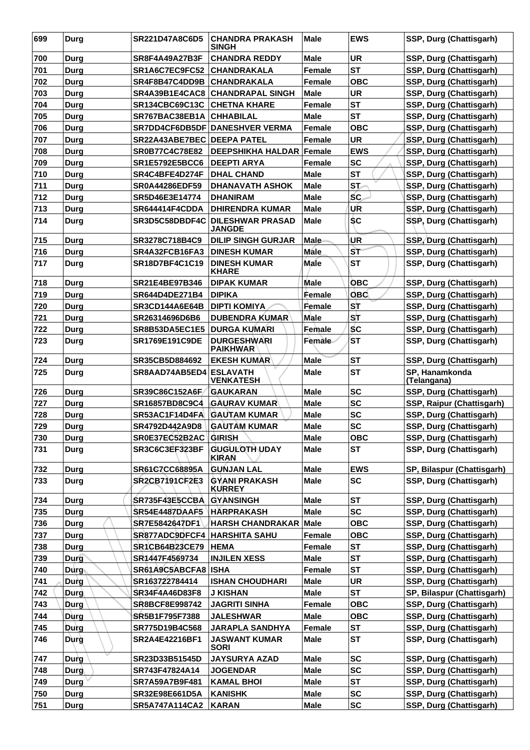| 699 | Durg | SR221D47A8C6D5 | CHANDRA PRAKASH SINGH | Male | EWS | SSP, Durg (Chattisgarh) |
|---|---|---|---|---|---|---|
| 700 | Durg | SR8F4A49A27B3F | CHANDRA REDDY | Male | UR | SSP, Durg (Chattisgarh) |
| 701 | Durg | SR1A6C7EC9FC52 | CHANDRAKALA | Female | ST | SSP, Durg (Chattisgarh) |
| 702 | Durg | SR4F8B47C4DD9B | CHANDRAKALA | Female | OBC | SSP, Durg (Chattisgarh) |
| 703 | Durg | SR4A39B1E4CAC8 | CHANDRAPAL SINGH | Male | UR | SSP, Durg (Chattisgarh) |
| 704 | Durg | SR134CBC69C13C | CHETNA KHARE | Female | ST | SSP, Durg (Chattisgarh) |
| 705 | Durg | SR767BAC38EB1A | CHHABILAL | Male | ST | SSP, Durg (Chattisgarh) |
| 706 | Durg | SR7DD4CF6DB5DF | DANESHVER VERMA | Female | OBC | SSP, Durg (Chattisgarh) |
| 707 | Durg | SR22A43ABE7BEC | DEEPA PATEL | Female | UR | SSP, Durg (Chattisgarh) |
| 708 | Durg | SR0B77C4C78E82 | DEEPSHIKHA HALDAR | Female | EWS | SSP, Durg (Chattisgarh) |
| 709 | Durg | SR1E5792E5BCC6 | DEEPTI ARYA | Female | SC | SSP, Durg (Chattisgarh) |
| 710 | Durg | SR4C4BFE4D274F | DHAL CHAND | Male | ST | SSP, Durg (Chattisgarh) |
| 711 | Durg | SR0A44286EDF59 | DHANAVATH ASHOK | Male | ST | SSP, Durg (Chattisgarh) |
| 712 | Durg | SR5D46E3E14774 | DHANIRAM | Male | SC | SSP, Durg (Chattisgarh) |
| 713 | Durg | SR644414F4CDDA | DHIRENDRA KUMAR | Male | UR | SSP, Durg (Chattisgarh) |
| 714 | Durg | SR3D5C58DBDF4C | DILESHWAR PRASAD JANGDE | Male | SC | SSP, Durg (Chattisgarh) |
| 715 | Durg | SR3278C718B4C9 | DILIP SINGH GURJAR | Male | UR | SSP, Durg (Chattisgarh) |
| 716 | Durg | SR4A32FCB16FA3 | DINESH KUMAR | Male | ST | SSP, Durg (Chattisgarh) |
| 717 | Durg | SR18D7BF4C1C19 | DINESH KUMAR KHARE | Male | ST | SSP, Durg (Chattisgarh) |
| 718 | Durg | SR21E4BE97B346 | DIPAK KUMAR | Male | OBC | SSP, Durg (Chattisgarh) |
| 719 | Durg | SR644D4DE271B4 | DIPIKA | Female | OBC | SSP, Durg (Chattisgarh) |
| 720 | Durg | SR3CD144A6E64B | DIPTI KOMIYA | Female | ST | SSP, Durg (Chattisgarh) |
| 721 | Durg | SR26314696D6B6 | DUBENDRA KUMAR | Male | ST | SSP, Durg (Chattisgarh) |
| 722 | Durg | SR8B53DA5EC1E5 | DURGA KUMARI | Female | SC | SSP, Durg (Chattisgarh) |
| 723 | Durg | SR1769E191C9DE | DURGESHWARI PAIKHWAR | Female | ST | SSP, Durg (Chattisgarh) |
| 724 | Durg | SR35CB5D884692 | EKESH KUMAR | Male | ST | SSP, Durg (Chattisgarh) |
| 725 | Durg | SR8AAD74AB5ED4 | ESLAVATH VENKATESH | Male | ST | SP, Hanamkonda (Telangana) |
| 726 | Durg | SR39C86C152A6F | GAUKARAN | Male | SC | SSP, Durg (Chattisgarh) |
| 727 | Durg | SR16857BD8C9C4 | GAURAV KUMAR | Male | SC | SSP, Raipur (Chattisgarh) |
| 728 | Durg | SR53AC1F14D4FA | GAUTAM KUMAR | Male | SC | SSP, Durg (Chattisgarh) |
| 729 | Durg | SR4792D442A9D8 | GAUTAM KUMAR | Male | SC | SSP, Durg (Chattisgarh) |
| 730 | Durg | SR0E37EC52B2AC | GIRISH | Male | OBC | SSP, Durg (Chattisgarh) |
| 731 | Durg | SR3C6C3EF323BF | GUGULOTH UDAY KIRAN | Male | ST | SSP, Durg (Chattisgarh) |
| 732 | Durg | SR61C7CC68895A | GUNJAN LAL | Male | EWS | SP, Bilaspur (Chattisgarh) |
| 733 | Durg | SR2CB7191CF2E3 | GYANI PRAKASH KURREY | Male | SC | SSP, Durg (Chattisgarh) |
| 734 | Durg | SR735F43E5CCBA | GYANSINGH | Male | ST | SSP, Durg (Chattisgarh) |
| 735 | Durg | SR54E4487DAAF5 | HARPRAKASH | Male | SC | SSP, Durg (Chattisgarh) |
| 736 | Durg | SR7E5842647DF1 | HARSH CHANDRAKAR | Male | OBC | SSP, Durg (Chattisgarh) |
| 737 | Durg | SR877ADC9DFCF4 | HARSHITA SAHU | Female | OBC | SSP, Durg (Chattisgarh) |
| 738 | Durg | SR1CB64B23CE79 | HEMA | Female | ST | SSP, Durg (Chattisgarh) |
| 739 | Durg | SR1447F4569734 | INJILEN XESS | Male | ST | SSP, Durg (Chattisgarh) |
| 740 | Durg | SR61A9C5ABCFA8 | ISHA | Female | ST | SSP, Durg (Chattisgarh) |
| 741 | Durg | SR163722784414 | ISHAN CHOUDHARI | Male | UR | SSP, Durg (Chattisgarh) |
| 742 | Durg | SR34F4A46D83F8 | J KISHAN | Male | ST | SP, Bilaspur (Chattisgarh) |
| 743 | Durg | SR8BCF8E998742 | JAGRITI SINHA | Female | OBC | SSP, Durg (Chattisgarh) |
| 744 | Durg | SR5B1F795F7388 | JALESHWAR | Male | OBC | SSP, Durg (Chattisgarh) |
| 745 | Durg | SR775D19B4C568 | JARAPLA SANDHYA | Female | ST | SSP, Durg (Chattisgarh) |
| 746 | Durg | SR2A4E42216BF1 | JASWANT KUMAR SORI | Male | ST | SSP, Durg (Chattisgarh) |
| 747 | Durg | SR23D33B51545D | JAYSURYA AZAD | Male | SC | SSP, Durg (Chattisgarh) |
| 748 | Durg | SR743F47824A14 | JOGENDAR | Male | SC | SSP, Durg (Chattisgarh) |
| 749 | Durg | SR7A59A7B9F481 | KAMAL BHOI | Male | ST | SSP, Durg (Chattisgarh) |
| 750 | Durg | SR32E98E661D5A | KANISHK | Male | SC | SSP, Durg (Chattisgarh) |
| 751 | Durg | SR5A747A114CA2 | KARAN | Male | SC | SSP, Durg (Chattisgarh) |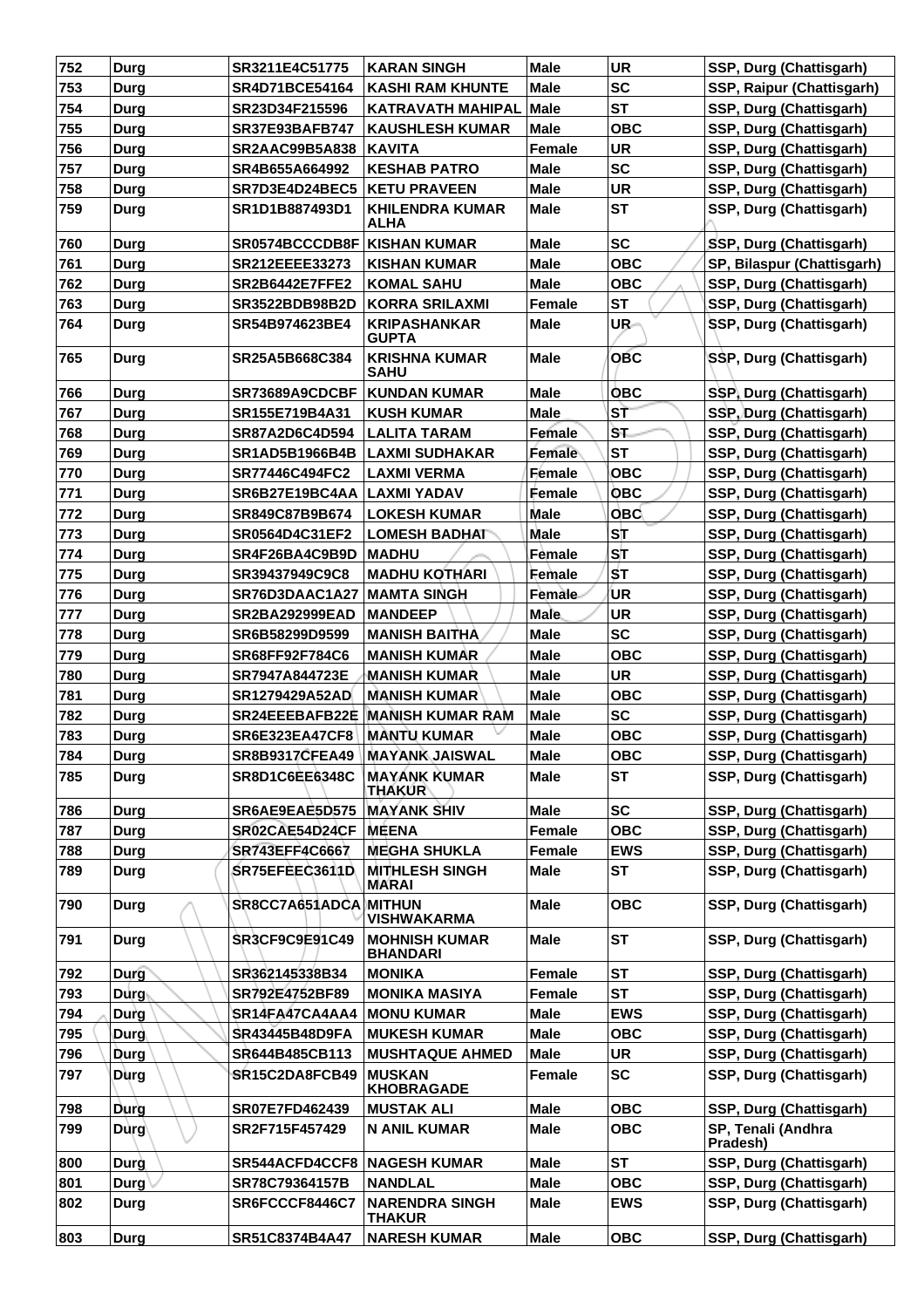| 752 | Durg | SR3211E4C51775 | KARAN SINGH | Male | UR | SSP, Durg (Chattisgarh) |
|---|---|---|---|---|---|---|
| 753 | Durg | SR4D71BCE54164 | KASHI RAM KHUNTE | Male | SC | SSP, Raipur (Chattisgarh) |
| 754 | Durg | SR23D34F215596 | KATRAVATH MAHIPAL | Male | ST | SSP, Durg (Chattisgarh) |
| 755 | Durg | SR37E93BAFB747 | KAUSHLESH KUMAR | Male | OBC | SSP, Durg (Chattisgarh) |
| 756 | Durg | SR2AAC99B5A838 | KAVITA | Female | UR | SSP, Durg (Chattisgarh) |
| 757 | Durg | SR4B655A664992 | KESHAB PATRO | Male | SC | SSP, Durg (Chattisgarh) |
| 758 | Durg | SR7D3E4D24BEC5 | KETU PRAVEEN | Male | UR | SSP, Durg (Chattisgarh) |
| 759 | Durg | SR1D1B887493D1 | KHILENDRA KUMAR ALHA | Male | ST | SSP, Durg (Chattisgarh) |
| 760 | Durg | SR0574BCCCDB8F | KISHAN KUMAR | Male | SC | SSP, Durg (Chattisgarh) |
| 761 | Durg | SR212EEEE33273 | KISHAN KUMAR | Male | OBC | SP, Bilaspur (Chattisgarh) |
| 762 | Durg | SR2B6442E7FFE2 | KOMAL SAHU | Male | OBC | SSP, Durg (Chattisgarh) |
| 763 | Durg | SR3522BDB98B2D | KORRA SRILAXMI | Female | ST | SSP, Durg (Chattisgarh) |
| 764 | Durg | SR54B974623BE4 | KRIPASHANKAR GUPTA | Male | UR | SSP, Durg (Chattisgarh) |
| 765 | Durg | SR25A5B668C384 | KRISHNA KUMAR SAHU | Male | OBC | SSP, Durg (Chattisgarh) |
| 766 | Durg | SR73689A9CDCBF | KUNDAN KUMAR | Male | OBC | SSP, Durg (Chattisgarh) |
| 767 | Durg | SR155E719B4A31 | KUSH KUMAR | Male | ST | SSP, Durg (Chattisgarh) |
| 768 | Durg | SR87A2D6C4D594 | LALITA TARAM | Female | ST | SSP, Durg (Chattisgarh) |
| 769 | Durg | SR1AD5B1966B4B | LAXMI SUDHAKAR | Female | ST | SSP, Durg (Chattisgarh) |
| 770 | Durg | SR77446C494FC2 | LAXMI VERMA | Female | OBC | SSP, Durg (Chattisgarh) |
| 771 | Durg | SR6B27E19BC4AA | LAXMI YADAV | Female | OBC | SSP, Durg (Chattisgarh) |
| 772 | Durg | SR849C87B9B674 | LOKESH KUMAR | Male | OBC | SSP, Durg (Chattisgarh) |
| 773 | Durg | SR0564D4C31EF2 | LOMESH BADHAI | Male | ST | SSP, Durg (Chattisgarh) |
| 774 | Durg | SR4F26BA4C9B9D | MADHU | Female | ST | SSP, Durg (Chattisgarh) |
| 775 | Durg | SR39437949C9C8 | MADHU KOTHARI | Female | ST | SSP, Durg (Chattisgarh) |
| 776 | Durg | SR76D3DAAC1A27 | MAMTA SINGH | Female | UR | SSP, Durg (Chattisgarh) |
| 777 | Durg | SR2BA292999EAD | MANDEEP | Male | UR | SSP, Durg (Chattisgarh) |
| 778 | Durg | SR6B58299D9599 | MANISH BAITHA | Male | SC | SSP, Durg (Chattisgarh) |
| 779 | Durg | SR68FF92F784C6 | MANISH KUMAR | Male | OBC | SSP, Durg (Chattisgarh) |
| 780 | Durg | SR7947A844723E | MANISH KUMAR | Male | UR | SSP, Durg (Chattisgarh) |
| 781 | Durg | SR1279429A52AD | MANISH KUMAR | Male | OBC | SSP, Durg (Chattisgarh) |
| 782 | Durg | SR24EEEBAFB22E | MANISH KUMAR RAM | Male | SC | SSP, Durg (Chattisgarh) |
| 783 | Durg | SR6E323EA47CF8 | MANTU KUMAR | Male | OBC | SSP, Durg (Chattisgarh) |
| 784 | Durg | SR8B9317CFEA49 | MAYANK JAISWAL | Male | OBC | SSP, Durg (Chattisgarh) |
| 785 | Durg | SR8D1C6EE6348C | MAYANK KUMAR THAKUR | Male | ST | SSP, Durg (Chattisgarh) |
| 786 | Durg | SR6AE9EAE5D575 | MAYANK SHIV | Male | SC | SSP, Durg (Chattisgarh) |
| 787 | Durg | SR02CAE54D24CF | MEENA | Female | OBC | SSP, Durg (Chattisgarh) |
| 788 | Durg | SR743EFF4C6667 | MEGHA SHUKLA | Female | EWS | SSP, Durg (Chattisgarh) |
| 789 | Durg | SR75EFEEC3611D | MITHLESH SINGH MARAI | Male | ST | SSP, Durg (Chattisgarh) |
| 790 | Durg | SR8CC7A651ADCA | MITHUN VISHWAKARMA | Male | OBC | SSP, Durg (Chattisgarh) |
| 791 | Durg | SR3CF9C9E91C49 | MOHNISH KUMAR BHANDARI | Male | ST | SSP, Durg (Chattisgarh) |
| 792 | Durg | SR362145338B34 | MONIKA | Female | ST | SSP, Durg (Chattisgarh) |
| 793 | Durg | SR792E4752BF89 | MONIKA MASIYA | Female | ST | SSP, Durg (Chattisgarh) |
| 794 | Durg | SR14FA47CA4AA4 | MONU KUMAR | Male | EWS | SSP, Durg (Chattisgarh) |
| 795 | Durg | SR43445B48D9FA | MUKESH KUMAR | Male | OBC | SSP, Durg (Chattisgarh) |
| 796 | Durg | SR644B485CB113 | MUSHTAQUE AHMED | Male | UR | SSP, Durg (Chattisgarh) |
| 797 | Durg | SR15C2DA8FCB49 | MUSKAN KHOBRAGADE | Female | SC | SSP, Durg (Chattisgarh) |
| 798 | Durg | SR07E7FD462439 | MUSTAK ALI | Male | OBC | SSP, Durg (Chattisgarh) |
| 799 | Durg | SR2F715F457429 | N ANIL KUMAR | Male | OBC | SP, Tenali (Andhra Pradesh) |
| 800 | Durg | SR544ACFD4CCF8 | NAGESH KUMAR | Male | ST | SSP, Durg (Chattisgarh) |
| 801 | Durg | SR78C79364157B | NANDLAL | Male | OBC | SSP, Durg (Chattisgarh) |
| 802 | Durg | SR6FCCCF8446C7 | NARENDRA SINGH THAKUR | Male | EWS | SSP, Durg (Chattisgarh) |
| 803 | Durg | SR51C8374B4A47 | NARESH KUMAR | Male | OBC | SSP, Durg (Chattisgarh) |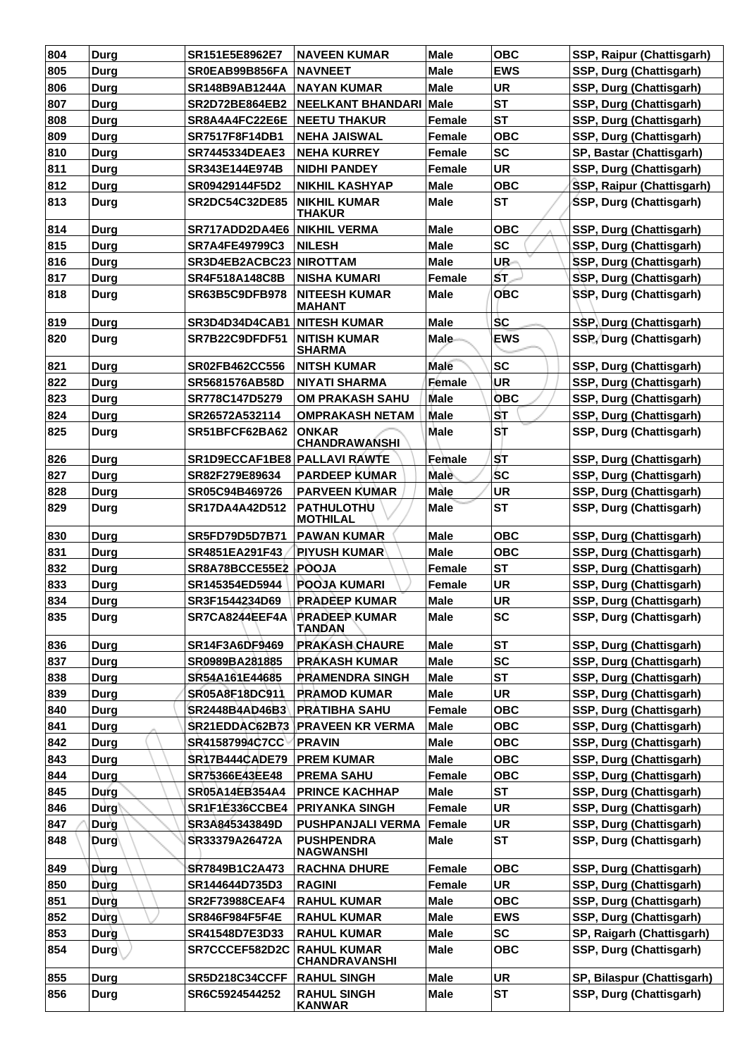| 804 | Durg | SR151E5E8962E7 | NAVEEN KUMAR | Male | OBC | SSP, Raipur (Chattisgarh) |
|---|---|---|---|---|---|---|
| 805 | Durg | SR0EAB99B856FA | NAVNEET | Male | EWS | SSP, Durg (Chattisgarh) |
| 806 | Durg | SR148B9AB1244A | NAYAN KUMAR | Male | UR | SSP, Durg (Chattisgarh) |
| 807 | Durg | SR2D72BE864EB2 | NEELKANT BHANDARI | Male | ST | SSP, Durg (Chattisgarh) |
| 808 | Durg | SR8A4A4FC22E6E | NEETU THAKUR | Female | ST | SSP, Durg (Chattisgarh) |
| 809 | Durg | SR7517F8F14DB1 | NEHA JAISWAL | Female | OBC | SSP, Durg (Chattisgarh) |
| 810 | Durg | SR7445334DEAE3 | NEHA KURREY | Female | SC | SP, Bastar (Chattisgarh) |
| 811 | Durg | SR343E144E974B | NIDHI PANDEY | Female | UR | SSP, Durg (Chattisgarh) |
| 812 | Durg | SR09429144F5D2 | NIKHIL KASHYAP | Male | OBC | SSP, Raipur (Chattisgarh) |
| 813 | Durg | SR2DC54C32DE85 | NIKHIL KUMAR THAKUR | Male | ST | SSP, Durg (Chattisgarh) |
| 814 | Durg | SR717ADD2DA4E6 | NIKHIL VERMA | Male | OBC | SSP, Durg (Chattisgarh) |
| 815 | Durg | SR7A4FE49799C3 | NILESH | Male | SC | SSP, Durg (Chattisgarh) |
| 816 | Durg | SR3D4EB2ACBC23 | NIROTTAM | Male | UR | SSP, Durg (Chattisgarh) |
| 817 | Durg | SR4F518A148C8B | NISHA KUMARI | Female | ST | SSP, Durg (Chattisgarh) |
| 818 | Durg | SR63B5C9DFB978 | NITEESH KUMAR MAHANT | Male | OBC | SSP, Durg (Chattisgarh) |
| 819 | Durg | SR3D4D34D4CAB1 | NITESH KUMAR | Male | SC | SSP, Durg (Chattisgarh) |
| 820 | Durg | SR7B22C9DFDF51 | NITISH KUMAR SHARMA | Male | EWS | SSP, Durg (Chattisgarh) |
| 821 | Durg | SR02FB462CC556 | NITSH KUMAR | Male | SC | SSP, Durg (Chattisgarh) |
| 822 | Durg | SR5681576AB58D | NIYATI SHARMA | Female | UR | SSP, Durg (Chattisgarh) |
| 823 | Durg | SR778C147D5279 | OM PRAKASH SAHU | Male | OBC | SSP, Durg (Chattisgarh) |
| 824 | Durg | SR26572A532114 | OMPRAKASH NETAM | Male | ST | SSP, Durg (Chattisgarh) |
| 825 | Durg | SR51BFCF62BA62 | ONKAR CHANDRAWANSHI | Male | ST | SSP, Durg (Chattisgarh) |
| 826 | Durg | SR1D9ECCAF1BE8 | PALLAVI RAWTE | Female | ST | SSP, Durg (Chattisgarh) |
| 827 | Durg | SR82F279E89634 | PARDEEP KUMAR | Male | SC | SSP, Durg (Chattisgarh) |
| 828 | Durg | SR05C94B469726 | PARVEEN KUMAR | Male | UR | SSP, Durg (Chattisgarh) |
| 829 | Durg | SR17DA4A42D512 | PATHULOTHU MOTHILAL | Male | ST | SSP, Durg (Chattisgarh) |
| 830 | Durg | SR5FD79D5D7B71 | PAWAN KUMAR | Male | OBC | SSP, Durg (Chattisgarh) |
| 831 | Durg | SR4851EA291F43 | PIYUSH KUMAR | Male | OBC | SSP, Durg (Chattisgarh) |
| 832 | Durg | SR8A78BCCE55E2 | POOJA | Female | ST | SSP, Durg (Chattisgarh) |
| 833 | Durg | SR145354ED5944 | POOJA KUMARI | Female | UR | SSP, Durg (Chattisgarh) |
| 834 | Durg | SR3F1544234D69 | PRADEEP KUMAR | Male | UR | SSP, Durg (Chattisgarh) |
| 835 | Durg | SR7CA8244EEF4A | PRADEEP KUMAR TANDAN | Male | SC | SSP, Durg (Chattisgarh) |
| 836 | Durg | SR14F3A6DF9469 | PRAKASH CHAURE | Male | ST | SSP, Durg (Chattisgarh) |
| 837 | Durg | SR0989BA281885 | PRAKASH KUMAR | Male | SC | SSP, Durg (Chattisgarh) |
| 838 | Durg | SR54A161E44685 | PRAMENDRA SINGH | Male | ST | SSP, Durg (Chattisgarh) |
| 839 | Durg | SR05A8F18DC911 | PRAMOD KUMAR | Male | UR | SSP, Durg (Chattisgarh) |
| 840 | Durg | SR2448B4AD46B3 | PRATIBHA SAHU | Female | OBC | SSP, Durg (Chattisgarh) |
| 841 | Durg | SR21EDDAC62B73 | PRAVEEN KR VERMA | Male | OBC | SSP, Durg (Chattisgarh) |
| 842 | Durg | SR41587994C7CC | PRAVIN | Male | OBC | SSP, Durg (Chattisgarh) |
| 843 | Durg | SR17B444CADE79 | PREM KUMAR | Male | OBC | SSP, Durg (Chattisgarh) |
| 844 | Durg | SR75366E43EE48 | PREMA SAHU | Female | OBC | SSP, Durg (Chattisgarh) |
| 845 | Durg | SR05A14EB354A4 | PRINCE KACHHAP | Male | ST | SSP, Durg (Chattisgarh) |
| 846 | Durg | SR1F1E336CCBE4 | PRIYANKA SINGH | Female | UR | SSP, Durg (Chattisgarh) |
| 847 | Durg | SR3A845343849D | PUSHPANJALI VERMA | Female | UR | SSP, Durg (Chattisgarh) |
| 848 | Durg | SR33379A26472A | PUSHPENDRA NAGWANSHI | Male | ST | SSP, Durg (Chattisgarh) |
| 849 | Durg | SR7849B1C2A473 | RACHNA DHURE | Female | OBC | SSP, Durg (Chattisgarh) |
| 850 | Durg | SR144644D735D3 | RAGINI | Female | UR | SSP, Durg (Chattisgarh) |
| 851 | Durg | SR2F73988CEAF4 | RAHUL KUMAR | Male | OBC | SSP, Durg (Chattisgarh) |
| 852 | Durg | SR846F984F5F4E | RAHUL KUMAR | Male | EWS | SSP, Durg (Chattisgarh) |
| 853 | Durg | SR41548D7E3D33 | RAHUL KUMAR | Male | SC | SP, Raigarh (Chattisgarh) |
| 854 | Durg | SR7CCCEF582D2C | RAHUL KUMAR CHANDRAVANSHI | Male | OBC | SSP, Durg (Chattisgarh) |
| 855 | Durg | SR5D218C34CCFF | RAHUL SINGH | Male | UR | SP, Bilaspur (Chattisgarh) |
| 856 | Durg | SR6C5924544252 | RAHUL SINGH KANWAR | Male | ST | SSP, Durg (Chattisgarh) |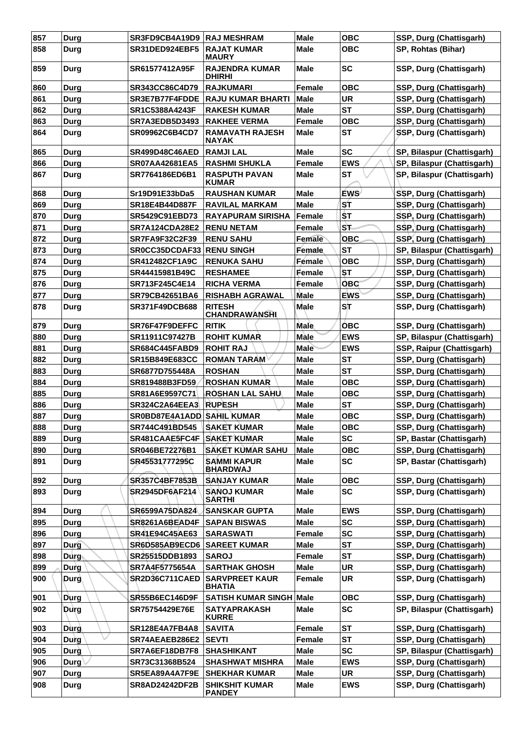| 857 | Durg | SR3FD9CB4A19D9 | RAJ MESHRAM | Male | OBC | SSP, Durg (Chattisgarh) |
|---|---|---|---|---|---|---|
| 858 | Durg | SR31DED924EBF5 | RAJAT KUMAR MAURY | Male | OBC | SP, Rohtas (Bihar) |
| 859 | Durg | SR61577412A95F | RAJENDRA KUMAR DHIRHI | Male | SC | SSP, Durg (Chattisgarh) |
| 860 | Durg | SR343CC86C4D79 | RAJKUMARI | Female | OBC | SSP, Durg (Chattisgarh) |
| 861 | Durg | SR3E7B77F4FDDE | RAJU KUMAR BHARTI | Male | UR | SSP, Durg (Chattisgarh) |
| 862 | Durg | SR1C5388A4243F | RAKESH KUMAR | Male | ST | SSP, Durg (Chattisgarh) |
| 863 | Durg | SR7A3EDB5D3493 | RAKHEE VERMA | Female | OBC | SSP, Durg (Chattisgarh) |
| 864 | Durg | SR09962C6B4CD7 | RAMAVATH RAJESH NAYAK | Male | ST | SSP, Durg (Chattisgarh) |
| 865 | Durg | SR499D48C46AED | RAMJI LAL | Male | SC | SP, Bilaspur (Chattisgarh) |
| 866 | Durg | SR07AA42681EA5 | RASHMI SHUKLA | Female | EWS | SP, Bilaspur (Chattisgarh) |
| 867 | Durg | SR7764186ED6B1 | RASPUTH PAVAN KUMAR | Male | ST | SP, Bilaspur (Chattisgarh) |
| 868 | Durg | Sr19D91E33bDa5 | RAUSHAN KUMAR | Male | EWS | SSP, Durg (Chattisgarh) |
| 869 | Durg | SR18E4B44D887F | RAVILAL MARKAM | Male | ST | SSP, Durg (Chattisgarh) |
| 870 | Durg | SR5429C91EBD73 | RAYAPURAM SIRISHA | Female | ST | SSP, Durg (Chattisgarh) |
| 871 | Durg | SR7A124CDA28E2 | RENU NETAM | Female | ST | SSP, Durg (Chattisgarh) |
| 872 | Durg | SR7FA9F32C2F39 | RENU SAHU | Female | OBC | SSP, Durg (Chattisgarh) |
| 873 | Durg | SR0CC35DCDAF33 | RENU SINGH | Female | ST | SP, Bilaspur (Chattisgarh) |
| 874 | Durg | SR412482CF1A9C | RENUKA SAHU | Female | OBC | SSP, Durg (Chattisgarh) |
| 875 | Durg | SR44415981B49C | RESHAMEE | Female | ST | SSP, Durg (Chattisgarh) |
| 876 | Durg | SR713F245C4E14 | RICHA VERMA | Female | OBC | SSP, Durg (Chattisgarh) |
| 877 | Durg | SR79CB42651BA6 | RISHABH AGRAWAL | Male | EWS | SSP, Durg (Chattisgarh) |
| 878 | Durg | SR371F49DCB688 | RITESH CHANDRAWANSHI | Male | ST | SSP, Durg (Chattisgarh) |
| 879 | Durg | SR76F47F9DEFFC | RITIK | Male | OBC | SSP, Durg (Chattisgarh) |
| 880 | Durg | SR11911C97427B | ROHIT KUMAR | Male | EWS | SP, Bilaspur (Chattisgarh) |
| 881 | Durg | SR684C445FABD9 | ROHIT RAJ | Male | EWS | SSP, Raipur (Chattisgarh) |
| 882 | Durg | SR15B849E683CC | ROMAN TARAM | Male | ST | SSP, Durg (Chattisgarh) |
| 883 | Durg | SR6877D755448A | ROSHAN | Male | ST | SSP, Durg (Chattisgarh) |
| 884 | Durg | SR819488B3FD59 | ROSHAN KUMAR | Male | OBC | SSP, Durg (Chattisgarh) |
| 885 | Durg | SR81A6E9597C71 | ROSHAN LAL SAHU | Male | OBC | SSP, Durg (Chattisgarh) |
| 886 | Durg | SR324C2A64EEA3 | RUPESH | Male | ST | SSP, Durg (Chattisgarh) |
| 887 | Durg | SR0BD87E4A1ADD | SAHIL KUMAR | Male | OBC | SSP, Durg (Chattisgarh) |
| 888 | Durg | SR744C491BD545 | SAKET KUMAR | Male | OBC | SSP, Durg (Chattisgarh) |
| 889 | Durg | SR481CAAE5FC4F | SAKET KUMAR | Male | SC | SP, Bastar (Chattisgarh) |
| 890 | Durg | SR046BE72276B1 | SAKET KUMAR SAHU | Male | OBC | SSP, Durg (Chattisgarh) |
| 891 | Durg | SR45531777295C | SAMMI KAPUR BHARDWAJ | Male | SC | SP, Bastar (Chattisgarh) |
| 892 | Durg | SR357C4BF7853B | SANJAY KUMAR | Male | OBC | SSP, Durg (Chattisgarh) |
| 893 | Durg | SR2945DF6AF214 | SANOJ KUMAR SARTHI | Male | SC | SSP, Durg (Chattisgarh) |
| 894 | Durg | SR6599A75DA824 | SANSKAR GUPTA | Male | EWS | SSP, Durg (Chattisgarh) |
| 895 | Durg | SR8261A6BEAD4F | SAPAN BISWAS | Male | SC | SSP, Durg (Chattisgarh) |
| 896 | Durg | SR41E94C45AE63 | SARASWATI | Female | SC | SSP, Durg (Chattisgarh) |
| 897 | Durg | SR6D585AB9ECD6 | SAREET KUMAR | Male | ST | SSP, Durg (Chattisgarh) |
| 898 | Durg | SR25515DDB1893 | SAROJ | Female | ST | SSP, Durg (Chattisgarh) |
| 899 | Durg | SR7A4F5775654A | SARTHAK GHOSH | Male | UR | SSP, Durg (Chattisgarh) |
| 900 | Durg | SR2D36C711CAED | SARVPREET KAUR BHATIA | Female | UR | SSP, Durg (Chattisgarh) |
| 901 | Durg | SR55B6EC146D9F | SATISH KUMAR SINGH | Male | OBC | SSP, Durg (Chattisgarh) |
| 902 | Durg | SR75754429E76E | SATYAPRAKASH KURRE | Male | SC | SP, Bilaspur (Chattisgarh) |
| 903 | Durg | SR128E4A7FB4A8 | SAVITA | Female | ST | SSP, Durg (Chattisgarh) |
| 904 | Durg | SR74AEAEB286E2 | SEVTI | Female | ST | SSP, Durg (Chattisgarh) |
| 905 | Durg | SR7A6EF18DB7F8 | SHASHIKANT | Male | SC | SP, Bilaspur (Chattisgarh) |
| 906 | Durg | SR73C31368B524 | SHASHWAT MISHRA | Male | EWS | SSP, Durg (Chattisgarh) |
| 907 | Durg | SR5EA89A4A7F9E | SHEKHAR KUMAR | Male | UR | SSP, Durg (Chattisgarh) |
| 908 | Durg | SR8AD24242DF2B | SHIKSHIT KUMAR PANDEY | Male | EWS | SSP, Durg (Chattisgarh) |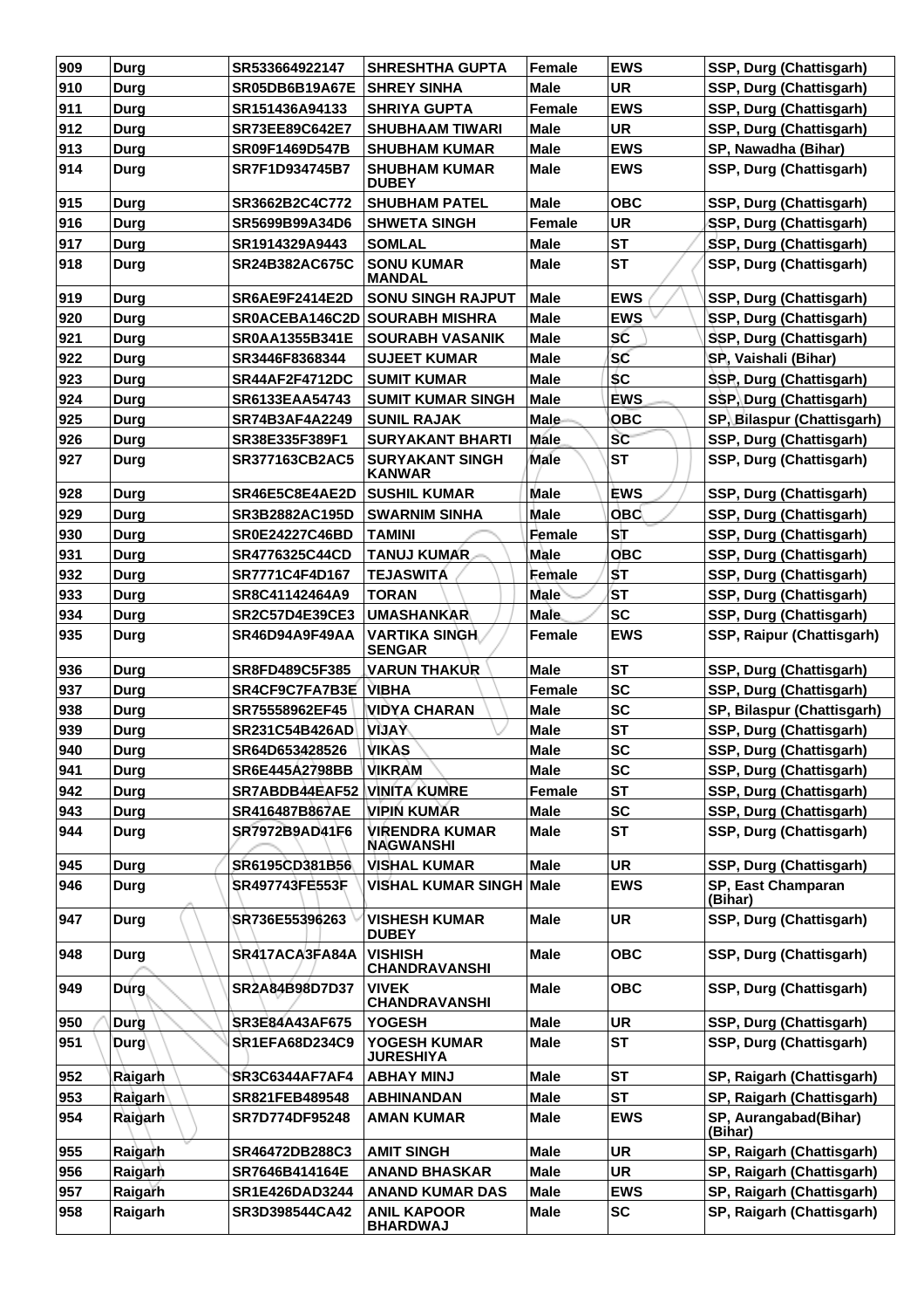| 909 | Durg | SR533664922147 | SHRESHTHA GUPTA | Female | EWS | SSP, Durg (Chattisgarh) |
|---|---|---|---|---|---|---|
| 910 | Durg | SR05DB6B19A67E | SHREY SINHA | Male | UR | SSP, Durg (Chattisgarh) |
| 911 | Durg | SR151436A94133 | SHRIYA GUPTA | Female | EWS | SSP, Durg (Chattisgarh) |
| 912 | Durg | SR73EE89C642E7 | SHUBHAAM TIWARI | Male | UR | SSP, Durg (Chattisgarh) |
| 913 | Durg | SR09F1469D547B | SHUBHAM KUMAR | Male | EWS | SP, Nawadha (Bihar) |
| 914 | Durg | SR7F1D934745B7 | SHUBHAM KUMAR DUBEY | Male | EWS | SSP, Durg (Chattisgarh) |
| 915 | Durg | SR3662B2C4C772 | SHUBHAM PATEL | Male | OBC | SSP, Durg (Chattisgarh) |
| 916 | Durg | SR5699B99A34D6 | SHWETA SINGH | Female | UR | SSP, Durg (Chattisgarh) |
| 917 | Durg | SR1914329A9443 | SOMLAL | Male | ST | SSP, Durg (Chattisgarh) |
| 918 | Durg | SR24B382AC675C | SONU KUMAR MANDAL | Male | ST | SSP, Durg (Chattisgarh) |
| 919 | Durg | SR6AE9F2414E2D | SONU SINGH RAJPUT | Male | EWS | SSP, Durg (Chattisgarh) |
| 920 | Durg | SR0ACEBA146C2D | SOURABH MISHRA | Male | EWS | SSP, Durg (Chattisgarh) |
| 921 | Durg | SR0AA1355B341E | SOURABH VASANIK | Male | SC | SSP, Durg (Chattisgarh) |
| 922 | Durg | SR3446F8368344 | SUJEET KUMAR | Male | SC | SP, Vaishali (Bihar) |
| 923 | Durg | SR44AF2F4712DC | SUMIT KUMAR | Male | SC | SSP, Durg (Chattisgarh) |
| 924 | Durg | SR6133EAA54743 | SUMIT KUMAR SINGH | Male | EWS | SSP, Durg (Chattisgarh) |
| 925 | Durg | SR74B3AF4A2249 | SUNIL RAJAK | Male | OBC | SP, Bilaspur (Chattisgarh) |
| 926 | Durg | SR38E335F389F1 | SURYAKANT BHARTI | Male | SC | SSP, Durg (Chattisgarh) |
| 927 | Durg | SR377163CB2AC5 | SURYAKANT SINGH KANWAR | Male | ST | SSP, Durg (Chattisgarh) |
| 928 | Durg | SR46E5C8E4AE2D | SUSHIL KUMAR | Male | EWS | SSP, Durg (Chattisgarh) |
| 929 | Durg | SR3B2882AC195D | SWARNIM SINHA | Male | OBC | SSP, Durg (Chattisgarh) |
| 930 | Durg | SR0E24227C46BD | TAMINI | Female | ST | SSP, Durg (Chattisgarh) |
| 931 | Durg | SR4776325C44CD | TANUJ KUMAR | Male | OBC | SSP, Durg (Chattisgarh) |
| 932 | Durg | SR7771C4F4D167 | TEJASWITA | Female | ST | SSP, Durg (Chattisgarh) |
| 933 | Durg | SR8C41142464A9 | TORAN | Male | ST | SSP, Durg (Chattisgarh) |
| 934 | Durg | SR2C57D4E39CE3 | UMASHANKAR | Male | SC | SSP, Durg (Chattisgarh) |
| 935 | Durg | SR46D94A9F49AA | VARTIKA SINGH SENGAR | Female | EWS | SSP, Raipur (Chattisgarh) |
| 936 | Durg | SR8FD489C5F385 | VARUN THAKUR | Male | ST | SSP, Durg (Chattisgarh) |
| 937 | Durg | SR4CF9C7FA7B3E | VIBHA | Female | SC | SSP, Durg (Chattisgarh) |
| 938 | Durg | SR75558962EF45 | VIDYA CHARAN | Male | SC | SP, Bilaspur (Chattisgarh) |
| 939 | Durg | SR231C54B426AD | VIJAY | Male | ST | SSP, Durg (Chattisgarh) |
| 940 | Durg | SR64D653428526 | VIKAS | Male | SC | SSP, Durg (Chattisgarh) |
| 941 | Durg | SR6E445A2798BB | VIKRAM | Male | SC | SSP, Durg (Chattisgarh) |
| 942 | Durg | SR7ABDB44EAF52 | VINITA KUMRE | Female | ST | SSP, Durg (Chattisgarh) |
| 943 | Durg | SR416487B867AE | VIPIN KUMAR | Male | SC | SSP, Durg (Chattisgarh) |
| 944 | Durg | SR7972B9AD41F6 | VIRENDRA KUMAR NAGWANSHI | Male | ST | SSP, Durg (Chattisgarh) |
| 945 | Durg | SR6195CD381B56 | VISHAL KUMAR | Male | UR | SSP, Durg (Chattisgarh) |
| 946 | Durg | SR497743FE553F | VISHAL KUMAR SINGH | Male | EWS | SP, East Champaran (Bihar) |
| 947 | Durg | SR736E55396263 | VISHESH KUMAR DUBEY | Male | UR | SSP, Durg (Chattisgarh) |
| 948 | Durg | SR417ACA3FA84A | VISHISH CHANDRAVANSHI | Male | OBC | SSP, Durg (Chattisgarh) |
| 949 | Durg | SR2A84B98D7D37 | VIVEK CHANDRAVANSHI | Male | OBC | SSP, Durg (Chattisgarh) |
| 950 | Durg | SR3E84A43AF675 | YOGESH | Male | UR | SSP, Durg (Chattisgarh) |
| 951 | Durg | SR1EFA68D234C9 | YOGESH KUMAR JURESHIYA | Male | ST | SSP, Durg (Chattisgarh) |
| 952 | Raigarh | SR3C6344AF7AF4 | ABHAY MINJ | Male | ST | SP, Raigarh (Chattisgarh) |
| 953 | Raigarh | SR821FEB489548 | ABHINANDAN | Male | ST | SP, Raigarh (Chattisgarh) |
| 954 | Raigarh | SR7D774DF95248 | AMAN KUMAR | Male | EWS | SP, Aurangabad(Bihar) (Bihar) |
| 955 | Raigarh | SR46472DB288C3 | AMIT SINGH | Male | UR | SP, Raigarh (Chattisgarh) |
| 956 | Raigarh | SR7646B414164E | ANAND BHASKAR | Male | UR | SP, Raigarh (Chattisgarh) |
| 957 | Raigarh | SR1E426DAD3244 | ANAND KUMAR DAS | Male | EWS | SP, Raigarh (Chattisgarh) |
| 958 | Raigarh | SR3D398544CA42 | ANIL KAPOOR BHARDWAJ | Male | SC | SP, Raigarh (Chattisgarh) |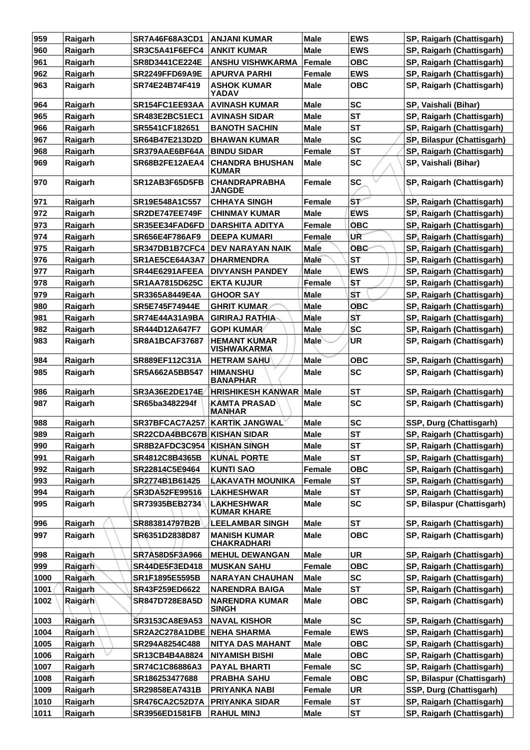| 959 | Raigarh | SR7A46F68A3CD1 | ANJANI KUMAR | Male | EWS | SP, Raigarh (Chattisgarh) |
|---|---|---|---|---|---|---|
| 960 | Raigarh | SR3C5A41F6EFC4 | ANKIT KUMAR | Male | EWS | SP, Raigarh (Chattisgarh) |
| 961 | Raigarh | SR8D3441CE224E | ANSHU VISHWKARMA | Female | OBC | SP, Raigarh (Chattisgarh) |
| 962 | Raigarh | SR2249FFD69A9E | APURVA PARHI | Female | EWS | SP, Raigarh (Chattisgarh) |
| 963 | Raigarh | SR74E24B74F419 | ASHOK KUMAR YADAV | Male | OBC | SP, Raigarh (Chattisgarh) |
| 964 | Raigarh | SR154FC1EE93AA | AVINASH KUMAR | Male | SC | SP, Vaishali (Bihar) |
| 965 | Raigarh | SR483E2BC51EC1 | AVINASH SIDAR | Male | ST | SP, Raigarh (Chattisgarh) |
| 966 | Raigarh | SR5541CF182651 | BANOTH SACHIN | Male | ST | SP, Raigarh (Chattisgarh) |
| 967 | Raigarh | SR64B47E213D2D | BHAWAN KUMAR | Male | SC | SP, Bilaspur (Chattisgarh) |
| 968 | Raigarh | SR379AAE6BF64A | BINDU SIDAR | Female | ST | SP, Raigarh (Chattisgarh) |
| 969 | Raigarh | SR68B2FE12AEA4 | CHANDRA BHUSHAN KUMAR | Male | SC | SP, Vaishali (Bihar) |
| 970 | Raigarh | SR12AB3F65D5FB | CHANDRAPRABHA JANGDE | Female | SC | SP, Raigarh (Chattisgarh) |
| 971 | Raigarh | SR19E548A1C557 | CHHAYA SINGH | Female | ST | SP, Raigarh (Chattisgarh) |
| 972 | Raigarh | SR2DE747EE749F | CHINMAY KUMAR | Male | EWS | SP, Raigarh (Chattisgarh) |
| 973 | Raigarh | SR35EE34FAD6FD | DARSHITA ADITYA | Female | OBC | SP, Raigarh (Chattisgarh) |
| 974 | Raigarh | SR656E4F786AF9 | DEEPA KUMARI | Female | UR | SP, Raigarh (Chattisgarh) |
| 975 | Raigarh | SR347DB1B7CFC4 | DEV NARAYAN NAIK | Male | OBC | SP, Raigarh (Chattisgarh) |
| 976 | Raigarh | SR1AE5CE64A3A7 | DHARMENDRA | Male | ST | SP, Raigarh (Chattisgarh) |
| 977 | Raigarh | SR44E6291AFEEA | DIVYANSH PANDEY | Male | EWS | SP, Raigarh (Chattisgarh) |
| 978 | Raigarh | SR1AA7815D625C | EKTA KUJUR | Female | ST | SP, Raigarh (Chattisgarh) |
| 979 | Raigarh | SR3365A8449E4A | GHOOR SAY | Male | ST | SP, Raigarh (Chattisgarh) |
| 980 | Raigarh | SR5E745F74944E | GHRIT KUMAR | Male | OBC | SP, Raigarh (Chattisgarh) |
| 981 | Raigarh | SR74E44A31A9BA | GIRIRAJ RATHIA | Male | ST | SP, Raigarh (Chattisgarh) |
| 982 | Raigarh | SR444D12A647F7 | GOPI KUMAR | Male | SC | SP, Raigarh (Chattisgarh) |
| 983 | Raigarh | SR8A1BCAF37687 | HEMANT KUMAR VISHWAKARMA | Male | UR | SP, Raigarh (Chattisgarh) |
| 984 | Raigarh | SR889EF112C31A | HETRAM SAHU | Male | OBC | SP, Raigarh (Chattisgarh) |
| 985 | Raigarh | SR5A662A5BB547 | HIMANSHU BANAPHAR | Male | SC | SP, Raigarh (Chattisgarh) |
| 986 | Raigarh | SR3A36E2DE174E | HRISHIKESH KANWAR | Male | ST | SP, Raigarh (Chattisgarh) |
| 987 | Raigarh | SR65ba3482294f | KAMTA PRASAD MANHAR | Male | SC | SP, Raigarh (Chattisgarh) |
| 988 | Raigarh | SR37BFCAC7A257 | KARTIK JANGWAL | Male | SC | SSP, Durg (Chattisgarh) |
| 989 | Raigarh | SR22CDA4BBC67B | KISHAN SIDAR | Male | ST | SP, Raigarh (Chattisgarh) |
| 990 | Raigarh | SR8B2AFDC3C954 | KISHAN SINGH | Male | ST | SP, Raigarh (Chattisgarh) |
| 991 | Raigarh | SR4812C8B4365B | KUNAL PORTE | Male | ST | SP, Raigarh (Chattisgarh) |
| 992 | Raigarh | SR22814C5E9464 | KUNTI SAO | Female | OBC | SP, Raigarh (Chattisgarh) |
| 993 | Raigarh | SR2774B1B61425 | LAKAVATH MOUNIKA | Female | ST | SP, Raigarh (Chattisgarh) |
| 994 | Raigarh | SR3DA52FE99516 | LAKHESHWAR | Male | ST | SP, Raigarh (Chattisgarh) |
| 995 | Raigarh | SR73935BEB2734 | LAKHESHWAR KUMAR KHARE | Male | SC | SP, Bilaspur (Chattisgarh) |
| 996 | Raigarh | SR883814797B2B | LEELAMBAR SINGH | Male | ST | SP, Raigarh (Chattisgarh) |
| 997 | Raigarh | SR6351D2838D87 | MANISH KUMAR CHAKRADHARI | Male | OBC | SP, Raigarh (Chattisgarh) |
| 998 | Raigarh | SR7A58D5F3A966 | MEHUL DEWANGAN | Male | UR | SP, Raigarh (Chattisgarh) |
| 999 | Raigarh | SR44DE5F3ED418 | MUSKAN SAHU | Female | OBC | SP, Raigarh (Chattisgarh) |
| 1000 | Raigarh | SR1F1895E5595B | NARAYAN CHAUHAN | Male | SC | SP, Raigarh (Chattisgarh) |
| 1001 | Raigarh | SR43F259ED6622 | NARENDRA BAIGA | Male | ST | SP, Raigarh (Chattisgarh) |
| 1002 | Raigarh | SR847D728E8A5D | NARENDRA KUMAR SINGH | Male | OBC | SP, Raigarh (Chattisgarh) |
| 1003 | Raigarh | SR3153CA8E9A53 | NAVAL KISHOR | Male | SC | SP, Raigarh (Chattisgarh) |
| 1004 | Raigarh | SR2A2C278A1DBE | NEHA SHARMA | Female | EWS | SP, Raigarh (Chattisgarh) |
| 1005 | Raigarh | SR294A8254C488 | NITYA DAS MAHANT | Male | OBC | SP, Raigarh (Chattisgarh) |
| 1006 | Raigarh | SR13CB4B4A8824 | NIYAMISH BISHI | Male | OBC | SP, Raigarh (Chattisgarh) |
| 1007 | Raigarh | SR74C1C86886A3 | PAYAL BHARTI | Female | SC | SP, Raigarh (Chattisgarh) |
| 1008 | Raigarh | SR186253477688 | PRABHA SAHU | Female | OBC | SP, Bilaspur (Chattisgarh) |
| 1009 | Raigarh | SR29858EA7431B | PRIYANKA NABI | Female | UR | SSP, Durg (Chattisgarh) |
| 1010 | Raigarh | SR476CA2C52D7A | PRIYANKA SIDAR | Female | ST | SP, Raigarh (Chattisgarh) |
| 1011 | Raigarh | SR3956ED1581FB | RAHUL MINJ | Male | ST | SP, Raigarh (Chattisgarh) |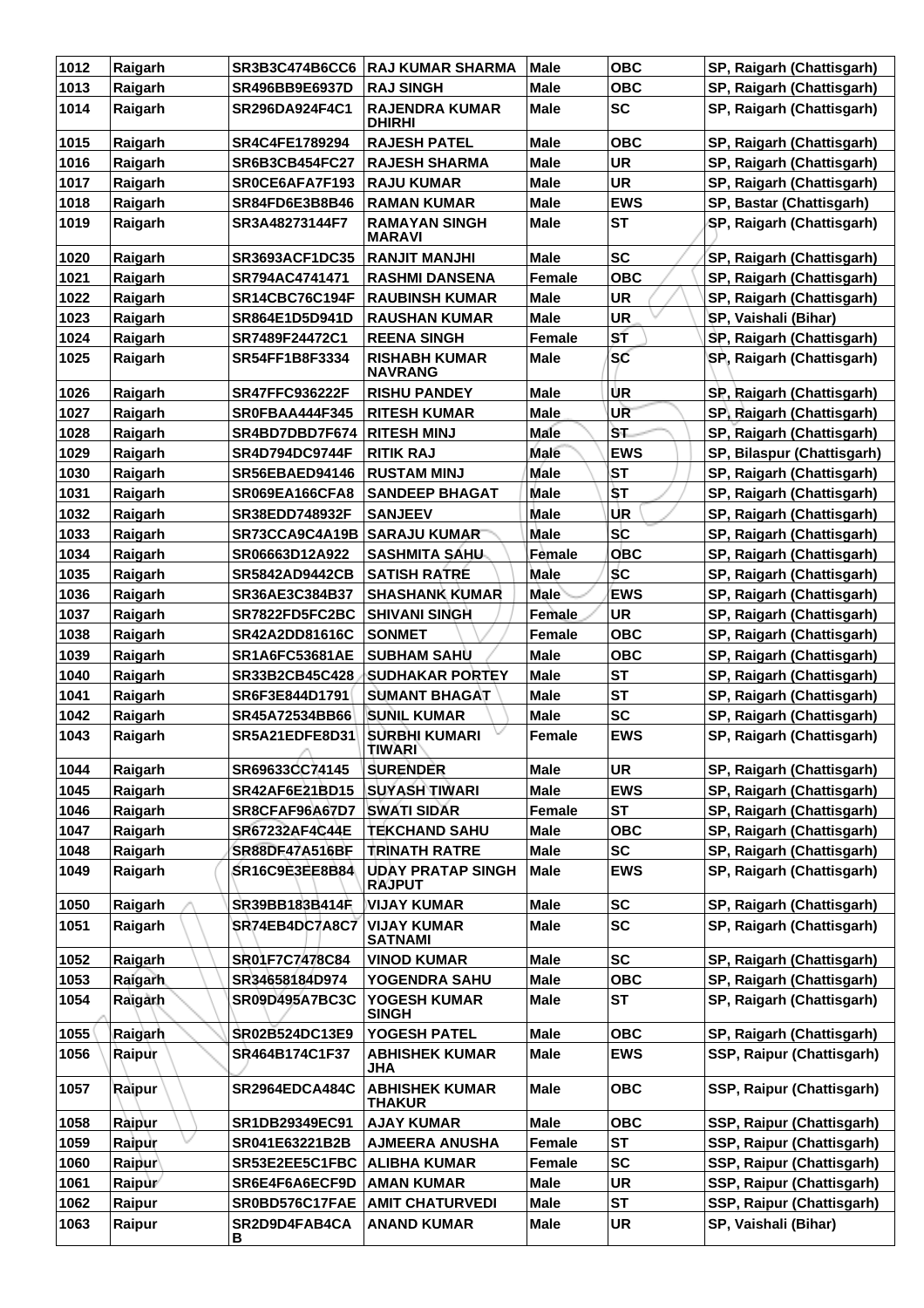| 1012 | Raigarh | SR3B3C474B6CC6 | RAJ KUMAR SHARMA | Male | OBC | SP, Raigarh (Chattisgarh) |
|---|---|---|---|---|---|---|
| 1013 | Raigarh | SR496BB9E6937D | RAJ SINGH | Male | OBC | SP, Raigarh (Chattisgarh) |
| 1014 | Raigarh | SR296DA924F4C1 | RAJENDRA KUMAR DHIRHI | Male | SC | SP, Raigarh (Chattisgarh) |
| 1015 | Raigarh | SR4C4FE1789294 | RAJESH PATEL | Male | OBC | SP, Raigarh (Chattisgarh) |
| 1016 | Raigarh | SR6B3CB454FC27 | RAJESH SHARMA | Male | UR | SP, Raigarh (Chattisgarh) |
| 1017 | Raigarh | SR0CE6AFA7F193 | RAJU KUMAR | Male | UR | SP, Raigarh (Chattisgarh) |
| 1018 | Raigarh | SR84FD6E3B8B46 | RAMAN KUMAR | Male | EWS | SP, Bastar (Chattisgarh) |
| 1019 | Raigarh | SR3A48273144F7 | RAMAYAN SINGH MARAVI | Male | ST | SP, Raigarh (Chattisgarh) |
| 1020 | Raigarh | SR3693ACF1DC35 | RANJIT MANJHI | Male | SC | SP, Raigarh (Chattisgarh) |
| 1021 | Raigarh | SR794AC4741471 | RASHMI DANSENA | Female | OBC | SP, Raigarh (Chattisgarh) |
| 1022 | Raigarh | SR14CBC76C194F | RAUBINSH KUMAR | Male | UR | SP, Raigarh (Chattisgarh) |
| 1023 | Raigarh | SR864E1D5D941D | RAUSHAN KUMAR | Male | UR | SP, Vaishali (Bihar) |
| 1024 | Raigarh | SR7489F24472C1 | REENA SINGH | Female | ST | SP, Raigarh (Chattisgarh) |
| 1025 | Raigarh | SR54FF1B8F3334 | RISHABH KUMAR NAVRANG | Male | SC | SP, Raigarh (Chattisgarh) |
| 1026 | Raigarh | SR47FFC936222F | RISHU PANDEY | Male | UR | SP, Raigarh (Chattisgarh) |
| 1027 | Raigarh | SR0FBAA444F345 | RITESH KUMAR | Male | UR | SP, Raigarh (Chattisgarh) |
| 1028 | Raigarh | SR4BD7DBD7F674 | RITESH MINJ | Male | ST | SP, Raigarh (Chattisgarh) |
| 1029 | Raigarh | SR4D794DC9744F | RITIK RAJ | Male | EWS | SP, Bilaspur (Chattisgarh) |
| 1030 | Raigarh | SR56EBAED94146 | RUSTAM MINJ | Male | ST | SP, Raigarh (Chattisgarh) |
| 1031 | Raigarh | SR069EA166CFA8 | SANDEEP BHAGAT | Male | ST | SP, Raigarh (Chattisgarh) |
| 1032 | Raigarh | SR38EDD748932F | SANJEEV | Male | UR | SP, Raigarh (Chattisgarh) |
| 1033 | Raigarh | SR73CCA9C4A19B | SARAJU KUMAR | Male | SC | SP, Raigarh (Chattisgarh) |
| 1034 | Raigarh | SR06663D12A922 | SASHMITA SAHU | Female | OBC | SP, Raigarh (Chattisgarh) |
| 1035 | Raigarh | SR5842AD9442CB | SATISH RATRE | Male | SC | SP, Raigarh (Chattisgarh) |
| 1036 | Raigarh | SR36AE3C384B37 | SHASHANK KUMAR | Male | EWS | SP, Raigarh (Chattisgarh) |
| 1037 | Raigarh | SR7822FD5FC2BC | SHIVANI SINGH | Female | UR | SP, Raigarh (Chattisgarh) |
| 1038 | Raigarh | SR42A2DD81616C | SONMET | Female | OBC | SP, Raigarh (Chattisgarh) |
| 1039 | Raigarh | SR1A6FC53681AE | SUBHAM SAHU | Male | OBC | SP, Raigarh (Chattisgarh) |
| 1040 | Raigarh | SR33B2CB45C428 | SUDHAKAR PORTEY | Male | ST | SP, Raigarh (Chattisgarh) |
| 1041 | Raigarh | SR6F3E844D1791 | SUMANT BHAGAT | Male | ST | SP, Raigarh (Chattisgarh) |
| 1042 | Raigarh | SR45A72534BB66 | SUNIL KUMAR | Male | SC | SP, Raigarh (Chattisgarh) |
| 1043 | Raigarh | SR5A21EDFE8D31 | SURBHI KUMARI TIWARI | Female | EWS | SP, Raigarh (Chattisgarh) |
| 1044 | Raigarh | SR69633CC74145 | SURENDER | Male | UR | SP, Raigarh (Chattisgarh) |
| 1045 | Raigarh | SR42AF6E21BD15 | SUYASH TIWARI | Male | EWS | SP, Raigarh (Chattisgarh) |
| 1046 | Raigarh | SR8CFAF96A67D7 | SWATI SIDAR | Female | ST | SP, Raigarh (Chattisgarh) |
| 1047 | Raigarh | SR67232AF4C44E | TEKCHAND SAHU | Male | OBC | SP, Raigarh (Chattisgarh) |
| 1048 | Raigarh | SR88DF47A516BF | TRINATH RATRE | Male | SC | SP, Raigarh (Chattisgarh) |
| 1049 | Raigarh | SR16C9E3EE8B84 | UDAY PRATAP SINGH RAJPUT | Male | EWS | SP, Raigarh (Chattisgarh) |
| 1050 | Raigarh | SR39BB183B414F | VIJAY KUMAR | Male | SC | SP, Raigarh (Chattisgarh) |
| 1051 | Raigarh | SR74EB4DC7A8C7 | VIJAY KUMAR SATNAMI | Male | SC | SP, Raigarh (Chattisgarh) |
| 1052 | Raigarh | SR01F7C7478C84 | VINOD KUMAR | Male | SC | SP, Raigarh (Chattisgarh) |
| 1053 | Raigarh | SR34658184D974 | YOGENDRA SAHU | Male | OBC | SP, Raigarh (Chattisgarh) |
| 1054 | Raigarh | SR09D495A7BC3C | YOGESH KUMAR SINGH | Male | ST | SP, Raigarh (Chattisgarh) |
| 1055 | Raigarh | SR02B524DC13E9 | YOGESH PATEL | Male | OBC | SP, Raigarh (Chattisgarh) |
| 1056 | Raipur | SR464B174C1F37 | ABHISHEK KUMAR JHA | Male | EWS | SSP, Raipur (Chattisgarh) |
| 1057 | Raipur | SR2964EDCA484C | ABHISHEK KUMAR THAKUR | Male | OBC | SSP, Raipur (Chattisgarh) |
| 1058 | Raipur | SR1DB29349EC91 | AJAY KUMAR | Male | OBC | SSP, Raipur (Chattisgarh) |
| 1059 | Raipur | SR041E63221B2B | AJMEERA ANUSHA | Female | ST | SSP, Raipur (Chattisgarh) |
| 1060 | Raipur | SR53E2EE5C1FBC | ALIBHA KUMAR | Female | SC | SSP, Raipur (Chattisgarh) |
| 1061 | Raipur | SR6E4F6A6ECF9D | AMAN KUMAR | Male | UR | SSP, Raipur (Chattisgarh) |
| 1062 | Raipur | SR0BD576C17FAE | AMIT CHATURVEDI | Male | ST | SSP, Raipur (Chattisgarh) |
| 1063 | Raipur | SR2D9D4FAB4CAB | ANAND KUMAR | Male | UR | SP, Vaishali (Bihar) |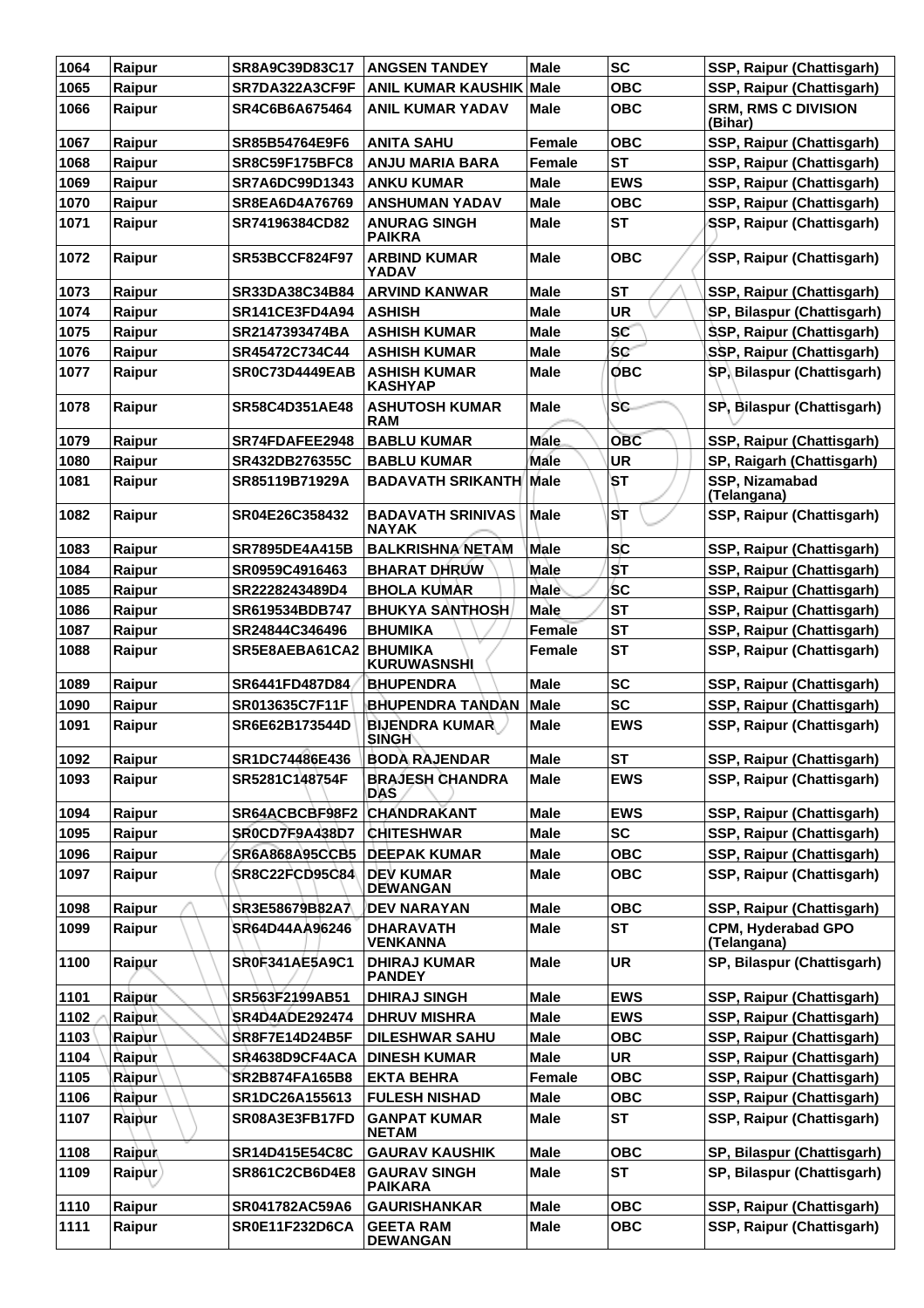| 1064 | Raipur | SR8A9C39D83C17 | ANGSEN TANDEY | Male | SC | SSP, Raipur (Chattisgarh) |
|---|---|---|---|---|---|---|
| 1065 | Raipur | SR7DA322A3CF9F | ANIL KUMAR KAUSHIK | Male | OBC | SSP, Raipur (Chattisgarh) |
| 1066 | Raipur | SR4C6B6A675464 | ANIL KUMAR YADAV | Male | OBC | SRM, RMS C DIVISION (Bihar) |
| 1067 | Raipur | SR85B54764E9F6 | ANITA SAHU | Female | OBC | SSP, Raipur (Chattisgarh) |
| 1068 | Raipur | SR8C59F175BFC8 | ANJU MARIA BARA | Female | ST | SSP, Raipur (Chattisgarh) |
| 1069 | Raipur | SR7A6DC99D1343 | ANKU KUMAR | Male | EWS | SSP, Raipur (Chattisgarh) |
| 1070 | Raipur | SR8EA6D4A76769 | ANSHUMAN YADAV | Male | OBC | SSP, Raipur (Chattisgarh) |
| 1071 | Raipur | SR74196384CD82 | ANURAG SINGH PAIKRA | Male | ST | SSP, Raipur (Chattisgarh) |
| 1072 | Raipur | SR53BCCF824F97 | ARBIND KUMAR YADAV | Male | OBC | SSP, Raipur (Chattisgarh) |
| 1073 | Raipur | SR33DA38C34B84 | ARVIND KANWAR | Male | ST | SSP, Raipur (Chattisgarh) |
| 1074 | Raipur | SR141CE3FD4A94 | ASHISH | Male | UR | SP, Bilaspur (Chattisgarh) |
| 1075 | Raipur | SR2147393474BA | ASHISH KUMAR | Male | SC | SSP, Raipur (Chattisgarh) |
| 1076 | Raipur | SR45472C734C44 | ASHISH KUMAR | Male | SC | SSP, Raipur (Chattisgarh) |
| 1077 | Raipur | SR0C73D4449EAB | ASHISH KUMAR KASHYAP | Male | OBC | SP, Bilaspur (Chattisgarh) |
| 1078 | Raipur | SR58C4D351AE48 | ASHUTOSH KUMAR RAM | Male | SC | SP, Bilaspur (Chattisgarh) |
| 1079 | Raipur | SR74FDAFEE2948 | BABLU KUMAR | Male | OBC | SSP, Raipur (Chattisgarh) |
| 1080 | Raipur | SR432DB276355C | BABLU KUMAR | Male | UR | SP, Raigarh (Chattisgarh) |
| 1081 | Raipur | SR85119B71929A | BADAVATH SRIKANTH | Male | ST | SSP, Nizamabad (Telangana) |
| 1082 | Raipur | SR04E26C358432 | BADAVATH SRINIVAS NAYAK | Male | ST | SSP, Raipur (Chattisgarh) |
| 1083 | Raipur | SR7895DE4A415B | BALKRISHNA NETAM | Male | SC | SSP, Raipur (Chattisgarh) |
| 1084 | Raipur | SR0959C4916463 | BHARAT DHRUW | Male | ST | SSP, Raipur (Chattisgarh) |
| 1085 | Raipur | SR2228243489D4 | BHOLA KUMAR | Male | SC | SSP, Raipur (Chattisgarh) |
| 1086 | Raipur | SR619534BDB747 | BHUKYA SANTHOSH | Male | ST | SSP, Raipur (Chattisgarh) |
| 1087 | Raipur | SR24844C346496 | BHUMIKA | Female | ST | SSP, Raipur (Chattisgarh) |
| 1088 | Raipur | SR5E8AEBA61CA2 | BHUMIKA KURUWASNSHI | Female | ST | SSP, Raipur (Chattisgarh) |
| 1089 | Raipur | SR6441FD487D84 | BHUPENDRA | Male | SC | SSP, Raipur (Chattisgarh) |
| 1090 | Raipur | SR013635C7F11F | BHUPENDRA TANDAN | Male | SC | SSP, Raipur (Chattisgarh) |
| 1091 | Raipur | SR6E62B173544D | BIJENDRA KUMAR SINGH | Male | EWS | SSP, Raipur (Chattisgarh) |
| 1092 | Raipur | SR1DC74486E436 | BODA RAJENDAR | Male | ST | SSP, Raipur (Chattisgarh) |
| 1093 | Raipur | SR5281C148754F | BRAJESH CHANDRA DAS | Male | EWS | SSP, Raipur (Chattisgarh) |
| 1094 | Raipur | SR64ACBCBF98F2 | CHANDRAKANT | Male | EWS | SSP, Raipur (Chattisgarh) |
| 1095 | Raipur | SR0CD7F9A438D7 | CHITESHWAR | Male | SC | SSP, Raipur (Chattisgarh) |
| 1096 | Raipur | SR6A868A95CCB5 | DEEPAK KUMAR | Male | OBC | SSP, Raipur (Chattisgarh) |
| 1097 | Raipur | SR8C22FCD95C84 | DEV KUMAR DEWANGAN | Male | OBC | SSP, Raipur (Chattisgarh) |
| 1098 | Raipur | SR3E58679B82A7 | DEV NARAYAN | Male | OBC | SSP, Raipur (Chattisgarh) |
| 1099 | Raipur | SR64D44AA96246 | DHARAVATH VENKANNA | Male | ST | CPM, Hyderabad GPO (Telangana) |
| 1100 | Raipur | SR0F341AE5A9C1 | DHIRAJ KUMAR PANDEY | Male | UR | SP, Bilaspur (Chattisgarh) |
| 1101 | Raipur | SR563F2199AB51 | DHIRAJ SINGH | Male | EWS | SSP, Raipur (Chattisgarh) |
| 1102 | Raipur | SR4D4ADE292474 | DHRUV MISHRA | Male | EWS | SSP, Raipur (Chattisgarh) |
| 1103 | Raipur | SR8F7E14D24B5F | DILESHWAR SAHU | Male | OBC | SSP, Raipur (Chattisgarh) |
| 1104 | Raipur | SR4638D9CF4ACA | DINESH KUMAR | Male | UR | SSP, Raipur (Chattisgarh) |
| 1105 | Raipur | SR2B874FA165B8 | EKTA BEHRA | Female | OBC | SSP, Raipur (Chattisgarh) |
| 1106 | Raipur | SR1DC26A155613 | FULESH NISHAD | Male | OBC | SSP, Raipur (Chattisgarh) |
| 1107 | Raipur | SR08A3E3FB17FD | GANPAT KUMAR NETAM | Male | ST | SSP, Raipur (Chattisgarh) |
| 1108 | Raipur | SR14D415E54C8C | GAURAV KAUSHIK | Male | OBC | SP, Bilaspur (Chattisgarh) |
| 1109 | Raipur | SR861C2CB6D4E8 | GAURAV SINGH PAIKARA | Male | ST | SP, Bilaspur (Chattisgarh) |
| 1110 | Raipur | SR041782AC59A6 | GAURISHANKAR | Male | OBC | SSP, Raipur (Chattisgarh) |
| 1111 | Raipur | SR0E11F232D6CA | GEETA RAM DEWANGAN | Male | OBC | SSP, Raipur (Chattisgarh) |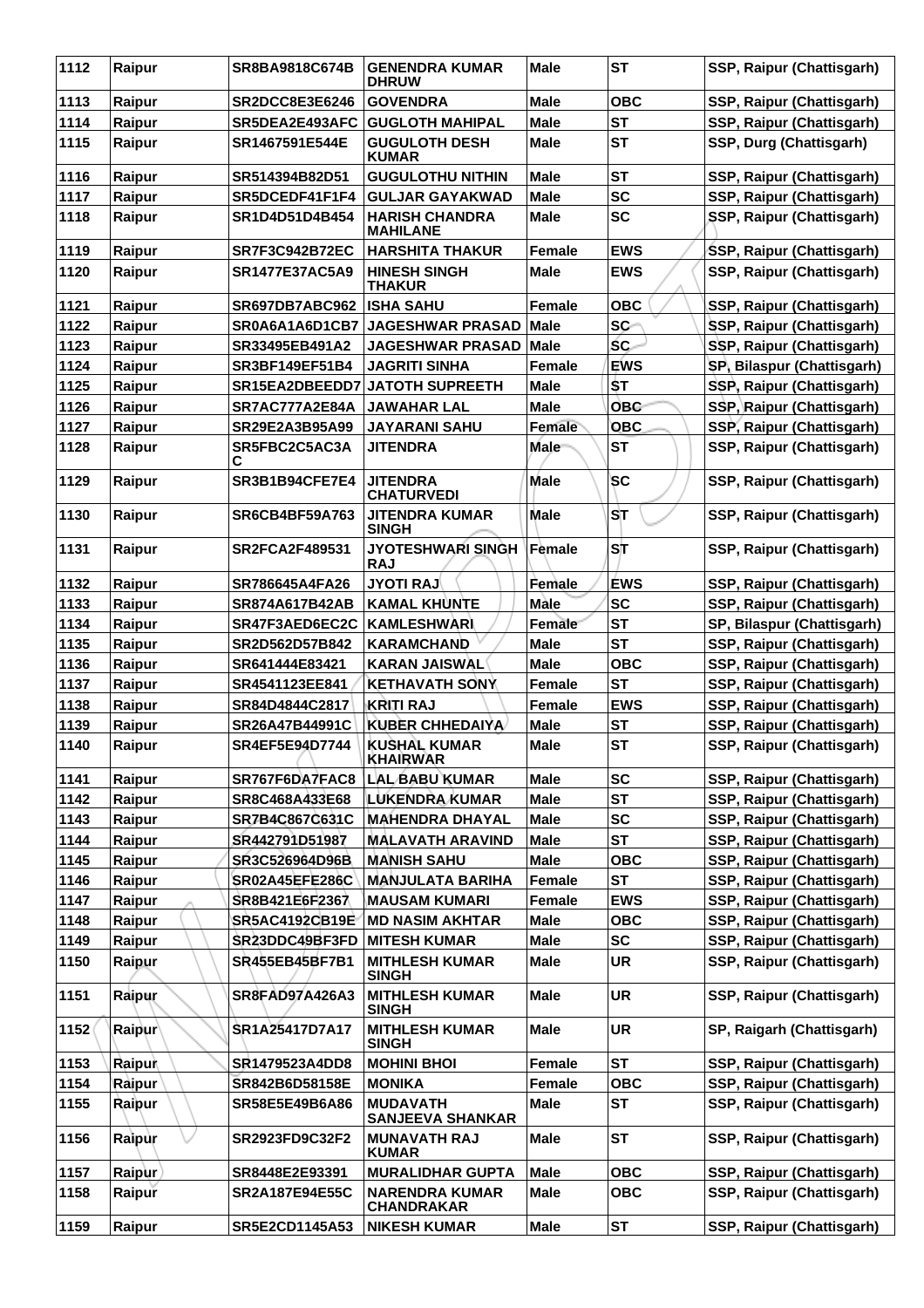| 1112 | Raipur | SR8BA9818C674B | GENENDRA KUMAR DHRUW | Male | ST | SSP, Raipur (Chattisgarh) |
|---|---|---|---|---|---|---|
| 1113 | Raipur | SR2DCC8E3E6246 | GOVENDRA | Male | OBC | SSP, Raipur (Chattisgarh) |
| 1114 | Raipur | SR5DEA2E493AFC | GUGLOTH MAHIPAL | Male | ST | SSP, Raipur (Chattisgarh) |
| 1115 | Raipur | SR1467591E544E | GUGULOTH DESH KUMAR | Male | ST | SSP, Durg (Chattisgarh) |
| 1116 | Raipur | SR514394B82D51 | GUGULOTHU NITHIN | Male | ST | SSP, Raipur (Chattisgarh) |
| 1117 | Raipur | SR5DCEDF41F1F4 | GULJAR GAYAKWAD | Male | SC | SSP, Raipur (Chattisgarh) |
| 1118 | Raipur | SR1D4D51D4B454 | HARISH CHANDRA MAHILANE | Male | SC | SSP, Raipur (Chattisgarh) |
| 1119 | Raipur | SR7F3C942B72EC | HARSHITA THAKUR | Female | EWS | SSP, Raipur (Chattisgarh) |
| 1120 | Raipur | SR1477E37AC5A9 | HINESH SINGH THAKUR | Male | EWS | SSP, Raipur (Chattisgarh) |
| 1121 | Raipur | SR697DB7ABC962 | ISHA SAHU | Female | OBC | SSP, Raipur (Chattisgarh) |
| 1122 | Raipur | SR0A6A1A6D1CB7 | JAGESHWAR PRASAD | Male | SC | SSP, Raipur (Chattisgarh) |
| 1123 | Raipur | SR33495EB491A2 | JAGESHWAR PRASAD | Male | SC | SSP, Raipur (Chattisgarh) |
| 1124 | Raipur | SR3BF149EF51B4 | JAGRITI SINHA | Female | EWS | SP, Bilaspur (Chattisgarh) |
| 1125 | Raipur | SR15EA2DBEEDD7 | JATOTH SUPREETH | Male | ST | SSP, Raipur (Chattisgarh) |
| 1126 | Raipur | SR7AC777A2E84A | JAWAHAR LAL | Male | OBC | SSP, Raipur (Chattisgarh) |
| 1127 | Raipur | SR29E2A3B95A99 | JAYARANI SAHU | Female | OBC | SSP, Raipur (Chattisgarh) |
| 1128 | Raipur | SR5FBC2C5AC3AC | JITENDRA | Male | ST | SSP, Raipur (Chattisgarh) |
| 1129 | Raipur | SR3B1B94CFE7E4 | JITENDRA CHATURVEDI | Male | SC | SSP, Raipur (Chattisgarh) |
| 1130 | Raipur | SR6CB4BF59A763 | JITENDRA KUMAR SINGH | Male | ST | SSP, Raipur (Chattisgarh) |
| 1131 | Raipur | SR2FCA2F489531 | JYOTESHWARI SINGH RAJ | Female | ST | SSP, Raipur (Chattisgarh) |
| 1132 | Raipur | SR786645A4FA26 | JYOTI RAJ | Female | EWS | SSP, Raipur (Chattisgarh) |
| 1133 | Raipur | SR874A617B42AB | KAMAL KHUNTE | Male | SC | SSP, Raipur (Chattisgarh) |
| 1134 | Raipur | SR47F3AED6EC2C | KAMLESHWARI | Female | ST | SP, Bilaspur (Chattisgarh) |
| 1135 | Raipur | SR2D562D57B842 | KARAMCHAND | Male | ST | SSP, Raipur (Chattisgarh) |
| 1136 | Raipur | SR641444E83421 | KARAN JAISWAL | Male | OBC | SSP, Raipur (Chattisgarh) |
| 1137 | Raipur | SR4541123EE841 | KETHAVATH SONY | Female | ST | SSP, Raipur (Chattisgarh) |
| 1138 | Raipur | SR84D4844C2817 | KRITI RAJ | Female | EWS | SSP, Raipur (Chattisgarh) |
| 1139 | Raipur | SR26A47B44991C | KUBER CHHEDAIYA | Male | ST | SSP, Raipur (Chattisgarh) |
| 1140 | Raipur | SR4EF5E94D7744 | KUSHAL KUMAR KHAIRWAR | Male | ST | SSP, Raipur (Chattisgarh) |
| 1141 | Raipur | SR767F6DA7FAC8 | LAL BABU KUMAR | Male | SC | SSP, Raipur (Chattisgarh) |
| 1142 | Raipur | SR8C468A433E68 | LUKENDRA KUMAR | Male | ST | SSP, Raipur (Chattisgarh) |
| 1143 | Raipur | SR7B4C867C631C | MAHENDRA DHAYAL | Male | SC | SSP, Raipur (Chattisgarh) |
| 1144 | Raipur | SR442791D51987 | MALAVATH ARAVIND | Male | ST | SSP, Raipur (Chattisgarh) |
| 1145 | Raipur | SR3C526964D96B | MANISH SAHU | Male | OBC | SSP, Raipur (Chattisgarh) |
| 1146 | Raipur | SR02A45EFE286C | MANJULATA BARIHA | Female | ST | SSP, Raipur (Chattisgarh) |
| 1147 | Raipur | SR8B421E6F2367 | MAUSAM KUMARI | Female | EWS | SSP, Raipur (Chattisgarh) |
| 1148 | Raipur | SR5AC4192CB19E | MD NASIM AKHTAR | Male | OBC | SSP, Raipur (Chattisgarh) |
| 1149 | Raipur | SR23DDC49BF3FD | MITESH KUMAR | Male | SC | SSP, Raipur (Chattisgarh) |
| 1150 | Raipur | SR455EB45BF7B1 | MITHLESH KUMAR SINGH | Male | UR | SSP, Raipur (Chattisgarh) |
| 1151 | Raipur | SR8FAD97A426A3 | MITHLESH KUMAR SINGH | Male | UR | SSP, Raipur (Chattisgarh) |
| 1152 | Raipur | SR1A25417D7A17 | MITHLESH KUMAR SINGH | Male | UR | SP, Raigarh (Chattisgarh) |
| 1153 | Raipur | SR1479523A4DD8 | MOHINI BHOI | Female | ST | SSP, Raipur (Chattisgarh) |
| 1154 | Raipur | SR842B6D58158E | MONIKA | Female | OBC | SSP, Raipur (Chattisgarh) |
| 1155 | Raipur | SR58E5E49B6A86 | MUDAVATH SANJEEVA SHANKAR | Male | ST | SSP, Raipur (Chattisgarh) |
| 1156 | Raipur | SR2923FD9C32F2 | MUNAVATH RAJ KUMAR | Male | ST | SSP, Raipur (Chattisgarh) |
| 1157 | Raipur | SR8448E2E93391 | MURALIDHAR GUPTA | Male | OBC | SSP, Raipur (Chattisgarh) |
| 1158 | Raipur | SR2A187E94E55C | NARENDRA KUMAR CHANDRAKAR | Male | OBC | SSP, Raipur (Chattisgarh) |
| 1159 | Raipur | SR5E2CD1145A53 | NIKESH KUMAR | Male | ST | SSP, Raipur (Chattisgarh) |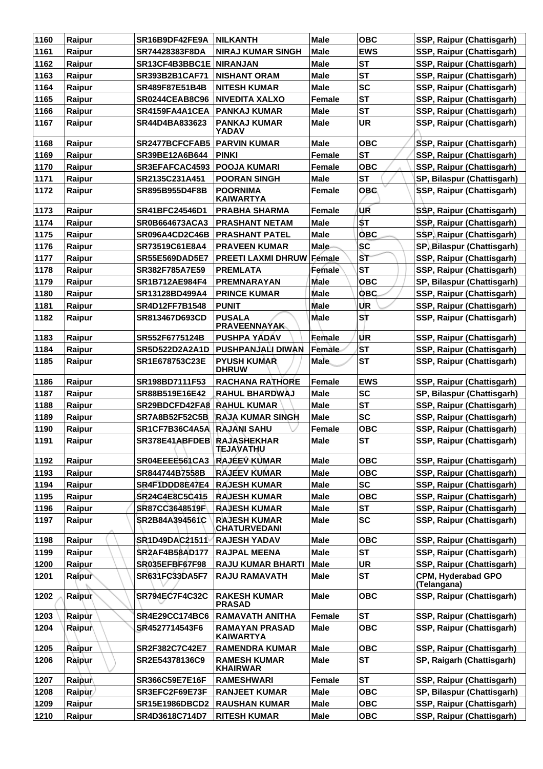| 1160 | Raipur | SR16B9DF42FE9A | NILKANTH | Male | OBC | SSP, Raipur (Chattisgarh) |
|---|---|---|---|---|---|---|
| 1161 | Raipur | SR74428383F8DA | NIRAJ KUMAR SINGH | Male | EWS | SSP, Raipur (Chattisgarh) |
| 1162 | Raipur | SR13CF4B3BBC1E | NIRANJAN | Male | ST | SSP, Raipur (Chattisgarh) |
| 1163 | Raipur | SR393B2B1CAF71 | NISHANT ORAM | Male | ST | SSP, Raipur (Chattisgarh) |
| 1164 | Raipur | SR489F87E51B4B | NITESH KUMAR | Male | SC | SSP, Raipur (Chattisgarh) |
| 1165 | Raipur | SR0244CEAB8C96 | NIVEDITA XALXO | Female | ST | SSP, Raipur (Chattisgarh) |
| 1166 | Raipur | SR4159FA4A1CEA | PANKAJ KUMAR | Male | ST | SSP, Raipur (Chattisgarh) |
| 1167 | Raipur | SR44D4BA833623 | PANKAJ KUMAR YADAV | Male | UR | SSP, Raipur (Chattisgarh) |
| 1168 | Raipur | SR2477BCFCFAB5 | PARVIN KUMAR | Male | OBC | SSP, Raipur (Chattisgarh) |
| 1169 | Raipur | SR39BE12A6B644 | PINKI | Female | ST | SSP, Raipur (Chattisgarh) |
| 1170 | Raipur | SR3EFAFCAC4593 | POOJA KUMARI | Female | OBC | SSP, Raipur (Chattisgarh) |
| 1171 | Raipur | SR2135C231A451 | POORAN SINGH | Male | ST | SP, Bilaspur (Chattisgarh) |
| 1172 | Raipur | SR895B955D4F8B | POORNIMA KAIWARTYA | Female | OBC | SSP, Raipur (Chattisgarh) |
| 1173 | Raipur | SR41BFC24546D1 | PRABHA SHARMA | Female | UR | SSP, Raipur (Chattisgarh) |
| 1174 | Raipur | SR0B664673ACA3 | PRASHANT NETAM | Male | ST | SSP, Raipur (Chattisgarh) |
| 1175 | Raipur | SR096A4CD2C46B | PRASHANT PATEL | Male | OBC | SSP, Raipur (Chattisgarh) |
| 1176 | Raipur | SR73519C61E8A4 | PRAVEEN KUMAR | Male | SC | SP, Bilaspur (Chattisgarh) |
| 1177 | Raipur | SR55E569DAD5E7 | PREETI LAXMI DHRUW | Female | ST | SSP, Raipur (Chattisgarh) |
| 1178 | Raipur | SR382F785A7E59 | PREMLATA | Female | ST | SSP, Raipur (Chattisgarh) |
| 1179 | Raipur | SR1B712AE984F4 | PREMNARAYAN | Male | OBC | SP, Bilaspur (Chattisgarh) |
| 1180 | Raipur | SR13128BD499A4 | PRINCE KUMAR | Male | OBC | SSP, Raipur (Chattisgarh) |
| 1181 | Raipur | SR4D12FF7B1548 | PUNIT | Male | UR | SSP, Raipur (Chattisgarh) |
| 1182 | Raipur | SR813467D693CD | PUSALA PRAVEENNAYAK | Male | ST | SSP, Raipur (Chattisgarh) |
| 1183 | Raipur | SR552F6775124B | PUSHPA YADAV | Female | UR | SSP, Raipur (Chattisgarh) |
| 1184 | Raipur | SR5D522D2A2A1D | PUSHPANJALI DIWAN | Female | ST | SSP, Raipur (Chattisgarh) |
| 1185 | Raipur | SR1E678753C23E | PYUSH KUMAR DHRUW | Male | ST | SSP, Raipur (Chattisgarh) |
| 1186 | Raipur | SR198BD7111F53 | RACHANA RATHORE | Female | EWS | SSP, Raipur (Chattisgarh) |
| 1187 | Raipur | SR88B519E16E42 | RAHUL BHARDWAJ | Male | SC | SP, Bilaspur (Chattisgarh) |
| 1188 | Raipur | SR29BDCFD42FA8 | RAHUL KUMAR | Male | ST | SSP, Raipur (Chattisgarh) |
| 1189 | Raipur | SR7A8B52F52C5B | RAJA KUMAR SINGH | Male | SC | SSP, Raipur (Chattisgarh) |
| 1190 | Raipur | SR1CF7B36C4A5A | RAJANI SAHU | Female | OBC | SSP, Raipur (Chattisgarh) |
| 1191 | Raipur | SR378E41ABFDEB | RAJASHEKHAR TEJAVATHU | Male | ST | SSP, Raipur (Chattisgarh) |
| 1192 | Raipur | SR04EEEE561CA3 | RAJEEV KUMAR | Male | OBC | SSP, Raipur (Chattisgarh) |
| 1193 | Raipur | SR844744B7558B | RAJEEV KUMAR | Male | OBC | SSP, Raipur (Chattisgarh) |
| 1194 | Raipur | SR4F1DDD8E47E4 | RAJESH KUMAR | Male | SC | SSP, Raipur (Chattisgarh) |
| 1195 | Raipur | SR24C4E8C5C415 | RAJESH KUMAR | Male | OBC | SSP, Raipur (Chattisgarh) |
| 1196 | Raipur | SR87CC3648519F | RAJESH KUMAR | Male | ST | SSP, Raipur (Chattisgarh) |
| 1197 | Raipur | SR2B84A394561C | RAJESH KUMAR CHATURVEDANI | Male | SC | SSP, Raipur (Chattisgarh) |
| 1198 | Raipur | SR1D49DAC21511 | RAJESH YADAV | Male | OBC | SSP, Raipur (Chattisgarh) |
| 1199 | Raipur | SR2AF4B58AD177 | RAJPAL MEENA | Male | ST | SSP, Raipur (Chattisgarh) |
| 1200 | Raipur | SR035EFBF67F98 | RAJU KUMAR BHARTI | Male | UR | SSP, Raipur (Chattisgarh) |
| 1201 | Raipur | SR631FC33DA5F7 | RAJU RAMAVATH | Male | ST | CPM, Hyderabad GPO (Telangana) |
| 1202 | Raipur | SR794EC7F4C32C | RAKESH KUMAR PRASAD | Male | OBC | SSP, Raipur (Chattisgarh) |
| 1203 | Raipur | SR4E29CC174BC6 | RAMAVATH ANITHA | Female | ST | SSP, Raipur (Chattisgarh) |
| 1204 | Raipur | SR4527714543F6 | RAMAYAN PRASAD KAIWARTYA | Male | OBC | SSP, Raipur (Chattisgarh) |
| 1205 | Raipur | SR2F382C7C42E7 | RAMENDRA KUMAR | Male | OBC | SSP, Raipur (Chattisgarh) |
| 1206 | Raipur | SR2E54378136C9 | RAMESH KUMAR KHAIRWAR | Male | ST | SP, Raigarh (Chattisgarh) |
| 1207 | Raipur | SR366C59E7E16F | RAMESHWARI | Female | ST | SSP, Raipur (Chattisgarh) |
| 1208 | Raipur | SR3EFC2F69E73F | RANJEET KUMAR | Male | OBC | SP, Bilaspur (Chattisgarh) |
| 1209 | Raipur | SR15E1986DBCD2 | RAUSHAN KUMAR | Male | OBC | SSP, Raipur (Chattisgarh) |
| 1210 | Raipur | SR4D3618C714D7 | RITESH KUMAR | Male | OBC | SSP, Raipur (Chattisgarh) |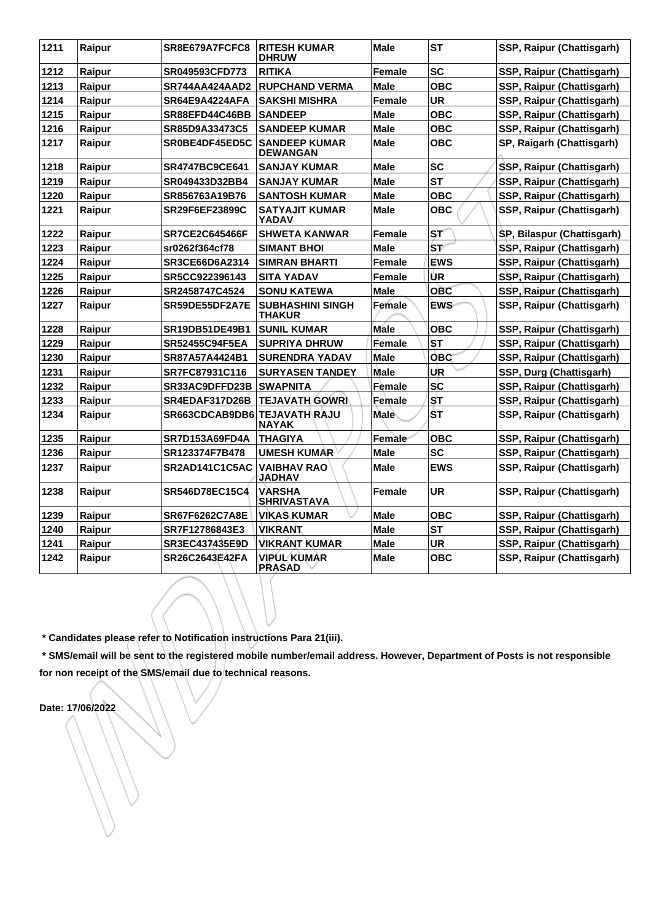| | | | | | | |
|---|---|---|---|---|---|---|
| 1211 | Raipur | SR8E679A7FCFC8 | RITESH KUMAR DHRUW | Male | ST | SSP, Raipur (Chattisgarh) |
| 1212 | Raipur | SR049593CFD773 | RITIKA | Female | SC | SSP, Raipur (Chattisgarh) |
| 1213 | Raipur | SR744AA424AAD2 | RUPCHAND VERMA | Male | OBC | SSP, Raipur (Chattisgarh) |
| 1214 | Raipur | SR64E9A4224AFA | SAKSHI MISHRA | Female | UR | SSP, Raipur (Chattisgarh) |
| 1215 | Raipur | SR88EFD44C46BB | SANDEEP | Male | OBC | SSP, Raipur (Chattisgarh) |
| 1216 | Raipur | SR85D9A33473C5 | SANDEEP KUMAR | Male | OBC | SSP, Raipur (Chattisgarh) |
| 1217 | Raipur | SR0BE4DF45ED5C | SANDEEP KUMAR DEWANGAN | Male | OBC | SP, Raigarh (Chattisgarh) |
| 1218 | Raipur | SR4747BC9CE641 | SANJAY KUMAR | Male | SC | SSP, Raipur (Chattisgarh) |
| 1219 | Raipur | SR049433D32BB4 | SANJAY KUMAR | Male | ST | SSP, Raipur (Chattisgarh) |
| 1220 | Raipur | SR856763A19B76 | SANTOSH KUMAR | Male | OBC | SSP, Raipur (Chattisgarh) |
| 1221 | Raipur | SR29F6EF23899C | SATYAJIT KUMAR YADAV | Male | OBC | SSP, Raipur (Chattisgarh) |
| 1222 | Raipur | SR7CE2C645466F | SHWETA KANWAR | Female | ST | SP, Bilaspur (Chattisgarh) |
| 1223 | Raipur | sr0262f364cf78 | SIMANT BHOI | Male | ST | SSP, Raipur (Chattisgarh) |
| 1224 | Raipur | SR3CE66D6A2314 | SIMRAN BHARTI | Female | EWS | SSP, Raipur (Chattisgarh) |
| 1225 | Raipur | SR5CC922396143 | SITA YADAV | Female | UR | SSP, Raipur (Chattisgarh) |
| 1226 | Raipur | SR2458747C4524 | SONU KATEWA | Male | OBC | SSP, Raipur (Chattisgarh) |
| 1227 | Raipur | SR59DE55DF2A7E | SUBHASHINI SINGH THAKUR | Female | EWS | SSP, Raipur (Chattisgarh) |
| 1228 | Raipur | SR19DB51DE49B1 | SUNIL KUMAR | Male | OBC | SSP, Raipur (Chattisgarh) |
| 1229 | Raipur | SR52455C94F5EA | SUPRIYA DHRUW | Female | ST | SSP, Raipur (Chattisgarh) |
| 1230 | Raipur | SR87A57A4424B1 | SURENDRA YADAV | Male | OBC | SSP, Raipur (Chattisgarh) |
| 1231 | Raipur | SR7FC87931C116 | SURYASEN TANDEY | Male | UR | SSP, Durg (Chattisgarh) |
| 1232 | Raipur | SR33AC9DFFD23B | SWAPNITA | Female | SC | SSP, Raipur (Chattisgarh) |
| 1233 | Raipur | SR4EDAF317D26B | TEJAVATH GOWRI | Female | ST | SSP, Raipur (Chattisgarh) |
| 1234 | Raipur | SR663CDCAB9DB6 | TEJAVATH RAJU NAYAK | Male | ST | SSP, Raipur (Chattisgarh) |
| 1235 | Raipur | SR7D153A69FD4A | THAGIYA | Female | OBC | SSP, Raipur (Chattisgarh) |
| 1236 | Raipur | SR123374F7B478 | UMESH KUMAR | Male | SC | SSP, Raipur (Chattisgarh) |
| 1237 | Raipur | SR2AD141C1C5AC | VAIBHAV RAO JADHAV | Male | EWS | SSP, Raipur (Chattisgarh) |
| 1238 | Raipur | SR546D78EC15C4 | VARSHA SHRIVASTAVA | Female | UR | SSP, Raipur (Chattisgarh) |
| 1239 | Raipur | SR67F6262C7A8E | VIKAS KUMAR | Male | OBC | SSP, Raipur (Chattisgarh) |
| 1240 | Raipur | SR7F12786843E3 | VIKRANT | Male | ST | SSP, Raipur (Chattisgarh) |
| 1241 | Raipur | SR3EC437435E9D | VIKRANT KUMAR | Male | UR | SSP, Raipur (Chattisgarh) |
| 1242 | Raipur | SR26C2643E42FA | VIPUL KUMAR PRASAD | Male | OBC | SSP, Raipur (Chattisgarh) |

**\* Candidates please refer to Notification instructions Para 21(iii).**

**\* SMS/email will be sent to the registered mobile number/email address. However, Department of Posts is not responsible for non receipt of the SMS/email due to technical reasons.**

**Date: 17/06/2022**